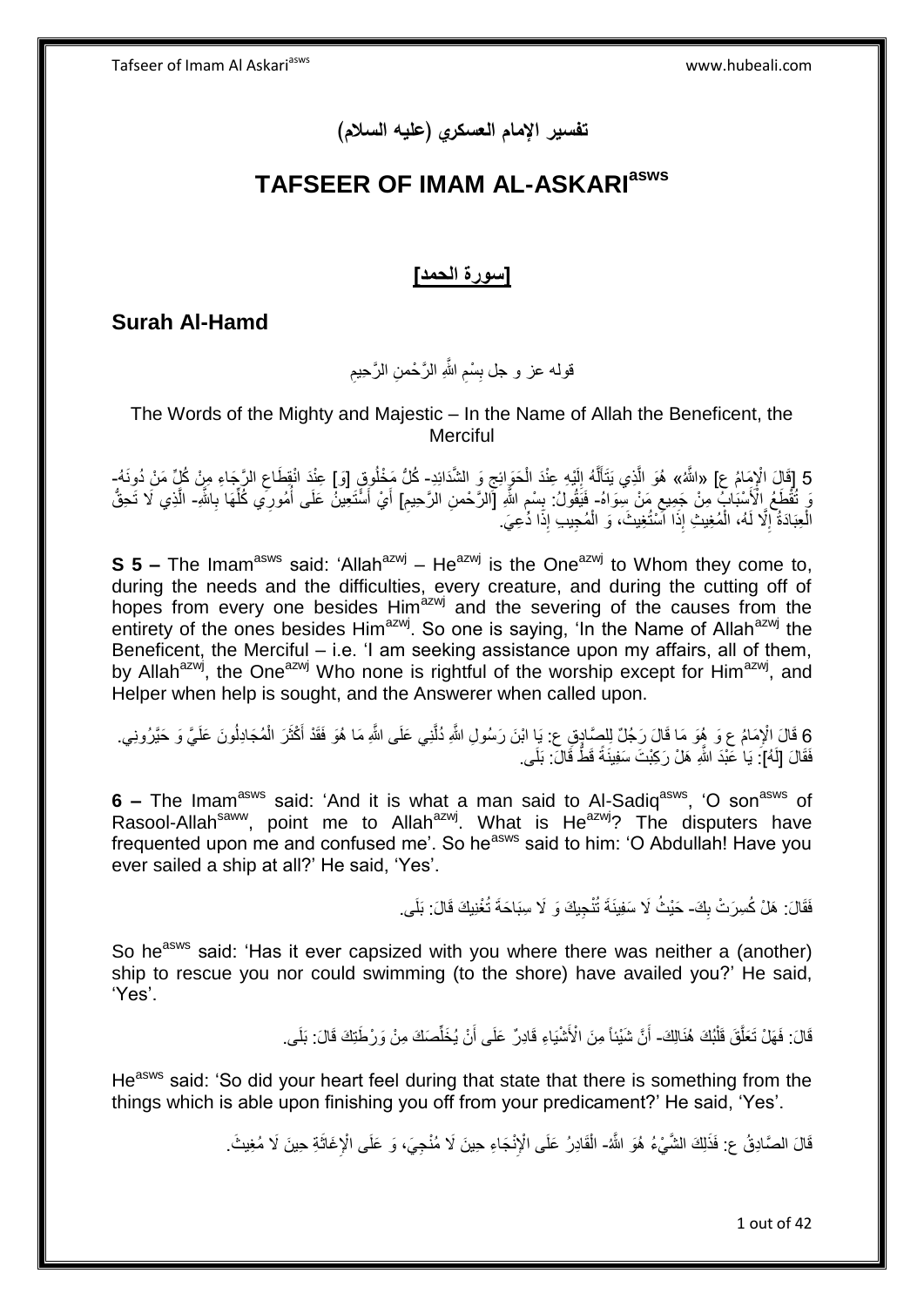**تفسير الإمام العسكري (عليه السلام)**

# TAFSEER OF IMAM AL-ASKARI[asws]

## [سورة الحمد]

## Surah Al-Hamd

قوله عز و جل بِسْمِ اللَّهِ الرَّحْمنِ الرَّحِيمِ

The Words of the Mighty and Majestic – In the Name of Allah the Beneficent, the Merciful

5 [قَالَ الْإِمَامُ ع] «اللَّهُ» هُوَ الَّذِي يَتَأَلَّهُ إِلَيْهِ عِنْدَ الْحَوَائِجِ وَ الشَّدَائِدِ- كُلُّ مَخْلُوقٍ [وَ] عِنْدَ انْقِطَاعِ الرَّجَاءِ مِنْ كُلِّ مَنْ دُونَهُ- وَ تُقَطُّعُ الْأَسْبَابِ مِنْ جَمِيعِ مَنْ سِوَاهُ- فَيَقُولُ: بِسْمِ اللَّهِ [الرَّحْمنِ الرَّحِيمِ] أَيْ أَسْتَعِينُ عَلَى أُمُورِي كُلِّهَا بِاللَّهِ- الَّذِي لَا تَحِقُّ الْعِبَادَةُ إِلَّا لَهُ، الْمُغِيثِ إِذَا اسْتُغِيثَ، وَ الْمُجِيبِ إِذَا دُعِيَ.

**S 5 –** The Imam[asws] said: 'Allah[azwj] – He[azwj] is the One[azwj] to Whom they come to, during the needs and the difficulties, every creature, and during the cutting off of hopes from every one besides Him[azwj] and the severing of the causes from the entirety of the ones besides Him[azwj]. So one is saying, 'In the Name of Allah[azwj] the Beneficent, the Merciful – i.e. 'I am seeking assistance upon my affairs, all of them, by Allah[azwj], the One[azwj] Who none is rightful of the worship except for Him[azwj], and Helper when help is sought, and the Answerer when called upon.

6 قَالَ الْإِمَامُ ع وَ هُوَ مَا قَالَ رَجُلٌ لِلصَّادِقِ ع: يَا ابْنَ رَسُولِ اللَّهِ دُلَّنِي عَلَى اللَّهِ مَا هُوَ فَقَدْ أَكْثَرَ الْمُجَادِلُونَ عَلَيَّ وَ حَيَّرُونِي. فَقَالَ [لَهُ]: يَا عَبْدَ اللَّهِ هَلْ رَكِبْتَ سَفِينَةً قَطُّ قَالَ: بَلَى.

**6 –** The Imam[asws] said: 'And it is what a man said to Al-Sadiq[asws], 'O son[asws] of Rasool-Allah[saww], point me to Allah[azwj]. What is He[azwj]? The disputers have frequented upon me and confused me'. So he[asws] said to him: 'O Abdullah! Have you ever sailed a ship at all?' He said, 'Yes'.

فَقَالَ: هَلْ كُسِرَتْ بِكَ- حَيْثُ لَا سَفِينَةَ تُنْجِيكَ وَ لَا سِبَاحَةَ تُغْنِيكَ قَالَ: بَلَى.

So he[asws] said: 'Has it ever capsized with you where there was neither a (another) ship to rescue you nor could swimming (to the shore) have availed you?' He said, 'Yes'.

قَالَ: فَهَلْ تَعَلَّقَ قَلْبُكَ هُنَالِكَ- أَنَّ شَيْئاً مِنَ الْأَشْيَاءِ قَادِرٌ عَلَى أَنْ يُخَلِّصَكَ مِنْ وَرْطَتِكَ قَالَ: بَلَى.

He[asws] said: 'So did your heart feel during that state that there is something from the things which is able upon finishing you off from your predicament?' He said, 'Yes'.

قَالَ الصَّادِقُ ع: فَذَلِكَ الشَّيْءُ هُوَ اللَّهُ- الْقَادِرُ عَلَى الْإِنْجَاءِ حِينَ لَا مُنْجِيَ، وَ عَلَى الْإِغَاثَةِ حِينَ لَا مُغِيثَ.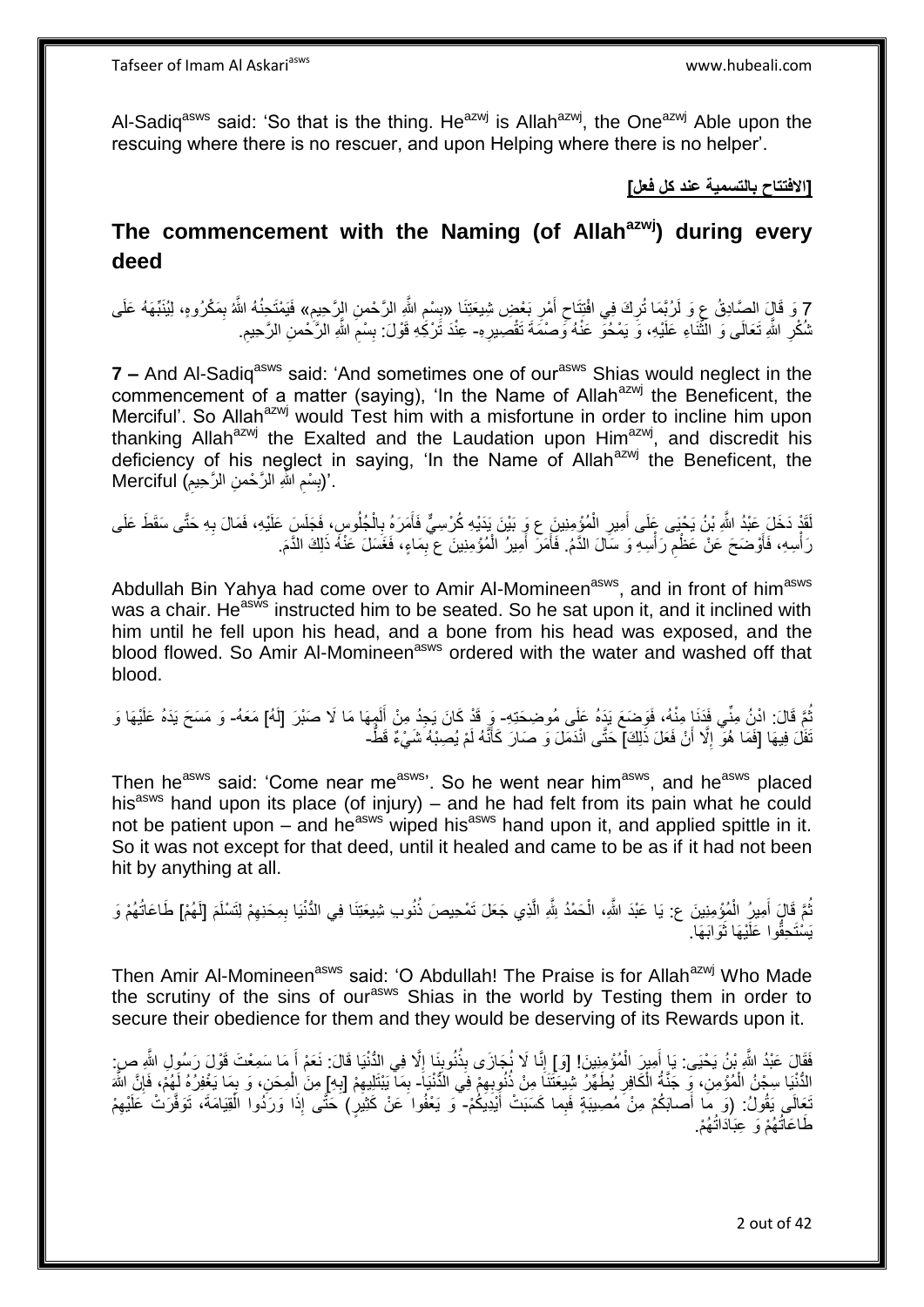Al-Sadiq[asws] said: 'So that is the thing. He[azwj] is Allah[azwj], the One[azwj] Able upon the rescuing where there is no rescuer, and upon Helping where there is no helper'.

**[الافتتاح بالتسمية عند كل فعل]**

## The commencement with the Naming (of Allah[azwj]) during every deed

7 وَ قَالَ الصَّادِقُ ع وَ لَرُبَّمَا تُرِكَ فِي افْتِتَاحِ أَمْرِ بَعْضِ شِيعَتِنَا «بِسْمِ اللَّهِ الرَّحْمنِ الرَّحِيمِ» فَيَمْتَحِنُهُ اللَّهُ بِمَكْرُوهٍ، لِيُنَبِّهَهُ عَلَى شُكْرِ اللَّهِ تَعَالَى وَ الثَّنَاءِ عَلَيْهِ، وَ يَمْحُوَ عَنْهُ وَصْمَةَ تَقْصِيرِهِ- عِنْدَ تَرْكِهِ قَوْلَ: بِسْمِ اللَّهِ الرَّحْمنِ الرَّحِيمِ.

**7 –** And Al-Sadiq[asws] said: 'And sometimes one of our[asws] Shias would neglect in the commencement of a matter (saying), 'In the Name of Allah[azwj] the Beneficent, the Merciful'. So Allah[azwj] would Test him with a misfortune in order to incline him upon thanking Allah[azwj] the Exalted and the Laudation upon Him[azwj], and discredit his deficiency of his neglect in saying, 'In the Name of Allah[azwj] the Beneficent, the Merciful (بِسْمِ اللَّهِ الرَّحْمنِ الرَّحِيمِ)'.

لَقَدْ دَخَلَ عَبْدُ اللَّهِ بْنُ يَحْيَى عَلَى أَمِيرِ الْمُؤْمِنِينَ ع وَ بَيْنَ يَدَيْهِ كُرْسِيٌّ فَأَمَرَهُ بِالْجُلُوسِ، فَجَلَسَ عَلَيْهِ، فَمَالَ بِهِ حَتَّى سَقَطَ عَلَى رَأْسِهِ، فَأَوْضَحَ عَنْ عَظْمِ رَأْسِهِ وَ سَالَ الدَّمُ. فَأَمَرَ أَمِيرُ الْمُؤْمِنِينَ ع بِمَاءٍ، فَغَسَلَ عَنْهُ ذَلِكَ الدَّمَ.

Abdullah Bin Yahya had come over to Amir Al-Momineen[asws], and in front of him[asws] was a chair. He[asws] instructed him to be seated. So he sat upon it, and it inclined with him until he fell upon his head, and a bone from his head was exposed, and the blood flowed. So Amir Al-Momineen[asws] ordered with the water and washed off that blood.

ثُمَّ قَالَ: ادْنُ مِنِّي فَدَنَا مِنْهُ، فَوَضَعَ يَدَهُ عَلَى مُوضِحَتِهِ- وَ قَدْ كَانَ يَجِدُ مِنْ أَلَمِهَا مَا لَا صَبْرَ [لَهُ] مَعَهُ- وَ مَسَحَ يَدَهُ عَلَيْهَا وَ تَفَلَ فِيهَا [فَمَا هُوَ إِلَّا أَنْ فَعَلَ ذَلِكَ] حَتَّى انْدَمَلَ وَ صَارَ كَأَنَّهُ لَمْ يُصِبْهُ شَيْءٌ قَطُّ-

Then he[asws] said: 'Come near me[asws]'. So he went near him[asws], and he[asws] placed his[asws] hand upon its place (of injury) – and he had felt from its pain what he could not be patient upon – and he[asws] wiped his[asws] hand upon it, and applied spittle in it. So it was not except for that deed, until it healed and came to be as if it had not been hit by anything at all.

ثُمَّ قَالَ أَمِيرُ الْمُؤْمِنِينَ ع: يَا عَبْدَ اللَّهِ، الْحَمْدُ لِلَّهِ الَّذِي جَعَلَ تَمْحِيصَ ذُنُوبِ شِيعَتِنَا فِي الدُّنْيَا بِمِحَنِهِمْ لِتَسْلَمَ [لَهُمْ] طَاعَاتُهُمْ وَ يَسْتَحِقُّوا عَلَيْهَا ثَوَابَهَا.

Then Amir Al-Momineen[asws] said: 'O Abdullah! The Praise is for Allah[azwj] Who Made the scrutiny of the sins of our[asws] Shias in the world by Testing them in order to secure their obedience for them and they would be deserving of its Rewards upon it.

فَقَالَ عَبْدُ اللَّهِ بْنُ يَحْيَى: يَا أَمِيرَ الْمُؤْمِنِينَ! [وَ] إِنَّا لَا نُجَازَى بِذُنُوبِنَا إِلَّا فِي الدُّنْيَا قَالَ: نَعَمْ أَ مَا سَمِعْتَ قَوْلَ رَسُولِ اللَّهِ ص: الدُّنْيَا سِجْنُ الْمُؤْمِنِ، وَ جَنَّةُ الْكَافِرِ يُطَهِّرُ شِيعَتَنَا مِنْ ذُنُوبِهِمْ فِي الدُّنْيَا- بِمَا يَبْتَلِيهِمْ [بِهِ] مِنَ الْمِحَنِ، وَ بِمَا يَغْفِرُهُ لَهُمْ، فَإِنَّ اللَّهَ تَعَالَى يَقُولُ: (وَ ما أَصابَكُمْ مِنْ مُصِيبَةٍ فَبِما كَسَبَتْ أَيْدِيكُمْ- وَ يَعْفُوا عَنْ كَثِيرٍ) حَتَّى إِذَا وَرَدُوا الْقِيَامَةَ، تَوَفَّرَتْ عَلَيْهِمْ طَاعَاتُهُمْ وَ عِبَادَاتُهُمْ.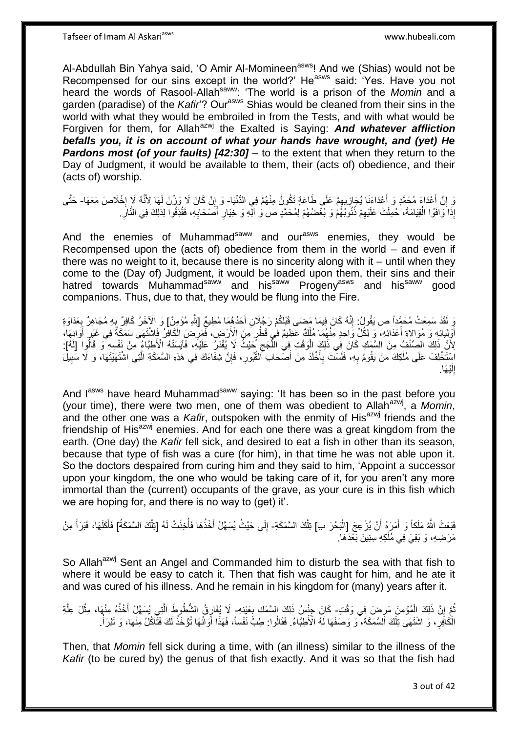Al-Abdullah Bin Yahya said, 'O Amir Al-Momineen[asws]! And we (Shias) would not be Recompensed for our sins except in the world?' He[asws] said: 'Yes. Have you not heard the words of Rasool-Allah[saww]: 'The world is a prison of the *Momin* and a garden (paradise) of the *Kafir*'? Our[asws] Shias would be cleaned from their sins in the world with what they would be embroiled in from the Tests, and with what would be Forgiven for them, for Allah[azwj] the Exalted is Saying: ***And whatever affliction befalls you, it is on account of what your hands have wrought, and (yet) He Pardons most (of your faults) [42:30]*** – to the extent that when they return to the Day of Judgment, it would be available to them, their (acts of) obedience, and their (acts of) worship.

وَ إِنَّ أَعْدَاءَ مُحَمَّدٍ وَ أَعْدَاءَنَا يُجَازِيهِمْ عَلَى طَاعَةٍ تَكُونُ مِنْهُمْ فِي الدُّنْيَا- وَ إِنْ كَانَ لَا وَزْنَ لَهَا لِأَنَّهُ لَا إِخْلَاصَ مَعَهَا- حَتَّى إِذَا وَافَوُا الْقِيَامَةَ، حُمِلَتْ عَلَيْهِمْ ذُنُوبُهُمْ وَ بُغْضُهُمْ لِمُحَمَّدٍ ص وَ آلِهِ وَ خِيَارِ أَصْحَابِهِ، فَقُذِفُوا لِذَلِكَ فِي النَّارِ.

And the enemies of Muhammad[saww] and our[asws] enemies, they would be Recompensed upon the (acts of) obedience from them in the world – and even if there was no weight to it, because there is no sincerity along with it – until when they come to the (Day of) Judgment, it would be loaded upon them, their sins and their hatred towards Muhammad[saww] and his[saww] Progeny[asws] and his[saww] good companions. Thus, due to that, they would be flung into the Fire.

وَ لَقَدْ سَمِعْتُ مُحَمَّداً ص يَقُولُ: إِنَّهُ كَانَ فِيمَا مَضَى قَبْلَكُمْ رَجُلَانِ أَحَدُهُمَا مُطِيعٌ [لِلَّهِ مُؤْمِنٌ] وَ الْآخَرُ كَافِرٌ بِهِ مُجَاهِرٌ بِعَدَاوَةِ أَوْلِيَائِهِ وَ مُوَالاةِ أَعْدَائِهِ، وَ لِكُلٍّ وَاحِدٍ مِنْهُمَا مُلْكٌ عَظِيمٌ فِي قُطْرٍ مِنَ الْأَرْضِ، فَمَرِضَ الْكَافِرُ فَاشْتَهَى سَمَكَةً فِي غَيْرِ أَوَانِهَا، لِأَنَّ ذَلِكَ الصِّنْفُ مِنَ السَّمَكِ كَانَ فِي ذَلِكَ الْوَقْتِ فِي اللُّجَجِ حَيْثُ لَا يُقْدَرُ عَلَيْهِ، فَآيَسَتْهُ الْأَطِبَّاءُ مِنْ نَفْسِهِ وَ قَالُوا [لَهُ]: اسْتَخْلِفْ عَلَى مُلْكِكَ مَنْ يَقُومُ بِهِ، فَلَسْتَ بِأَخْلَدَ مِنْ أَصْحَابِ الْقُبُورِ، فَإِنَّ شِفَاءَكَ فِي هَذِهِ السَّمَكَةِ الَّتِي اشْتَهَيْتَهَا، وَ لَا سَبِيلَ إِلَيْهَا.

And I[asws] have heard Muhammad[saww] saying: 'It has been so in the past before you (your time), there were two men, one of them was obedient to Allah[azwj], a *Momin*, and the other one was a *Kafir*, outspoken with the enmity of His[azwj] friends and the friendship of His[azwj] enemies. And for each one there was a great kingdom from the earth. (One day) the *Kafir* fell sick, and desired to eat a fish in other than its season, because that type of fish was a cure (for him), in that time he was not able upon it. So the doctors despaired from curing him and they said to him, 'Appoint a successor upon your kingdom, the one who would be taking care of it, for you aren't any more immortal than the (current) occupants of the grave, as your cure is in this fish which we are hoping for, and there is no way to (get) it'.

فَبَعَثَ اللَّهُ مَلَكاً وَ أَمَرَهُ أَنْ يُزْعِجَ [الْبَحْرَ ب] تِلْكَ السَّمَكَةِ- إِلَى حَيْثُ يُسَهِّلُ أَخْذُهَا فَأُخِذَتْ لَهُ [تِلْكَ السَّمَكَةُ] فَأَكَلَهَا، فَبَرَأَ مِنْ مَرَضِهِ، وَ بَقِيَ فِي مُلْكِهِ سِنِينَ بَعْدَهَا.

So Allah[azwj] Sent an Angel and Commanded him to disturb the sea with that fish to where it would be easy to catch it. Then that fish was caught for him, and he ate it and was cured of his illness. And he remain in his kingdom for (many) years after it.

ثُمَّ إِنَّ ذَلِكَ الْمُؤْمِنَ مَرِضَ مَرَضاً فِي وَقْتٍ- كَانَ جِنْسُ ذَلِكَ السَّمَكِ بِعَيْنِهِ- لَا يُفَارِقُ الشُّطُوطَ الَّتِي يُسَهِّلُ أَخْذُهُ مِنْهَا، مِثْلَ عِلَّةِ الْكَافِرِ، وَ اشْتَهَى تِلْكَ السَّمَكَةَ، وَ وَصَفَهَا لَهُ الْأَطِبَّاءُ. فَقَالُوا: طِبْ نَفْساً، فَهَذَا أَوَانُهَا تُؤْخَذُ لَكَ فَتَأْكُلُ مِنْهَا، وَ تَبْرَأُ.

Then, that *Momin* fell sick during a time, with (an illness) similar to the illness of the *Kafir* (to be cured by) the genus of that fish exactly. And it was so that the fish had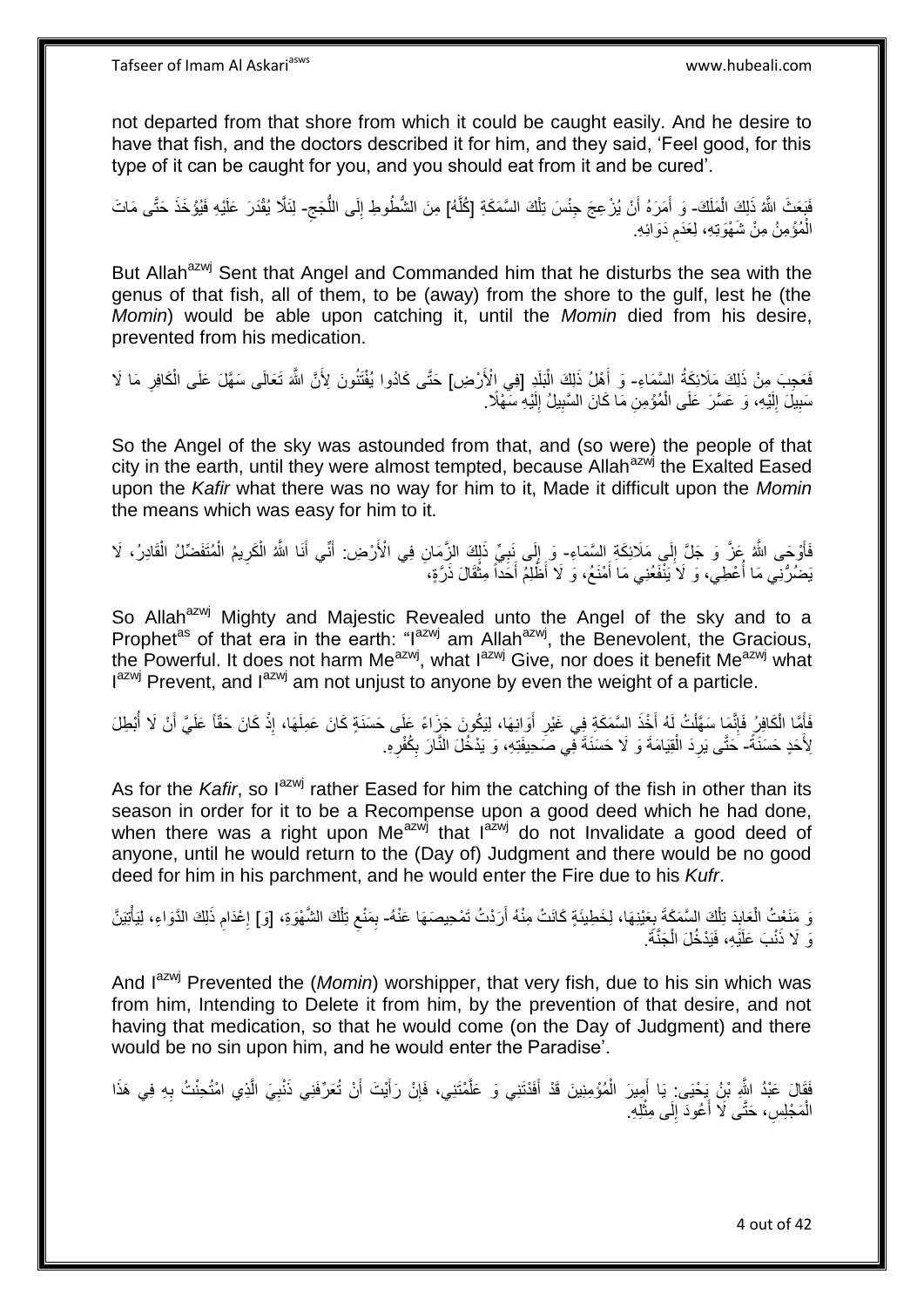not departed from that shore from which it could be caught easily. And he desire to have that fish, and the doctors described it for him, and they said, 'Feel good, for this type of it can be caught for you, and you should eat from it and be cured'.

فَبَعَثَ اللَّهُ ذَلِكَ الْمَلَكَ- وَ أَمَرَهُ أَنْ يُزْعِجَ جِنْسَ تِلْكَ السَّمَكَةِ [كُلَّهُ] مِنَ الشُّطُوطِ إِلَى اللُّجَجِ- لِئَلَّا يُقْدَرَ عَلَيْهِ فَيُؤْخَذَ حَتَّى مَاتَ الْمُؤْمِنُ مِنْ شَهْوَتِهِ، لِعَدَمِ دَوَائِهِ.

But Allah[azwj] Sent that Angel and Commanded him that he disturbs the sea with the genus of that fish, all of them, to be (away) from the shore to the gulf, lest he (the *Momin*) would be able upon catching it, until the *Momin* died from his desire, prevented from his medication.

فَعَجِبَ مِنْ ذَلِكَ مَلَائِكَةُ السَّمَاءِ- وَ أَهْلُ ذَلِكَ الْبَلَدِ [فِي الْأَرْضِ] حَتَّى كَادُوا يُفْتَنُونَ لِأَنَّ اللَّهَ تَعَالَى سَهَّلَ عَلَى الْكَافِرِ مَا لَا سَبِيلَ إِلَيْهِ، وَ عَسَّرَ عَلَى الْمُؤْمِنِ مَا كَانَ السَّبِيلُ إِلَيْهِ سَهْلًا.

So the Angel of the sky was astounded from that, and (so were) the people of that city in the earth, until they were almost tempted, because Allah[azwj] the Exalted Eased upon the *Kafir* what there was no way for him to it, Made it difficult upon the *Momin* the means which was easy for him to it.

فَأَوْحَى اللَّهُ عَزَّ وَ جَلَّ إِلَى مَلَائِكَةِ السَّمَاءِ- وَ إِلَى نَبِيِّ ذَلِكَ الزَّمَانِ فِي الْأَرْضِ: أَنِّي أَنَا اللَّهُ الْكَرِيمُ الْمُتَفَضِّلُ الْقَادِرُ، لَا يَضُرُّنِي مَا أُعْطِي، وَ لَا يَنْفَعُنِي مَا أَمْنَعُ، وَ لَا أَظْلِمُ أَحَداً مِثْقَالَ ذَرَّةٍ،

So Allah[azwj] Mighty and Majestic Revealed unto the Angel of the sky and to a Prophet[as] of that era in the earth: "I[azwj] am Allah[azwj], the Benevolent, the Gracious, the Powerful. It does not harm Me[azwj], what I[azwj] Give, nor does it benefit Me[azwj] what I[azwj] Prevent, and I[azwj] am not unjust to anyone by even the weight of a particle.

فَأَمَّا الْكَافِرُ فَإِنَّمَا سَهَّلْتُ لَهُ أَخْذَ السَّمَكَةِ فِي غَيْرِ أَوَانِهَا، لِيَكُونَ جَزَاءً عَلَى حَسَنَةٍ كَانَ عَمِلَهَا، إِذْ كَانَ حَقّاً عَلَيَّ أَنْ لَا أُبْطِلَ لِأَحَدٍ حَسَنَةً- حَتَّى يَرِدَ الْقِيَامَةَ وَ لَا حَسَنَةَ فِي صَحِيفَتِهِ، وَ يَدْخُلَ النَّارَ بِكُفْرِهِ.

As for the *Kafir*, so I[azwj] rather Eased for him the catching of the fish in other than its season in order for it to be a Recompense upon a good deed which he had done, when there was a right upon Me[azwj] that I[azwj] do not Invalidate a good deed of anyone, until he would return to the (Day of) Judgment and there would be no good deed for him in his parchment, and he would enter the Fire due to his *Kufr*.

وَ مَنَعْتُ الْعَابِدَ تِلْكَ السَّمَكَةَ بِعَيْنِهَا، لِخَطِيئَةٍ كَانَتْ مِنْهُ أَرَدْتُ تَمْحِيصَهَا عَنْهُ- بِمَنْعِ تِلْكَ الشَّهْوَةِ، [وَ] إِعْدَامِ ذَلِكَ الدَّوَاءِ، لِيَأْتِيَنَّ وَ لَا ذَنْبَ عَلَيْهِ، فَيَدْخُلَ الْجَنَّةَ.

And I[azwj] Prevented the (*Momin*) worshipper, that very fish, due to his sin which was from him, Intending to Delete it from him, by the prevention of that desire, and not having that medication, so that he would come (on the Day of Judgment) and there would be no sin upon him, and he would enter the Paradise'.

فَقَالَ عَبْدُ اللَّهِ بْنُ يَحْيَى: يَا أَمِيرَ الْمُؤْمِنِينَ قَدْ أَفَدْتَنِي وَ عَلَّمْتَنِي، فَإِنْ رَأَيْتَ أَنْ تُعَرِّفَنِي ذَنْبِيَ الَّذِي امْتُحِنْتُ بِهِ فِي هَذَا الْمَجْلِسِ، حَتَّى لَا أَعُودَ إِلَى مِثْلِهِ.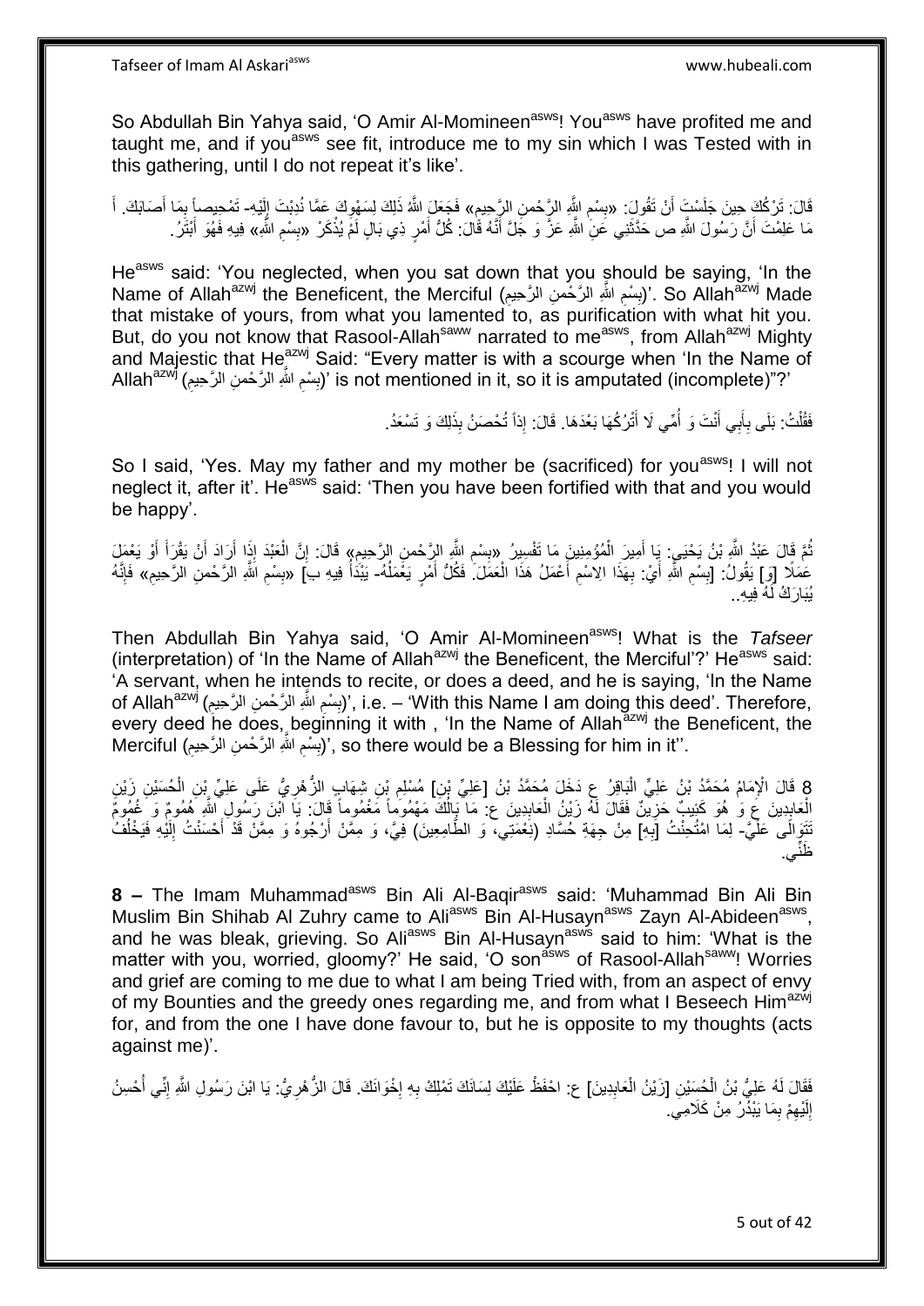So Abdullah Bin Yahya said, 'O Amir Al-Momineen[asws]! You[asws] have profited me and taught me, and if you[asws] see fit, introduce me to my sin which I was Tested with in this gathering, until I do not repeat it's like'.

قَالَ: تَرْكُكَ حِينَ جَلَسْتَ أَنْ تَقُولَ: «بِسْمِ اللَّهِ الرَّحْمنِ الرَّحِيمِ» فَجَعَلَ اللَّهُ ذَلِكَ لِسَهْوِكَ عَمَّا نُدِبْتَ إِلَيْهِ- تَمْحِيصاً بِمَا أَصَابَكَ. أَ مَا عَلِمْتَ أَنَّ رَسُولَ اللَّهِ ص حَدَّثَنِي عَنِ اللَّهِ عَزَّ وَ جَلَّ أَنَّهُ قَالَ: كُلُّ أَمْرٍ ذِي بَالٍ لَمْ يُذْكَرْ «بِسْمِ اللَّهِ» فِيهِ فَهُوَ أَبْتَرُ.

He[asws] said: 'You neglected, when you sat down that you should be saying, 'In the Name of Allah[azwj] the Beneficent, the Merciful (بِسْمِ اللَّهِ الرَّحْمنِ الرَّحِيمِ)'. So Allah[azwj] Made that mistake of yours, from what you lamented to, as purification with what hit you. But, do you not know that Rasool-Allah[saww] narrated to me[asws], from Allah[azwj] Mighty and Majestic that He[azwj] Said: "Every matter is with a scourge when 'In the Name of Allah[azwj] (بِسْمِ اللَّهِ الرَّحْمنِ الرَّحِيمِ)' is not mentioned in it, so it is amputated (incomplete)"?'

فَقُلْتُ: بَلَى بِأَبِي أَنْتَ وَ أُمِّي لَا أَتْرُكُهَا بَعْدَهَا. قَالَ: إِذاً تُحْصَنُ بِذَلِكَ وَ تَسْعَدُ.

So I said, 'Yes. May my father and my mother be (sacrificed) for you[asws]! I will not neglect it, after it'. He[asws] said: 'Then you have been fortified with that and you would be happy'.

ثُمَّ قَالَ عَبْدُ اللَّهِ بْنُ يَحْيَى: يَا أَمِيرَ الْمُؤْمِنِينَ مَا تَفْسِيرُ «بِسْمِ اللَّهِ الرَّحْمنِ الرَّحِيمِ» قَالَ: إِنَّ الْعَبْدَ إِذَا أَرَادَ أَنْ يَقْرَأَ أَوْ يَعْمَلَ عَمَلًا [وَ] يَقُولُ: [بِسْمِ اللَّهِ أَيْ: بِهَذَا الِاسْمِ أَعْمَلُ هَذَا الْعَمَلَ. فَكُلُّ أَمْرٍ يَعْمَلُهُ- يَبْدَأُ فِيهِ بِ] «بِسْمِ اللَّهِ الرَّحْمنِ الرَّحِيمِ» فَإِنَّهُ يُبَارَكُ لَهُ فِيهِ..

Then Abdullah Bin Yahya said, 'O Amir Al-Momineen[asws]! What is the *Tafseer* (interpretation) of 'In the Name of Allah[azwj] the Beneficent, the Merciful'?' He[asws] said: 'A servant, when he intends to recite, or does a deed, and he is saying, 'In the Name of Allah[azwj] (بِسْمِ اللَّهِ الرَّحْمنِ الرَّحِيمِ)', i.e. – 'With this Name I am doing this deed'. Therefore, every deed he does, beginning it with , 'In the Name of Allah[azwj] the Beneficent, the Merciful (بِسْمِ اللَّهِ الرَّحْمنِ الرَّحِيمِ)', so there would be a Blessing for him in it''.

8 قَالَ الْإِمَامُ مُحَمَّدُ بْنُ عَلِيٍّ الْبَاقِرُ ع دَخَلَ مُحَمَّدُ بْنُ [عَلِيِّ بْنِ] مُسْلِمِ بْنِ شِهَابٍ الزُّهْرِيُّ عَلَى عَلِيِّ بْنِ الْحُسَيْنِ زَيْنِ الْعَابِدِينَ ع وَ هُوَ كَئِيبٌ حَزِينٌ فَقَالَ لَهُ زَيْنُ الْعَابِدِينَ ع: مَا بَالُكَ مَهْمُوماً مَغْمُوماً قَالَ: يَا ابْنَ رَسُولِ اللَّهِ هُمُومٌ وَ غُمُومٌ تَتَوَالَى عَلَيَّ- لِمَا امْتُحِنْتُ [بِهِ] مِنْ جِهَةِ حُسَّادِ (نِعْمَتِي، وَ الطَّامِعِينَ) فِيَّ، وَ مِمَّنْ أَرْجُوهُ وَ مِمَّنْ قَدْ أَحْسَنْتُ إِلَيْهِ فَيَخْلُفُ ظَنِّي.

**8 –** The Imam Muhammad[asws] Bin Ali Al-Baqir[asws] said: 'Muhammad Bin Ali Bin Muslim Bin Shihab Al Zuhry came to Ali[asws] Bin Al-Husayn[asws] Zayn Al-Abideen[asws], and he was bleak, grieving. So Ali[asws] Bin Al-Husayn[asws] said to him: 'What is the matter with you, worried, gloomy?' He said, 'O son[asws] of Rasool-Allah[saww]! Worries and grief are coming to me due to what I am being Tried with, from an aspect of envy of my Bounties and the greedy ones regarding me, and from what I Beseech Him[azwj] for, and from the one I have done favour to, but he is opposite to my thoughts (acts against me)'.

فَقَالَ لَهُ عَلِيُّ بْنُ الْحُسَيْنِ [زَيْنُ الْعَابِدِينَ] ع: احْفَظْ عَلَيْكَ لِسَانَكَ تَمْلِكْ بِهِ إِخْوَانَكَ. قَالَ الزُّهْرِيُّ: يَا ابْنَ رَسُولِ اللَّهِ إِنِّي أُحْسِنُ إِلَيْهِمْ بِمَا يَبْدُرُ مِنْ كَلَامِي.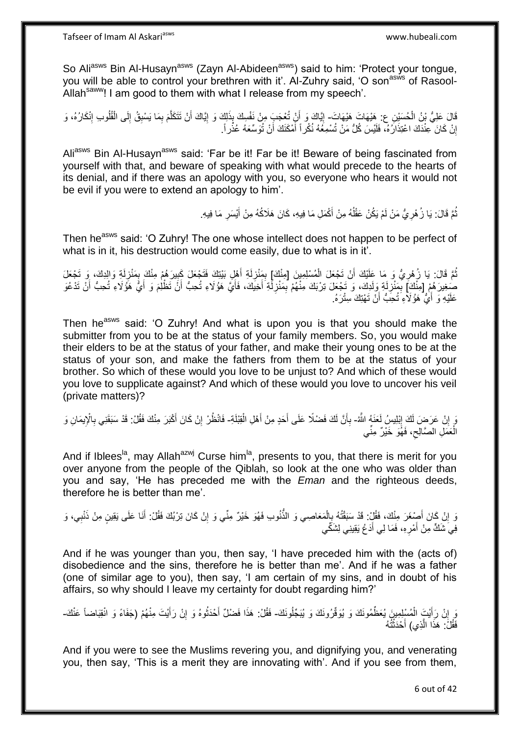So Ali[asws] Bin Al-Husayn[asws] (Zayn Al-Abideen[asws]) said to him: 'Protect your tongue, you will be able to control your brethren with it'. Al-Zuhry said, 'O son[asws] of Rasool-Allah[saww]! I am good to them with what I release from my speech'.

قَالَ عَلِيُّ بْنُ الْحُسَيْنِ ع: هَيْهَاتَ هَيْهَاتَ- إِيَّاكَ وَ أَنْ تُعْجَبَ مِنْ نَفْسِكَ بِذَلِكَ وَ إِيَّاكَ أَنْ تَتَكَلَّمَ بِمَا يَسْبِقُ إِلَى الْقُلُوبِ إِنْكَارُهُ، وَ إِنْ كَانَ عِنْدَكَ اعْتِذَارُهُ، فَلَيْسَ كُلُّ مَنْ تُسْمِعُهُ نُكْراً أَمْكَنَكَ أَنْ تُوَسِّعَهُ عُذْراً.

Ali[asws] Bin Al-Husayn[asws] said: 'Far be it! Far be it! Beware of being fascinated from yourself with that, and beware of speaking with what would precede to the hearts of its denial, and if there was an apology with you, so everyone who hears it would not be evil if you were to extend an apology to him'.

ثُمَّ قَالَ: يَا زُهْرِيُّ مَنْ لَمْ يَكُنْ عَقْلُهُ مِنْ أَكْمَلِ مَا فِيهِ، كَانَ هَلَاكُهُ مِنْ أَيْسَرِ مَا فِيهِ.

Then he[asws] said: 'O Zuhry! The one whose intellect does not happen to be perfect of what is in it, his destruction would come easily, due to what is in it'.

ثُمَّ قَالَ: يَا زُهْرِيُّ وَ مَا عَلَيْكَ أَنْ تَجْعَلَ الْمُسْلِمِينَ [مِنْكَ] بِمَنْزِلَةِ أَهْلِ بَيْتِكَ فَتَجْعَلَ كَبِيرَهُمْ مِنْكَ بِمَنْزِلَةِ وَالِدِكَ، وَ تَجْعَلَ صَغِيرَهُمْ [مِنْكَ] بِمَنْزِلَةِ وَلَدِكَ، وَ تَجْعَلَ تِرْبَكَ مِنْهُمْ بِمَنْزِلَةِ أَخِيكَ، فَأَيَّ هَؤُلَاءِ تُحِبُّ أَنْ تَظْلِمَ وَ أَيَّ هَؤُلَاءِ تُحِبُّ أَنْ تَدْعُوَ عَلَيْهِ وَ أَيُّ هَؤُلَاءِ تُحِبُّ أَنْ تَهْتِكَ سِتْرَهُ.

Then he[asws] said: 'O Zuhry! And what is upon you is that you should make the submitter from you to be at the status of your family members. So, you would make their elders to be at the status of your father, and make their young ones to be at the status of your son, and make the fathers from them to be at the status of your brother. So which of these would you love to be unjust to? And which of these would you love to supplicate against? And which of these would you love to uncover his veil (private matters)?

وَ إِنْ عَرَضَ لَكَ إِبْلِيسُ لَعَنَهُ اللَّهُ- بِأَنَّ لَكَ فَضْلًا عَلَى أَحَدٍ مِنْ أَهْلِ الْقِبْلَةِ- فَانْظُرْ إِنْ كَانَ أَكْبَرَ مِنْكَ فَقُلْ: قَدْ سَبَقَنِي بِالْإِيمَانِ وَ الْعَمَلِ الصَّالِحِ، فَهُوَ خَيْرٌ مِنِّي

And if Iblees[la], may Allah[azwj] Curse him[la], presents to you, that there is merit for you over anyone from the people of the Qiblah, so look at the one who was older than you and say, 'He has preceded me with the *Eman* and the righteous deeds, therefore he is better than me'.

وَ إِنْ كَانَ أَصْغَرَ مِنْكَ، فَقُلْ: قَدْ سَبَقْتُهُ بِالْمَعَاصِي وَ الذُّنُوبِ فَهُوَ خَيْرٌ مِنِّي وَ إِنْ كَانَ تِرْبُكَ فَقُلْ: أَنَا عَلَى يَقِينٍ مِنْ ذَنْبِي، وَ فِي شَكٍّ مِنْ أَمْرِهِ، فَمَا لِي أَدَعُ يَقِينِي لِشَكِّي

And if he was younger than you, then say, 'I have preceded him with the (acts of) disobedience and the sins, therefore he is better than me'. And if he was a father (one of similar age to you), then say, 'I am certain of my sins, and in doubt of his affairs, so why should I leave my certainty for doubt regarding him?'

وَ إِنْ رَأَيْتَ الْمُسْلِمِينَ يُعَظِّمُونَكَ وَ يُوَقِّرُونَكَ وَ يُبَجِّلُونَكَ- فَقُلْ: هَذَا فَضْلٌ أَخَذُوهُ وَ إِنْ رَأَيْتَ مِنْهُمْ (جَفَاءً وَ انْقِبَاضاً عَنْكَ- فَقُلْ: هَذَا الَّذِي) أَحْدَثْتُهُ

And if you were to see the Muslims revering you, and dignifying you, and venerating you, then say, 'This is a merit they are innovating with'. And if you see from them,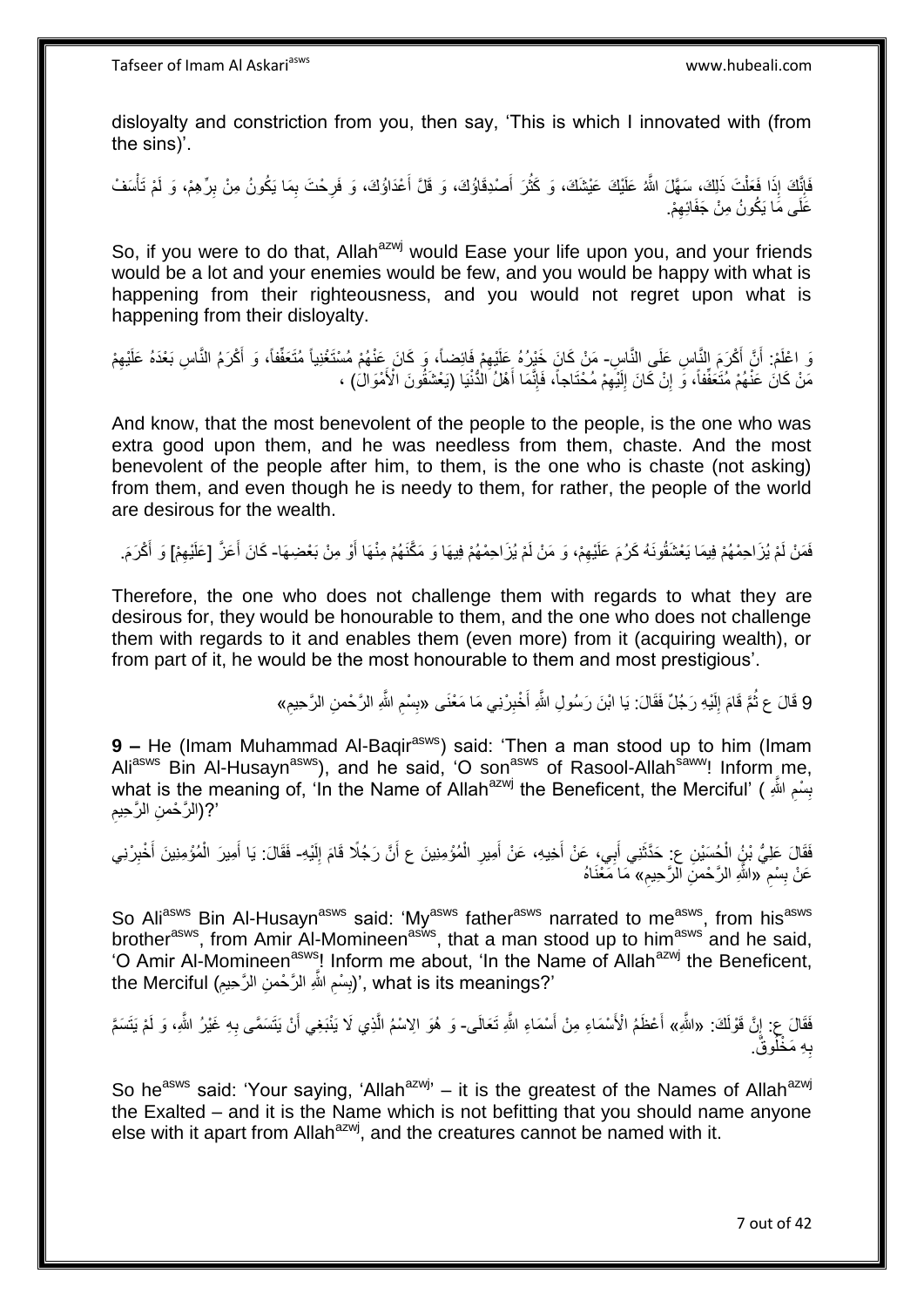disloyalty and constriction from you, then say, 'This is which I innovated with (from the sins)'.

فَإِنَّكَ إِذَا فَعَلْتَ ذَلِكَ، سَهَّلَ اللَّهُ عَلَيْكَ عَيْشَكَ، وَ كَثُرَ أَصْدِقَاؤُكَ، وَ قَلَّ أَعْدَاؤُكَ، وَ فَرِحْتَ بِمَا يَكُونُ مِنْ بِرِّهِمْ، وَ لَمْ تَأْسَفْ عَلَى مَا يَكُونُ مِنْ جَفَائِهِمْ.

So, if you were to do that, Allah[azwj] would Ease your life upon you, and your friends would be a lot and your enemies would be few, and you would be happy with what is happening from their righteousness, and you would not regret upon what is happening from their disloyalty.

وَ اعْلَمْ: أَنَّ أَكْرَمَ النَّاسِ عَلَى النَّاسِ- مَنْ كَانَ خَيْرُهُ عَلَيْهِمْ فَائِضاً، وَ كَانَ عَنْهُمْ مُسْتَغْنِياً مُتَعَفِّفاً، وَ أَكْرَمُ النَّاسِ بَعْدَهُ عَلَيْهِمْ مَنْ كَانَ عَنْهُمْ مُتَعَفِّفاً، وَ إِنْ كَانَ إِلَيْهِمْ مُحْتَاجاً، فَإِنَّمَا أَهْلُ الدُّنْيَا (يَعْشَقُونَ الْأَمْوَالَ) ،

And know, that the most benevolent of the people to the people, is the one who was extra good upon them, and he was needless from them, chaste. And the most benevolent of the people after him, to them, is the one who is chaste (not asking) from them, and even though he is needy to them, for rather, the people of the world are desirous for the wealth.

فَمَنْ لَمْ يُزَاحِمْهُمْ فِيمَا يَعْشَقُونَهُ كَرُمَ عَلَيْهِمْ، وَ مَنْ لَمْ يُزَاحِمْهُمْ فِيهَا وَ مَكَّنَهُمْ مِنْهَا أَوْ مِنْ بَعْضِهَا- كَانَ أَعَزَّ [عَلَيْهِمْ] وَ أَكْرَمَ.

Therefore, the one who does not challenge them with regards to what they are desirous for, they would be honourable to them, and the one who does not challenge them with regards to it and enables them (even more) from it (acquiring wealth), or from part of it, he would be the most honourable to them and most prestigious'.

9 قَالَ ع ثُمَّ قَامَ إِلَيْهِ رَجُلٌ فَقَالَ: يَا ابْنَ رَسُولِ اللَّهِ أَخْبِرْنِي مَا مَعْنَى «بِسْمِ اللَّهِ الرَّحْمنِ الرَّحِيمِ»

**9 –** He (Imam Muhammad Al-Baqir[asws]) said: 'Then a man stood up to him (Imam Ali[asws] Bin Al-Husayn[asws]), and he said, 'O son[asws] of Rasool-Allah[saww]! Inform me, what is the meaning of, 'In the Name of Allah[azwj] the Beneficent, the Merciful' (بِسْمِ اللَّهِ الرَّحْمنِ الرَّحِيمِ)?'

فَقَالَ عَلِيُّ بْنُ الْحُسَيْنِ ع: حَدَّثَنِي أَبِي، عَنْ أَخِيهِ، عَنْ أَمِيرِ الْمُؤْمِنِينَ ع أَنَّ رَجُلًا قَامَ إِلَيْهِ- فَقَالَ: يَا أَمِيرَ الْمُؤْمِنِينَ أَخْبِرْنِي عَنْ بِسْمِ «اللَّهِ الرَّحْمنِ الرَّحِيمِ» مَا مَعْنَاهُ

So Ali[asws] Bin Al-Husayn[asws] said: 'My[asws] father[asws] narrated to me[asws], from his[asws] brother[asws], from Amir Al-Momineen[asws], that a man stood up to him[asws] and he said, 'O Amir Al-Momineen[asws]! Inform me about, 'In the Name of Allah[azwj] the Beneficent, the Merciful (بِسْمِ اللَّهِ الرَّحْمنِ الرَّحِيمِ)', what is its meanings?'

فَقَالَ ع: إِنَّ قَوْلَكَ: «اللَّهِ» أَعْظَمُ الْأَسْمَاءِ مِنْ أَسْمَاءِ اللَّهِ تَعَالَى- وَ هُوَ الِاسْمُ الَّذِي لَا يَنْبَغِي أَنْ يَتَسَمَّى بِهِ غَيْرُ اللَّهِ، وَ لَمْ يَتَسَمَّ بِهِ مَخْلُوقٌ.

So he[asws] said: 'Your saying, 'Allah[azwj]' – it is the greatest of the Names of Allah[azwj] the Exalted – and it is the Name which is not befitting that you should name anyone else with it apart from Allah[azwj], and the creatures cannot be named with it.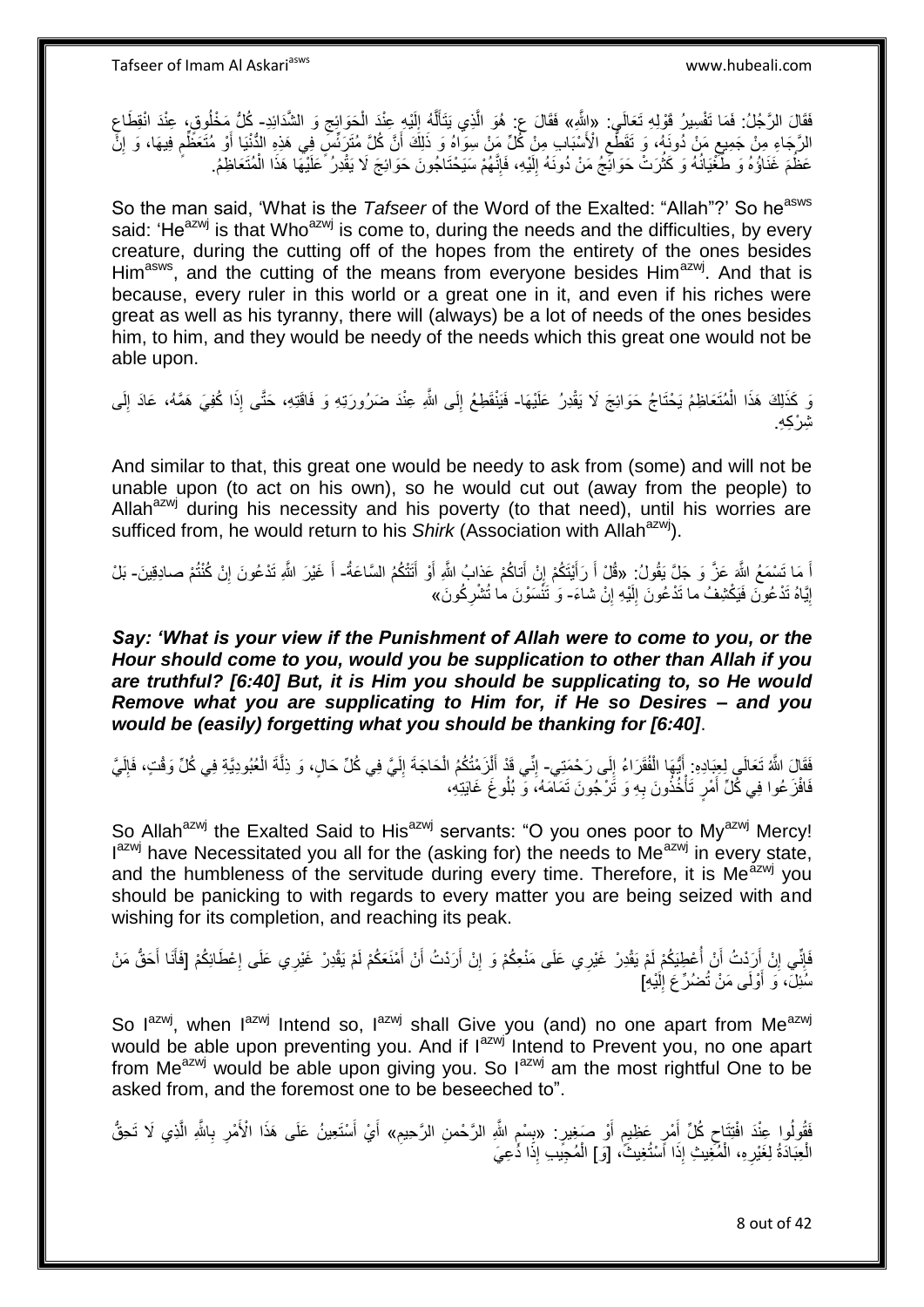فَقَالَ الرَّجُلُ: فَمَا تَفْسِيرُ قَوْلِهِ تَعَالَى: «اللَّهِ» فَقَالَ ع: هُوَ الَّذِي يَتَأَلَّهُ إِلَيْهِ عِنْدَ الْحَوَائِجِ وَ الشَّدَائِدِ- كُلُّ مَخْلُوقٍ، عِنْدَ انْقِطَاعِ الرَّجَاءِ مِنْ جَمِيعِ مَنْ دُونَهُ، وَ تَقَطُّعِ الْأَسْبَابِ مِنْ كُلِّ مَنْ سِوَاهُ وَ ذَلِكَ أَنَّ كُلَّ مُتَرَئِّسٍ فِي هَذِهِ الدُّنْيَا أَوْ مُتَعَظِّمٍ فِيهَا، وَ إِنْ عَظُمَ غَنَاؤُهُ وَ طُغْيَانُهُ وَ كَثُرَتْ حَوَائِجُ مَنْ دُونَهُ إِلَيْهِ، فَإِنَّهُمْ سَيَحْتَاجُونَ حَوَائِجَ لَا يَقْدِرُ عَلَيْهَا هَذَا الْمُتَعَاظِمُ.

So the man said, 'What is the *Tafseer* of the Word of the Exalted: "Allah"?' So he[asws] said: 'He[azwj] is that Who[azwj] is come to, during the needs and the difficulties, by every creature, during the cutting off of the hopes from the entirety of the ones besides Him[asws], and the cutting of the means from everyone besides Him[azwj]. And that is because, every ruler in this world or a great one in it, and even if his riches were great as well as his tyranny, there will (always) be a lot of needs of the ones besides him, to him, and they would be needy of the needs which this great one would not be able upon.

وَ كَذَلِكَ هَذَا الْمُتَعَاظِمُ يَحْتَاجُ حَوَائِجَ لَا يَقْدِرُ عَلَيْهَا- فَيَنْقَطِعُ إِلَى اللَّهِ عِنْدَ ضَرُورَتِهِ وَ فَاقَتِهِ، حَتَّى إِذَا كُفِيَ هَمَّهُ، عَادَ إِلَى شِرْكِهِ.

And similar to that, this great one would be needy to ask from (some) and will not be unable upon (to act on his own), so he would cut out (away from the people) to Allah[azwj] during his necessity and his poverty (to that need), until his worries are sufficed from, he would return to his *Shirk* (Association with Allah[azwj]).

أَ مَا تَسْمَعُ اللَّهَ عَزَّ وَ جَلَّ يَقُولُ: «قُلْ أَ رَأَيْتَكُمْ إِنْ أَتاكُمْ عَذابُ اللَّهِ أَوْ أَتَتْكُمُ السَّاعَةُ- أَ غَيْرَ اللَّهِ تَدْعُونَ إِنْ كُنْتُمْ صادِقِينَ- بَلْ إِيَّاهُ تَدْعُونَ فَيَكْشِفُ ما تَدْعُونَ إِلَيْهِ إِنْ شاءَ- وَ تَنْسَوْنَ ما تُشْرِكُونَ»

***Say: 'What is your view if the Punishment of Allah were to come to you, or the Hour should come to you, would you be supplication to other than Allah if you are truthful? [6:40] But, it is Him you should be supplicating to, so He would Remove what you are supplicating to Him for, if He so Desires – and you would be (easily) forgetting what you should be thanking for [6:40]***.

فَقَالَ اللَّهُ تَعَالَى لِعِبَادِهِ: أَيُّهَا الْفُقَرَاءُ إِلَى رَحْمَتِي- إِنِّي قَدْ أَلْزَمْتُكُمُ الْحَاجَةَ إِلَيَّ فِي كُلِّ حَالٍ، وَ ذِلَّةَ الْعُبُودِيَّةِ فِي كُلِّ وَقْتٍ، فَإِلَيَّ فَافْزَعُوا فِي كُلِّ أَمْرٍ تَأْخُذُونَ بِهِ وَ تَرْجُونَ تَمَامَهُ، وَ بُلُوغَ غَايَتِهِ،

So Allah[azwj] the Exalted Said to His[azwj] servants: "O you ones poor to My[azwj] Mercy! I[azwj] have Necessitated you all for the (asking for) the needs to Me[azwj] in every state, and the humbleness of the servitude during every time. Therefore, it is Me[azwj] you should be panicking to with regards to every matter you are being seized with and wishing for its completion, and reaching its peak.

فَإِنِّي إِنْ أَرَدْتُ أَنْ أُعْطِيَكُمْ لَمْ يَقْدِرْ غَيْرِي عَلَى مَنْعِكُمْ وَ إِنْ أَرَدْتُ أَنْ أَمْنَعَكُمْ لَمْ يَقْدِرْ غَيْرِي عَلَى إِعْطَائِكُمْ [فَأَنَا أَحَقُّ مَنْ سُئِلَ، وَ أَوْلَى مَنْ تُضُرِّعَ إِلَيْهِ]

So I[azwj], when I[azwj] Intend so, I[azwj] shall Give you (and) no one apart from Me[azwj] would be able upon preventing you. And if I[azwj] Intend to Prevent you, no one apart from Me[azwj] would be able upon giving you. So I[azwj] am the most rightful One to be asked from, and the foremost one to be beseeched to".

فَقُولُوا عِنْدَ افْتِتَاحِ كُلِّ أَمْرٍ عَظِيمٍ أَوْ صَغِيرٍ: «بِسْمِ اللَّهِ الرَّحْمنِ الرَّحِيمِ» أَيْ أَسْتَعِينُ عَلَى هَذَا الْأَمْرِ بِاللَّهِ الَّذِي لَا تَحِقُّ الْعِبَادَةُ لِغَيْرِهِ، الْمُغِيثِ إِذَا اسْتُغِيثَ، [وَ] الْمُجِيبِ إِذَا دُعِيَ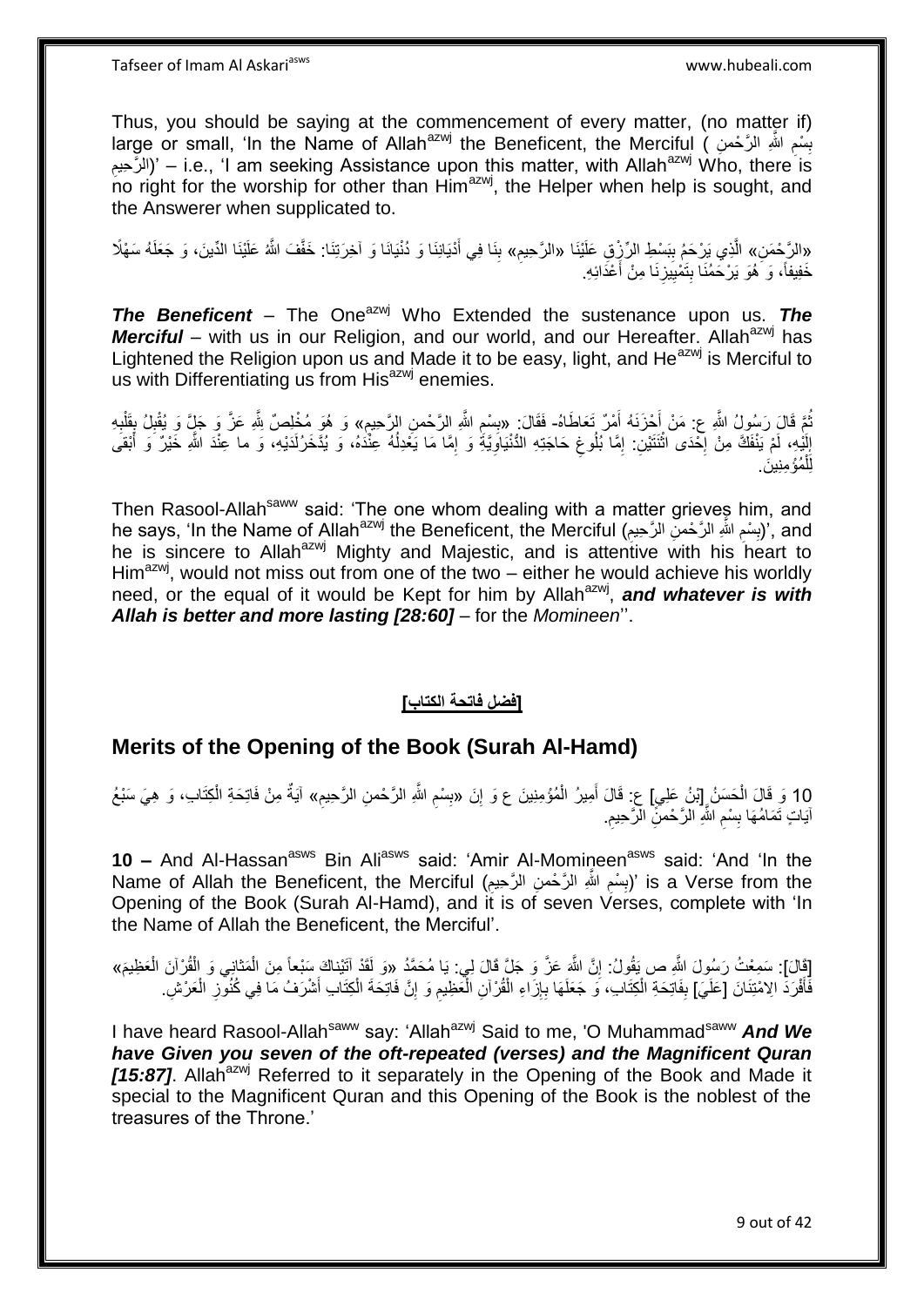Thus, you should be saying at the commencement of every matter, (no matter if) large or small, 'In the Name of Allah[azwj] the Beneficent, the Merciful (بِسْمِ اللَّهِ الرَّحْمنِ الرَّحِيمِ)' – i.e., 'I am seeking Assistance upon this matter, with Allah[azwj] Who, there is no right for the worship for other than Him[azwj], the Helper when help is sought, and the Answerer when supplicated to.

«الرَّحْمَنِ» الَّذِي يَرْحَمُ بِبَسْطِ الرِّزْقِ عَلَيْنَا «الرَّحِيمِ» بِنَا فِي أَدْيَانِنَا وَ دُنْيَانَا وَ آخِرَتِنَا: خَفَّفَ اللَّهُ عَلَيْنَا الدِّينَ، وَ جَعَلَهُ سَهْلًا خَفِيفاً، وَ هُوَ يَرْحَمُنَا بِتَمْيِيزِنَا مِنْ أَعْدَائِهِ.

***The Beneficent*** – The One[azwj] Who Extended the sustenance upon us. ***The Merciful*** – with us in our Religion, and our world, and our Hereafter. Allah[azwj] has Lightened the Religion upon us and Made it to be easy, light, and He[azwj] is Merciful to us with Differentiating us from His[azwj] enemies.

ثُمَّ قَالَ رَسُولُ اللَّهِ ع: مَنْ أَحْزَنَهُ أَمْرٌ تَعَاطَاهُ- فَقَالَ: «بِسْمِ اللَّهِ الرَّحْمنِ الرَّحِيمِ» وَ هُوَ مُخْلِصٌ لِلَّهِ عَزَّ وَ جَلَّ وَ يُقْبِلُ بِقَلْبِهِ إِلَيْهِ، لَمْ يَنْفَكَّ مِنْ إِحْدَى اثْنَتَيْنِ: إِمَّا بُلُوغِ حَاجَتِهِ الدُّنْيَاوِيَّةِ وَ إِمَّا مَا يَعُدُّهُ عِنْدَهُ، وَ يُدَّخَرُ لَدَيْهِ، وَ ما عِنْدَ اللَّهِ خَيْرٌ وَ أَبْقى لِلْمُؤْمِنِينَ.

Then Rasool-Allah[saww] said: 'The one whom dealing with a matter grieves him, and he says, 'In the Name of Allah[azwj] the Beneficent, the Merciful (بِسْمِ اللَّهِ الرَّحْمنِ الرَّحِيمِ)', and he is sincere to Allah[azwj] Mighty and Majestic, and is attentive with his heart to Him[azwj], would not miss out from one of the two – either he would achieve his worldly need, or the equal of it would be Kept for him by Allah[azwj], ***and whatever is with Allah is better and more lasting [28:60]*** – for the *Momineen*''.

## [فضل فاتحة الكتاب]

## Merits of the Opening of the Book (Surah Al-Hamd)

10 وَ قَالَ الْحَسَنُ [بْنُ عَلِيٍ‏] ع: قَالَ أَمِيرُ الْمُؤْمِنِينَ ع وَ إِنَ «بِسْمِ اللَّهِ الرَّحْمنِ الرَّحِيمِ» آيَةٌ مِنْ فَاتِحَةِ الْكِتَابِ، وَ هِيَ سَبْعُ آيَاتٍ تَمَامُهَا بِسْمِ اللَّهِ الرَّحْمنِ الرَّحِيمِ.

**10 –** And Al-Hassan[asws] Bin Ali[asws] said: 'Amir Al-Momineen[asws] said: 'And 'In the Name of Allah the Beneficent, the Merciful (بِسْمِ اللَّهِ الرَّحْمنِ الرَّحِيمِ)' is a Verse from the Opening of the Book (Surah Al-Hamd), and it is of seven Verses, complete with 'In the Name of Allah the Beneficent, the Merciful'.

[قَالَ‏]: سَمِعْتُ رَسُولَ اللَّهِ ص يَقُولُ: إِنَّ اللَّهَ عَزَّ وَ جَلَّ قَالَ لِي: يَا مُحَمَّدُ «وَ لَقَدْ آتَيْناكَ سَبْعاً مِنَ الْمَثانِي وَ الْقُرْآنَ الْعَظِيمَ» فَأَفْرَدَ الِامْتِنَانَ [عَلَيَ‏] بِفَاتِحَةِ الْكِتَابِ، وَ جَعَلَهَا بِإِزَاءِ الْقُرْآنِ الْعَظِيمِ وَ إِنَّ فَاتِحَةَ الْكِتَابِ أَشْرَفُ مَا فِي كُنُوزِ الْعَرْشِ.

I have heard Rasool-Allah[saww] say: 'Allah[azwj] Said to me, 'O Muhammad[saww] ***And We have Given you seven of the oft-repeated (verses) and the Magnificent Quran [15:87]***. Allah[azwj] Referred to it separately in the Opening of the Book and Made it special to the Magnificent Quran and this Opening of the Book is the noblest of the treasures of the Throne.'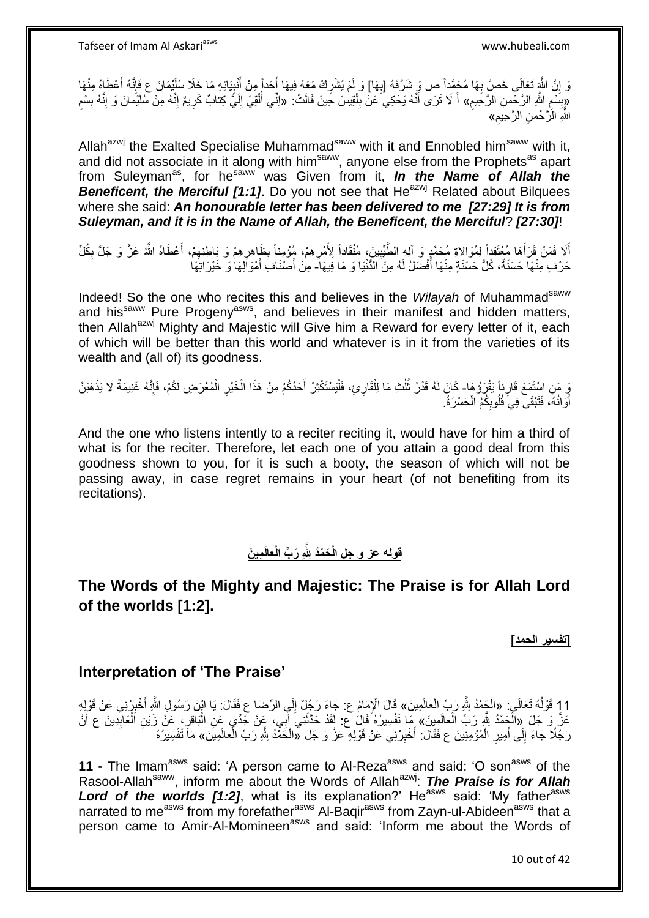وَ إِنَّ اللَّهَ تَعَالَى خَصَّ بِهَا مُحَمَّداً ص وَ شَرَّفَهُ [بِهَا] وَ لَمْ يُشْرِكْ مَعَهُ فِيهَا أَحَداً مِنْ أَنْبِيَائِهِ مَا خَلَا سُلَيْمَانَ ع فَإِنَّهُ أَعْطَاهُ مِنْهَا «بِسْمِ اللَّهِ الرَّحْمنِ الرَّحِيمِ» أَ لَا تَرَى أَنَّهُ يَحْكِي عَنْ بِلْقِيسَ حِينَ قَالَتْ: «إِنِّي أُلْقِيَ إِلَيَّ كِتابٌ كَرِيمٌ إِنَّهُ مِنْ سُلَيْمانَ وَ إِنَّهُ بِسْمِ اللَّهِ الرَّحْمنِ الرَّحِيمِ»

Allah[azwj] the Exalted Specialise Muhammad[saww] with it and Ennobled him[saww] with it, and did not associate in it along with him[saww], anyone else from the Prophets[as] apart from Suleyman[as], for he[saww] was Given from it, ***In the Name of Allah the Beneficent, the Merciful [1:1]***. Do you not see that He[azwj] Related about Bilquees where she said: ***An honourable letter has been delivered to me [27:29] It is from Suleyman, and it is in the Name of Allah, the Beneficent, the Merciful***? ***[27:30]***!

أَلَا فَمَنْ قَرَأَهَا مُعْتَقِداً لِمُوَالاةِ مُحَمَّدٍ وَ آلِهِ الطَّيِّبِينَ، مُنْقَاداً لِأَمْرِهِمْ، مُؤْمِناً بِظَاهِرِهِمْ وَ بَاطِنِهِمْ، أَعْطَاهُ اللَّهُ عَزَّ وَ جَلَّ بِكُلِّ حَرْفٍ مِنْهَا حَسَنَةً، كُلُّ حَسَنَةٍ مِنْهَا أَفْضَلُ لَهُ مِنَ الدُّنْيَا وَ مَا فِيهَا- مِنْ أَصْنَافِ أَمْوَالِهَا وَ خَيْرَاتِهَا

Indeed! So the one who recites this and believes in the *Wilayah* of Muhammad[saww] and his[saww] Pure Progeny[asws], and believes in their manifest and hidden matters, then Allah[azwj] Mighty and Majestic will Give him a Reward for every letter of it, each of which will be better than this world and whatever is in it from the varieties of its wealth and (all of) its goodness.

وَ مَنِ اسْتَمَعَ قَارِئاً يَقْرَؤُهَا- كَانَ لَهُ قَدْرُ ثُلُثِ مَا لِلْقَارِئِ، فَلْيَسْتَكْثِرْ أَحَدُكُمْ مِنْ هَذَا الْخَيْرِ الْمُعْرَضِ لَكُمْ، فَإِنَّهُ غَنِيمَةٌ لَا يَذْهَبَنَّ أَوَانُهُ، فَتَبْقَى فِي قُلُوبِكُمُ الْحَسْرَةُ.

And the one who listens intently to a reciter reciting it, would have for him a third of what is for the reciter. Therefore, let each one of you attain a good deal from this goodness shown to you, for it is such a booty, the season of which will not be passing away, in case regret remains in your heart (of not benefiting from its recitations).

## قوله عز و جل الْحَمْدُ لِلَّهِ رَبِّ الْعالَمِينَ

## The Words of the Mighty and Majestic: The Praise is for Allah Lord of the worlds [1:2].

**[تفسير الحمد]**

## Interpretation of 'The Praise'

11 قَوْلُهُ تَعَالَى: «الْحَمْدُ لِلَّهِ رَبِّ الْعالَمِينَ» قَالَ الْإِمَامُ ع: جَاءَ رَجُلٌ إِلَى الرِّضَا ع فَقَالَ: يَا ابْنَ رَسُولِ اللَّهِ أَخْبِرْنِي عَنْ قَوْلِهِ عَزَّ وَ جَلَ «الْحَمْدُ لِلَّهِ رَبِّ الْعالَمِينَ» مَا تَفْسِيرُهُ قَالَ ع: لَقَدْ حَدَّثَنِي أَبِي، عَنْ جَدِّي عَنِ الْبَاقِرِ، عَنْ زَيْنِ الْعَابِدِينَ ع أَنَّ رَجُلًا جَاءَ إِلَى أَمِيرِ الْمُؤْمِنِينَ ع فَقَالَ: أَخْبِرْنِي عَنْ قَوْلِهِ عَزَّ وَ جَلَ «الْحَمْدُ لِلَّهِ رَبِّ الْعالَمِينَ» مَا تَفْسِيرُهُ

**11 -** The Imam[asws] said: 'A person came to Al-Reza[asws] and said: 'O son[asws] of the Rasool-Allah[saww], inform me about the Words of Allah[azwj]: ***The Praise is for Allah Lord of the worlds [1:2]***, what is its explanation?' He[asws] said: 'My father[asws] narrated to me[asws] from my forefather[asws] Al-Baqir[asws] from Zayn-ul-Abideen[asws] that a person came to Amir-Al-Momineen[asws] and said: 'Inform me about the Words of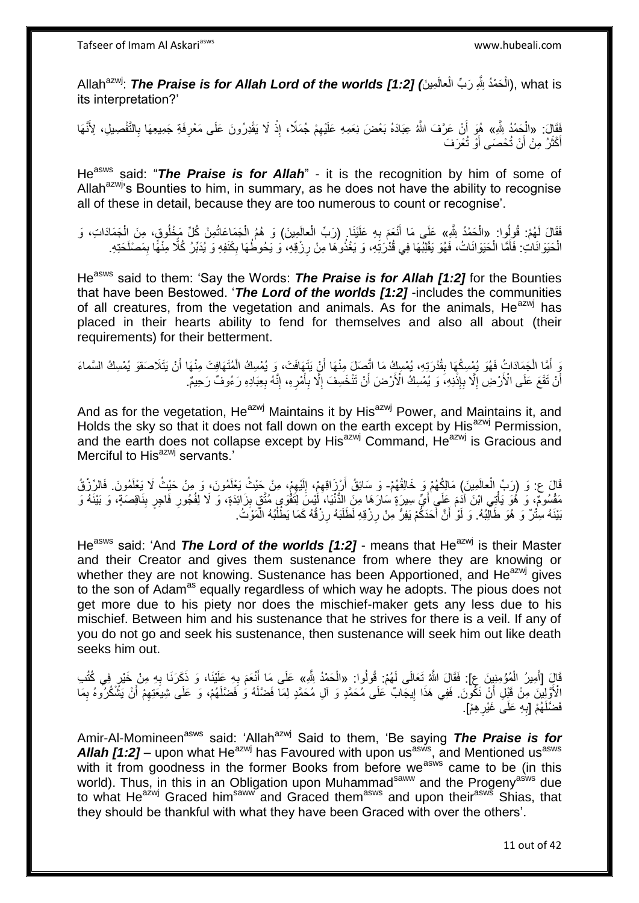Allah[azwj]: ***The Praise is for Allah Lord of the worlds [1:2]*** (الْحَمْدُ لِلَّهِ رَبِّ الْعالَمِينَ), what is its interpretation?'

فَقَالَ: «الْحَمْدُ لِلَّهِ» هُوَ أَنْ عَرَّفَ اللَّهُ عِبَادَهُ بَعْضَ نِعَمِهِ عَلَيْهِمْ جُمَلًا، إِذْ لَا يَقْدِرُونَ عَلَى مَعْرِفَةِ جَمِيعِهَا بِالتَّفْصِيلِ، لِأَنَّهَا أَكْثَرُ مِنْ أَنْ تُحْصَى أَوْ تُعْرَفَ

He[asws] said: "***The Praise is for Allah***" - it is the recognition by him of some of Allah[azwj]'s Bounties to him, in summary, as he does not have the ability to recognise all of these in detail, because they are too numerous to count or recognise'.

فَقَالَ لَهُمْ: قُولُوا: «الْحَمْدُ لِلَّهِ» عَلَى مَا أَنْعَمَ بِهِ عَلَيْنَا. (رَبِّ الْعالَمِينَ) وَ هُمُ الْجَمَاعَاتُ مِنْ كُلِّ مَخْلُوقٍ، مِنَ الْجَمَادَاتِ، وَ الْحَيَوَانَاتِ: فَأَمَّا الْحَيَوَانَاتُ، فَهُوَ يَقْلِبُهَا فِي قُدْرَتِهِ، وَ يَغْذُوهَا مِنْ رِزْقِهِ، وَ يَحُوطُهَا بِكَنَفِهِ وَ يُدَبِّرُ كُلًّا مِنْهَا بِمَصْلَحَتِهِ.

He[asws] said to them: 'Say the Words: ***The Praise is for Allah [1:2]*** for the Bounties that have been Bestowed. '***The Lord of the worlds [1:2]*** -includes the communities of all creatures, from the vegetation and animals. As for the animals, He[azwj] has placed in their hearts ability to fend for themselves and also all about (their requirements) for their betterment.

وَ أَمَّا الْجَمَادَاتُ فَهُوَ يُمْسِكُهَا بِقُدْرَتِهِ، يُمْسِكُ مَا اتَّصَلَ مِنْهَا أَنْ يَتَهَافَتَ، وَ يُمْسِكُ الْمُتَهَافِتَ مِنْهَا أَنْ يَتَلَاصَقَ يُمْسِكُ السَّمَاءَ أَنْ تَقَعَ عَلَى الْأَرْضِ إِلَّا بِإِذْنِهِ، وَ يُمْسِكُ الْأَرْضَ أَنْ تَنْخَسِفَ إِلَّا بِأَمْرِهِ، إِنَّهُ بِعِبَادِهِ رَءُوفٌ رَحِيمٌ.

And as for the vegetation, He[azwj] Maintains it by His[azwj] Power, and Maintains it, and Holds the sky so that it does not fall down on the earth except by His[azwj] Permission, and the earth does not collapse except by His[azwj] Command, He[azwj] is Gracious and Merciful to His[azwj] servants.'

قَالَ ع: وَ (رَبِّ الْعالَمِينَ) مَالِكُهُمْ وَ خَالِقُهُمْ- وَ سَائِقُ أَرْزَاقِهِمْ- إِلَيْهِمْ، مِنْ حَيْثُ يَعْلَمُونَ، وَ مِنْ حَيْثُ لَا يَعْلَمُونَ. فَالرِّزْقُ مَقْسُومٌ، وَ هُوَ يَأْتِي ابْنَ آدَمَ عَلَى أَيِّ سِيرَةٍ سَارَهَا مِنَ الدُّنْيَا، لَيْسَ لِتَقْوَى مُتَّقٍ بِزَائِدَةٍ، وَ لَا لِفُجُورِ فَاجِرٍ بِنَاقِصَةٍ، وَ بَيْنَهُ وَ بَيْنَهُ سِتْرٌ وَ هُوَ طَالِبُهُ. وَ لَوْ أَنَّ أَحَدَكُمْ يَفِرُّ مِنْ رِزْقِهِ لَطَلَبَهُ رِزْقُهُ كَمَا يَطْلُبُهُ الْمَوْتُ.

He[asws] said: 'And ***The Lord of the worlds [1:2]*** - means that He[azwj] is their Master and their Creator and gives them sustenance from where they are knowing or whether they are not knowing. Sustenance has been Apportioned, and He[azwj] gives to the son of Adam[as] equally regardless of which way he adopts. The pious does not get more due to his piety nor does the mischief-maker gets any less due to his mischief. Between him and his sustenance that he strives for there is a veil. If any of you do not go and seek his sustenance, then sustenance will seek him out like death seeks him out.

قَالَ [أَمِيرُ الْمُؤْمِنِينَ ع]: فَقَالَ اللَّهُ تَعَالَى لَهُمْ: قُولُوا: «الْحَمْدُ لِلَّهِ» عَلَى مَا أَنْعَمَ بِهِ عَلَيْنَا، وَ ذَكَرَنَا بِهِ مِنْ خَيْرٍ فِي كُتُبِ الْأَوَّلِينَ مِنْ قَبْلِ أَنْ نَكُونَ. فَفِي هَذَا إِيجَابٌ عَلَى مُحَمَّدٍ وَ آلِ مُحَمَّدٍ لِمَا فَضَّلَهُ وَ فَضَّلَهُمْ، وَ عَلَى شِيعَتِهِمْ أَنْ يَشْكُرُوهُ بِمَا فَضَّلَهُمْ [بِهِ عَلَى غَيْرِهِمْ].

Amir-Al-Momineen[asws] said: 'Allah[azwj] Said to them, 'Be saying ***The Praise is for Allah [1:2]*** – upon what He[azwj] has Favoured with upon us[asws], and Mentioned us[asws] with it from goodness in the former Books from before we[asws] came to be (in this world). Thus, in this in an Obligation upon Muhammad[saww] and the Progeny[asws] due to what He[azwj] Graced him[saww] and Graced them[asws] and upon their[asws] Shias, that they should be thankful with what they have been Graced with over the others'.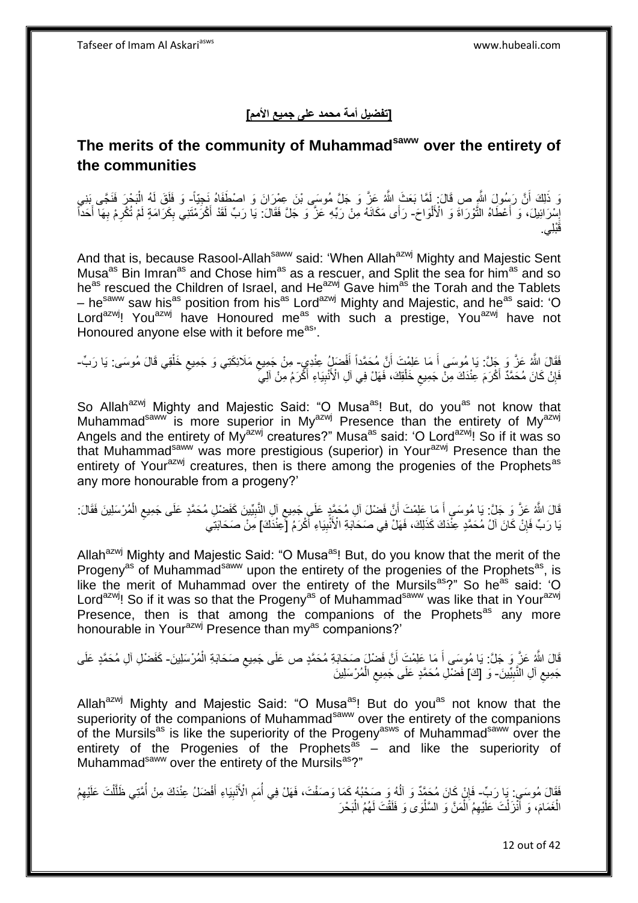**[تفضيل أمة محمد على جميع الأمم]**

## The merits of the community of Muhammad^saww over the entirety of the communities

وَ ذَلِكَ أَنَّ رَسُولَ اللَّهِ ص قَالَ: لَمَّا بَعَثَ اللَّهُ عَزَّ وَ جَلَّ مُوسَى بْنَ عِمْرَانَ وَ اصْطَفَاهُ نَجِيّاً- وَ فَلَقَ لَهُ الْبَحْرَ فَنَجَّى بَنِي إِسْرَائِيلَ، وَ أَعْطَاهُ التَّوْرَاةَ وَ الْأَلْوَاحَ- رَأَى مَكَانَهُ مِنْ رَبِّهِ عَزَّ وَ جَلَّ فَقَالَ: يَا رَبِّ لَقَدْ أَكْرَمْتَنِي بِكَرَامَةٍ لَمْ تُكْرِمْ بِهَا أَحَداً قَبْلِي.

And that is, because Rasool-Allah^saww said: 'When Allah^azwj Mighty and Majestic Sent Musa^as Bin Imran^as and Chose him^as as a rescuer, and Split the sea for him^as and so he^as rescued the Children of Israel, and He^azwj Gave him^as the Torah and the Tablets – he^saww saw his^as position from his^as Lord^azwj Mighty and Majestic, and he^as said: 'O Lord^azwj! You^azwj have Honoured me^as with such a prestige, You^azwj have not Honoured anyone else with it before me^as'.

فَقَالَ اللَّهُ عَزَّ وَ جَلَّ: يَا مُوسَى أَ مَا عَلِمْتَ أَنَّ مُحَمَّداً أَفْضَلُ عِنْدِي- مِنْ جَمِيعِ مَلَائِكَتِي وَ جَمِيعِ خَلْقِي قَالَ مُوسَى: يَا رَبِّ- فَإِنْ كَانَ مُحَمَّدٌ أَكْرَمَ عِنْدَكَ مِنْ جَمِيعِ خَلْقِكَ، فَهَلْ فِي آلِ الْأَنْبِيَاءِ أَكْرَمُ مِنْ آلِي

So Allah^azwj Mighty and Majestic Said: "O Musa^as! But, do you^as not know that Muhammad^saww is more superior in My^azwj Presence than the entirety of My^azwj Angels and the entirety of My^azwj creatures?" Musa^as said: 'O Lord^azwj! So if it was so that Muhammad^saww was more prestigious (superior) in Your^azwj Presence than the entirety of Your^azwj creatures, then is there among the progenies of the Prophets^as any more honourable from a progeny?'

قَالَ اللَّهُ عَزَّ وَ جَلَّ: يَا مُوسَى أَ مَا عَلِمْتَ أَنَّ فَضْلَ آلِ مُحَمَّدٍ عَلَى جَمِيعِ آلِ النَّبِيِّينَ كَفَضْلِ مُحَمَّدٍ عَلَى جَمِيعِ الْمُرْسَلِينَ فَقَالَ: يَا رَبِّ فَإِنْ كَانَ آلُ مُحَمَّدٍ عِنْدَكَ كَذَلِكَ، فَهَلْ فِي صَحَابَةِ الْأَنْبِيَاءِ أَكْرَمُ [عِنْدَكَ] مِنْ صَحَابَتِي

Allah^azwj Mighty and Majestic Said: "O Musa^as! But, do you know that the merit of the Progeny^as of Muhammad^saww upon the entirety of the progenies of the Prophets^as, is like the merit of Muhammad over the entirety of the Mursils^as?" So he^as said: 'O Lord^azwj! So if it was so that the Progeny^as of Muhammad^saww was like that in Your^azwj Presence, then is that among the companions of the Prophets^as any more honourable in Your^azwj Presence than my^as companions?'

قَالَ اللَّهُ عَزَّ وَ جَلَّ: يَا مُوسَى أَ مَا عَلِمْتَ أَنَّ فَضْلَ صَحَابَةِ مُحَمَّدٍ ص عَلَى جَمِيعِ صَحَابَةِ الْمُرْسَلِينَ- كَفَضْلِ آلِ مُحَمَّدٍ عَلَى جَمِيعِ آلِ النَّبِيِّينَ- وَ [كَ] فَضْلِ مُحَمَّدٍ عَلَى جَمِيعِ الْمُرْسَلِينَ

Allah^azwj Mighty and Majestic Said: "O Musa^as! But do you^as not know that the superiority of the companions of Muhammad^saww over the entirety of the companions of the Mursils^as is like the superiority of the Progeny^asws of Muhammad^saww over the entirety of the Progenies of the Prophets^as – and like the superiority of Muhammad^saww over the entirety of the Mursils^as?"

فَقَالَ مُوسَى: يَا رَبِّ- فَإِنْ كَانَ مُحَمَّدٌ وَ آلُهُ وَ صَحْبُهُ كَمَا وَصَفْتَ، فَهَلْ فِي أُمَمِ الْأَنْبِيَاءِ أَفْضَلُ عِنْدَكَ مِنْ أُمَّتِي ظَلَّلْتَ عَلَيْهِمُ الْغَمَامَ، وَ أَنْزَلْتَ عَلَيْهِمُ الْمَنَّ وَ السَّلْوَى وَ فَلَقْتَ لَهُمُ الْبَحْرَ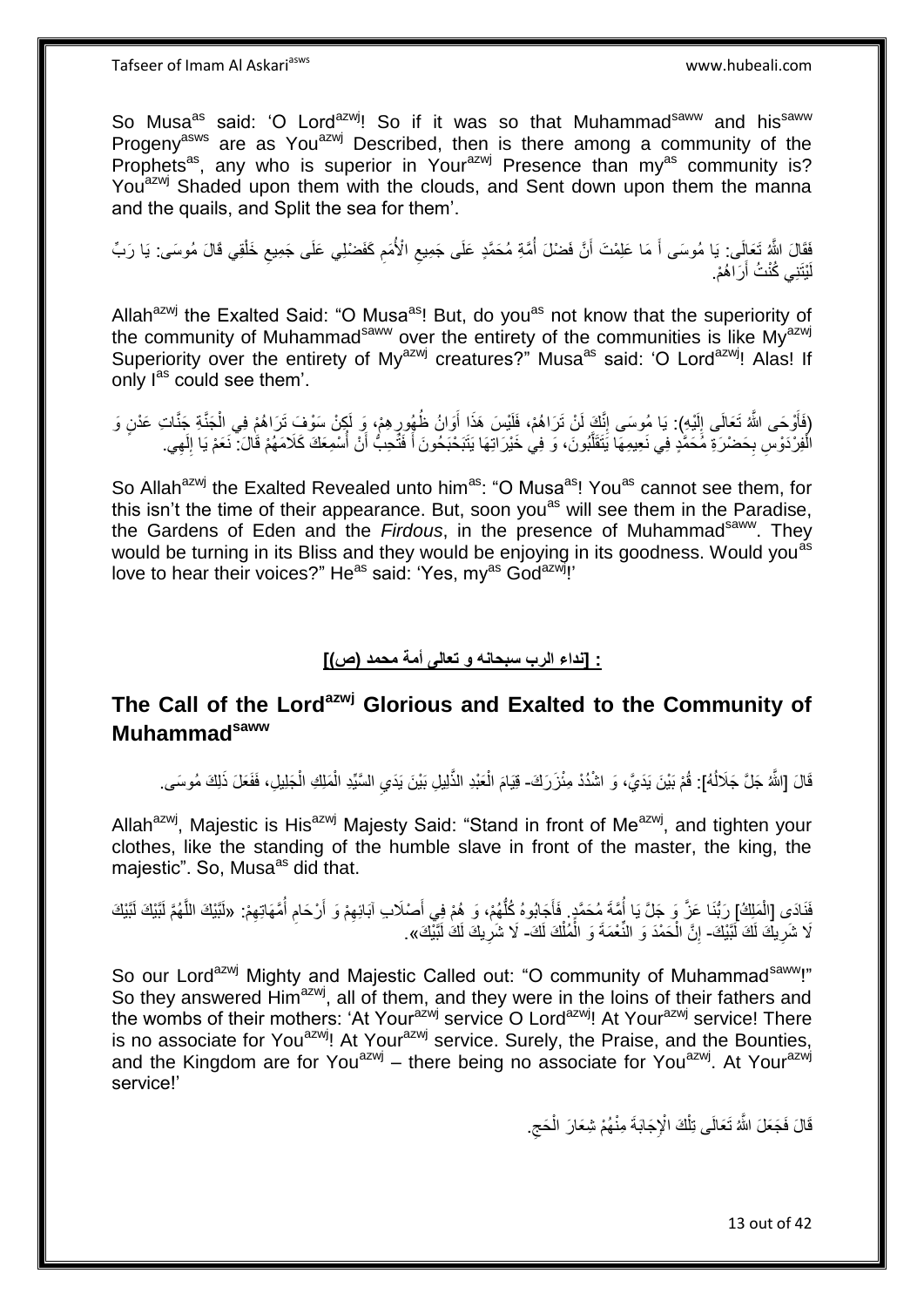So Musa[as] said: 'O Lord[azwj]! So if it was so that Muhammad[saww] and his[saww] Progeny[asws] are as You[azwj] Described, then is there among a community of the Prophets[as], any who is superior in Your[azwj] Presence than my[as] community is? You[azwj] Shaded upon them with the clouds, and Sent down upon them the manna and the quails, and Split the sea for them'.

فَقَالَ اللَّهُ تَعَالَى: يَا مُوسَى أَ مَا عَلِمْتَ أَنَّ فَضْلَ أُمَّةِ مُحَمَّدٍ عَلَى جَمِيعِ الْأُمَمِ كَفَضْلِي عَلَى جَمِيعِ خَلْقِي قَالَ مُوسَى: يَا رَبِّ لَيْتَنِي كُنْتُ أَرَاهُمْ.

Allah[azwj] the Exalted Said: "O Musa[as]! But, do you[as] not know that the superiority of the community of Muhammad[saww] over the entirety of the communities is like My[azwj] Superiority over the entirety of My[azwj] creatures?" Musa[as] said: 'O Lord[azwj]! Alas! If only I[as] could see them'.

(فَأَوْحَى اللَّهُ تَعَالَى إِلَيْهِ): يَا مُوسَى إِنَّكَ لَنْ تَرَاهُمْ، فَلَيْسَ هَذَا أَوَانُ ظُهُورِهِمْ، وَ لَكِنْ سَوْفَ تَرَاهُمْ فِي الْجَنَّةِ جَنَّاتِ عَدْنٍ وَ الْفِرْدَوْسِ بِحَضْرَةِ مُحَمَّدٍ فِي نَعِيمِهَا يَتَقَلَّبُونَ، وَ فِي خَيْرَاتِهَا يَتَبَحْبَحُونَ أَ فَتُحِبُّ أَنْ أُسْمِعَكَ كَلَامَهُمْ قَالَ: نَعَمْ يَا إِلَهِي.

So Allah[azwj] the Exalted Revealed unto him[as]: "O Musa[as]! You[as] cannot see them, for this isn't the time of their appearance. But, soon you[as] will see them in the Paradise, the Gardens of Eden and the *Firdous*, in the presence of Muhammad[saww]. They would be turning in its Bliss and they would be enjoying in its goodness. Would you[as] love to hear their voices?" He[as] said: 'Yes, my[as] God[azwj]!'

## : [نداء الرب سبحانه و تعالى أمة محمد (ص)]

## The Call of the Lord[azwj] Glorious and Exalted to the Community of Muhammad[saww]

قَالَ [اللَّهُ جَلَّ جَلَالُهُ]: قُمْ بَيْنَ يَدَيَّ، وَ اشْدُدْ مِئْزَرَكَ- قِيَامَ الْعَبْدِ الذَّلِيلِ بَيْنَ يَدَيِ السَّيِّدِ الْمَلِكِ الْجَلِيلِ، فَفَعَلَ ذَلِكَ مُوسَى.

Allah[azwj], Majestic is His[azwj] Majesty Said: "Stand in front of Me[azwj], and tighten your clothes, like the standing of the humble slave in front of the master, the king, the majestic". So, Musa[as] did that.

فَنَادَى [الْمَلِكُ] رَبُّنَا عَزَّ وَ جَلَّ يَا أُمَّةَ مُحَمَّدٍ. فَأَجَابُوهُ كُلُّهُمْ، وَ هُمْ فِي أَصْلَابِ آبَائِهِمْ وَ أَرْحَامِ أُمَّهَاتِهِمْ: «لَبَّيْكَ اللَّهُمَّ لَبَّيْكَ لَبَّيْكَ لَا شَرِيكَ لَكَ لَبَّيْكَ- إِنَّ الْحَمْدَ وَ النِّعْمَةَ وَ الْمُلْكَ لَكَ- لَا شَرِيكَ لَكَ لَبَّيْكَ».

So our Lord[azwj] Mighty and Majestic Called out: "O community of Muhammad[saww]!" So they answered Him[azwj], all of them, and they were in the loins of their fathers and the wombs of their mothers: 'At Your[azwj] service O Lord[azwj]! At Your[azwj] service! There is no associate for You[azwj]! At Your[azwj] service. Surely, the Praise, and the Bounties, and the Kingdom are for You[azwj] – there being no associate for You[azwj]. At Your[azwj] service!'

قَالَ فَجَعَلَ اللَّهُ تَعَالَى تِلْكَ الْإِجَابَةَ مِنْهُمْ شِعَارَ الْحَجِ.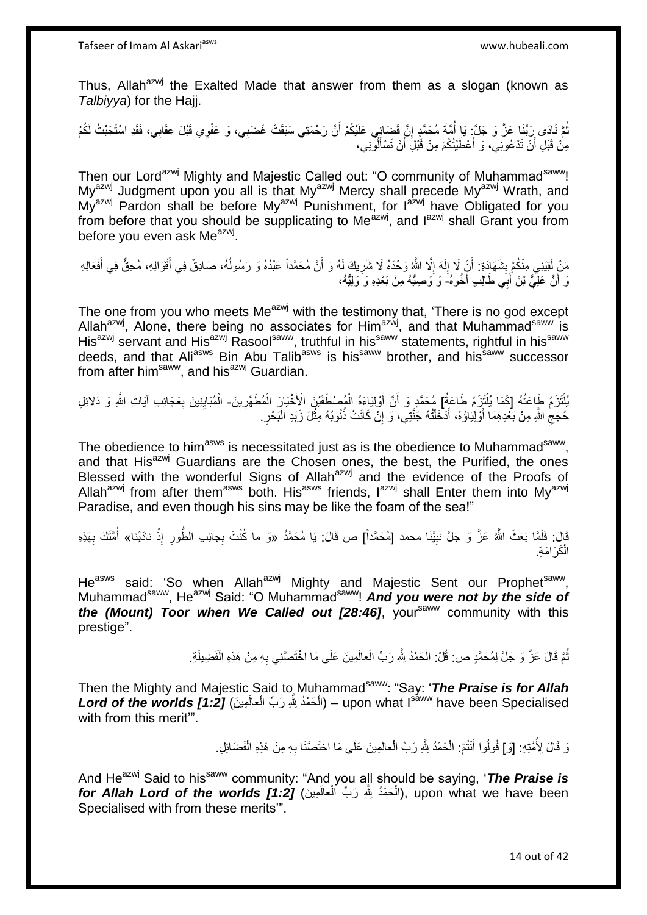Thus, Allah[azwj] the Exalted Made that answer from them as a slogan (known as *Talbiyya*) for the Hajj.

ثُمَّ نَادَى رَبُّنَا عَزَّ وَ جَلَّ: يَا أُمَّةَ مُحَمَّدٍ إِنَّ قَضَائِي عَلَيْكُمْ أَنَّ رَحْمَتِي سَبَقَتْ غَضَبِي، وَ عَفْوِي قَبْلَ عِقَابِي، فَقَدِ اسْتَجَبْتُ لَكُمْ مِنْ قَبْلِ أَنْ تَدْعُونِي، وَ أَعْطَيْتُكُمْ مِنْ قَبْلِ أَنْ تَسْأَلُونِي،

Then our Lord[azwj] Mighty and Majestic Called out: "O community of Muhammad[saww]! My[azwj] Judgment upon you all is that My[azwj] Mercy shall precede My[azwj] Wrath, and My[azwj] Pardon shall be before My[azwj] Punishment, for I[azwj] have Obligated for you from before that you should be supplicating to Me[azwj], and I[azwj] shall Grant you from before you even ask Me[azwj].

مَنْ لَقِيَنِي مِنْكُمْ بِشَهَادَةِ: أَنْ لَا إِلَهَ إِلَّا اللَّهُ وَحْدَهُ لَا شَرِيكَ لَهُ وَ أَنَّ مُحَمَّداً عَبْدُهُ وَ رَسُولُهُ، صَادِقٌ فِي أَقْوَالِهِ، مُحِقٌّ فِي أَفْعَالِهِ وَ أَنَّ عَلِيَّ بْنَ أَبِي طَالِبٍ أَخُوهُ- وَ وَصِيُّهُ مِنْ بَعْدِهِ وَ وَلِيُّهُ،

The one from you who meets Me[azwj] with the testimony that, 'There is no god except Allah[azwj], Alone, there being no associates for Him[azwj], and that Muhammad[saww] is His[azwj] servant and His[azwj] Rasool[saww], truthful in his[saww] statements, rightful in his[saww] deeds, and that Ali[asws] Bin Abu Talib[asws] is his[saww] brother, and his[saww] successor from after him[saww], and his[azwj] Guardian.

يُلْتَزَمُ طَاعَتُهُ [كَمَا يُلْتَزَمُ طَاعَةُ] مُحَمَّدٍ وَ أَنَّ أَوْلِيَاءَهُ الْمُصْطَفَيْنَ الْأَخْيَارَ الْمُطَهَّرِينَ- الْمُبَانِينَ بِعَجَائِبِ آيَاتِ اللَّهِ وَ دَلَائِلِ حُجَجِ اللَّهِ مِنْ بَعْدِهِمَا أَوْلِيَاؤُهُ، أَدْخَلْتُهُ جَنَّتِي، وَ إِنْ كَانَتْ ذُنُوبُهُ مِثْلَ زَبَدِ الْبَحْرِ.

The obedience to him[asws] is necessitated just as is the obedience to Muhammad[saww], and that His[azwj] Guardians are the Chosen ones, the best, the Purified, the ones Blessed with the wonderful Signs of Allah[azwj] and the evidence of the Proofs of Allah[azwj] from after them[asws] both. His[asws] friends, I[azwj] shall Enter them into My[azwj] Paradise, and even though his sins may be like the foam of the sea!"

قَالَ: فَلَمَّا بَعَثَ اللَّهُ عَزَّ وَ جَلَّ نَبِيَّنَا محمد [مُحَمَّداً] ص قَالَ: يَا مُحَمَّدُ «وَ ما كُنْتَ بِجانِبِ الطُّورِ إِذْ نادَيْنا» أُمَّتَكَ بِهَذِهِ الْكَرَامَةِ.

He[asws] said: 'So when Allah[azwj] Mighty and Majestic Sent our Prophet[saww], Muhammad[saww], He[azwj] Said: "O Muhammad[saww]! ***And you were not by the side of the (Mount) Toor when We Called out [28:46]***, your[saww] community with this prestige".

ثُمَّ قَالَ عَزَّ وَ جَلَّ لِمُحَمَّدٍ ص: قُلْ: الْحَمْدُ لِلَّهِ رَبِّ الْعالَمِينَ عَلَى مَا اخْتَصَّنِي بِهِ مِنْ هَذِهِ الْفَضِيلَةِ.

Then the Mighty and Majestic Said to Muhammad[saww]: "Say: '***The Praise is for Allah Lord of the worlds [1:2]*** (الْحَمْدُ لِلَّهِ رَبِّ الْعالَمِينَ) – upon what I[saww] have been Specialised with from this merit'".

وَ قَالَ لِأُمَّتِهِ: [وَ] قُولُوا أَنْتُمْ: الْحَمْدُ لِلَّهِ رَبِّ الْعالَمِينَ عَلَى مَا اخْتَصَّنَا بِهِ مِنْ هَذِهِ الْفَضَائِلِ.

And He[azwj] Said to his[saww] community: "And you all should be saying, '***The Praise is for Allah Lord of the worlds [1:2]*** (الْحَمْدُ لِلَّهِ رَبِّ الْعالَمِينَ), upon what we have been Specialised with from these merits'".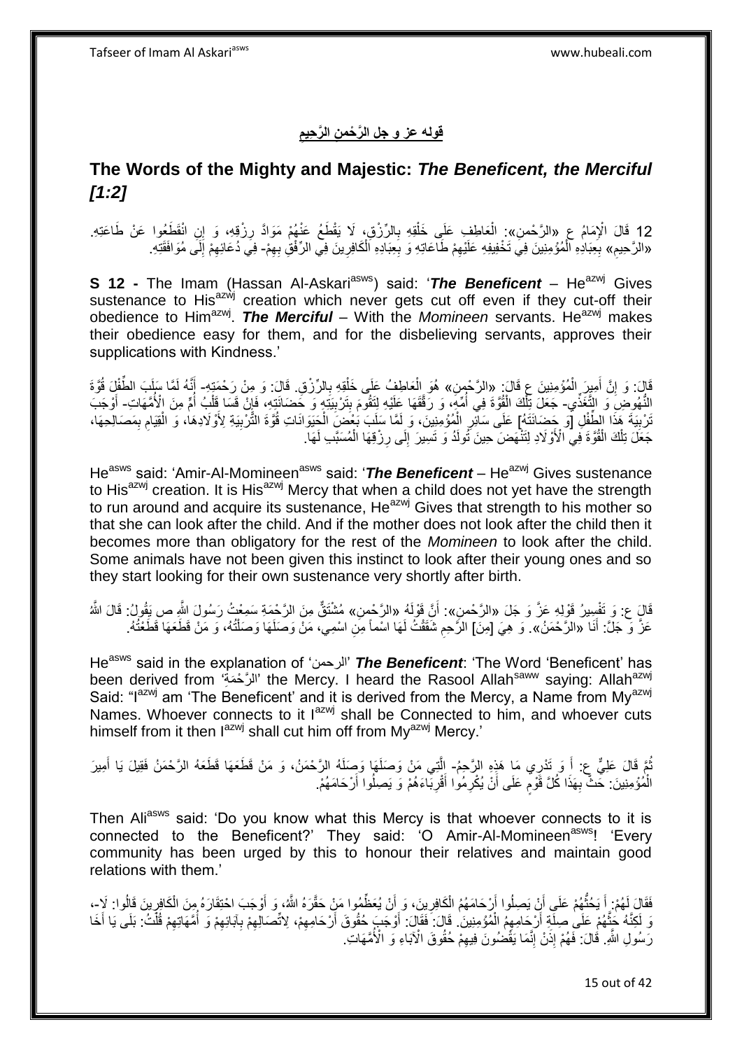**قوله عز و جل الرَّحْمنِ الرَّحِيمِ**

# The Words of the Mighty and Majestic: *The Beneficent, the Merciful [1:2]*

12 قَالَ الْإِمَامُ ع «الرَّحْمنِ»: الْعَاطِفِ عَلَى خَلْقِهِ بِالرِّزْقِ، لَا يَقْطَعُ عَنْهُمْ مَوَادَّ رِزْقِهِ، وَ إِنِ انْقَطَعُوا عَنْ طَاعَتِهِ. «الرَّحِيمِ» بِعِبَادِهِ الْمُؤْمِنِينَ فِي تَخْفِيفِهِ عَلَيْهِمْ طَاعَاتِهِ وَ بِعِبَادِهِ الْكَافِرِينَ فِي الرِّفْقِ بِهِمْ- فِي دُعَائِهِمْ إِلَى مُوَافَقَتِهِ.

**S 12 -** The Imam (Hassan Al-Askari[asws]) said: '*The Beneficent* – He[azwj] Gives sustenance to His[azwj] creation which never gets cut off even if they cut-off their obedience to Him[azwj]. *The Merciful* – With the *Momineen* servants. He[azwj] makes their obedience easy for them, and for the disbelieving servants, approves their supplications with Kindness.'

قَالَ: وَ إِنَّ أَمِيرَ الْمُؤْمِنِينَ ع قَالَ: «الرَّحْمنِ» هُوَ الْعَاطِفُ عَلَى خَلْقِهِ بِالرِّزْقِ. قَالَ: وَ مِنْ رَحْمَتِهِ- أَنَّهُ لَمَّا سَلَبَ الطِّفْلَ قُوَّةَ النُّهُوضِ وَ التَّغَذِّي- جَعَلَ تِلْكَ الْقُوَّةَ فِي أُمِّهِ، وَ رَقَّقَهَا عَلَيْهِ لِتَقُومَ بِتَرْبِيَتِهِ وَ حَضَانَتِهِ، فَإِنْ قَسَا قَلْبُ أُمٍّ مِنَ الْأُمَّهَاتِ- أَوْجَبَ تَرْبِيَةَ هَذَا الطِّفْلِ [وَ حَضَانَتَهُ] عَلَى سَائِرِ الْمُؤْمِنِينَ، وَ لَمَّا سَلَبَ بَعْضَ الْحَيَوَانَاتِ قُوَّةَ التَّرْبِيَةِ لِأَوْلَادِهَا، وَ الْقِيَامِ بِمَصَالِحِهَا، جَعَلَ تِلْكَ الْقُوَّةَ فِي الْأَوْلَادِ لِتَنْهَضَ حِينَ تُولَدُ وَ تَسِيرَ إِلَى رِزْقِهَا الْمُسَبَّبِ لَهَا.

He[asws] said: 'Amir-Al-Momineen[asws] said: '*The Beneficent* – He[azwj] Gives sustenance to His[azwj] creation. It is His[azwj] Mercy that when a child does not yet have the strength to run around and acquire its sustenance, He[azwj] Gives that strength to his mother so that she can look after the child. And if the mother does not look after the child then it becomes more than obligatory for the rest of the *Momineen* to look after the child. Some animals have not been given this instinct to look after their young ones and so they start looking for their own sustenance very shortly after birth.

قَالَ ع: وَ تَفْسِيرُ قَوْلِهِ عَزَّ وَ جَلَ «الرَّحْمنِ»: أَنَّ قَوْلَهُ «الرَّحْمنِ» مُشْتَقٌّ مِنَ الرَّحْمَةِ سَمِعْتُ رَسُولَ اللَّهِ ص يَقُولُ: قَالَ اللَّهُ عَزَّ وَ جَلَّ: أَنَا «الرَّحْمَنُ». وَ هِيَ [مِنَ] الرَّحِمِ شَقَقْتُ لَهَا اسْماً مِنِ اسْمِي، مَنْ وَصَلَهَا وَصَلْتُهُ، وَ مَنْ قَطَعَهَا قَطَعْتُهُ.

He[asws] said in the explanation of 'الرحمن' *The Beneficent*: 'The Word 'Beneficent' has been derived from 'الرَّحْمَةِ' the Mercy. I heard the Rasool Allah[saww] saying: Allah[azwj] Said: "I[azwj] am 'The Beneficent' and it is derived from the Mercy, a Name from My[azwj] Names. Whoever connects to it I[azwj] shall be Connected to him, and whoever cuts himself from it then I[azwj] shall cut him off from My[azwj] Mercy.'

ثُمَّ قَالَ عَلِيٌّ ع: أَ وَ تَدْرِي مَا هَذِهِ الرَّحِمُ- الَّتِي مَنْ وَصَلَهَا وَصَلَهُ الرَّحْمَنُ، وَ مَنْ قَطَعَهَا قَطَعَهُ الرَّحْمَنُ فَقِيلَ يَا أَمِيرَ الْمُؤْمِنِينَ: حَثَّ بِهَذَا كُلَّ قَوْمٍ عَلَى أَنْ يُكْرِمُوا أَقْرِبَاءَهُمْ وَ يَصِلُوا أَرْحَامَهُمْ.

Then Ali[asws] said: 'Do you know what this Mercy is that whoever connects to it is connected to the Beneficent?' They said: 'O Amir-Al-Momineen[asws]! 'Every community has been urged by this to honour their relatives and maintain good relations with them.'

فَقَالَ لَهُمْ: أَ يَحُثُّهُمْ عَلَى أَنْ يَصِلُوا أَرْحَامَهُمُ الْكَافِرِينَ، وَ أَنْ يُعَظِّمُوا مَنْ حَقَّرَهُ اللَّهُ، وَ أَوْجَبَ احْتِقَارَهُ مِنَ الْكَافِرِينَ قَالُوا: لَا-، وَ لَكِنَّهُ حَثَّهُمْ عَلَى صِلَةِ أَرْحَامِهِمُ الْمُؤْمِنِينَ. قَالَ: فَقَالَ: أَوْجَبَ حُقُوقَ أَرْحَامِهِمْ، لِاتِّصَالِهِمْ بِآبَائِهِمْ وَ أُمَّهَاتِهِمْ قُلْتُ: بَلَى يَا أَخَا رَسُولِ اللَّهِ. قَالَ: فَهُمْ إِذَنْ إِنَّمَا يَقْضُونَ فِيهِمْ حُقُوقَ الْآبَاءِ وَ الْأُمَّهَاتِ.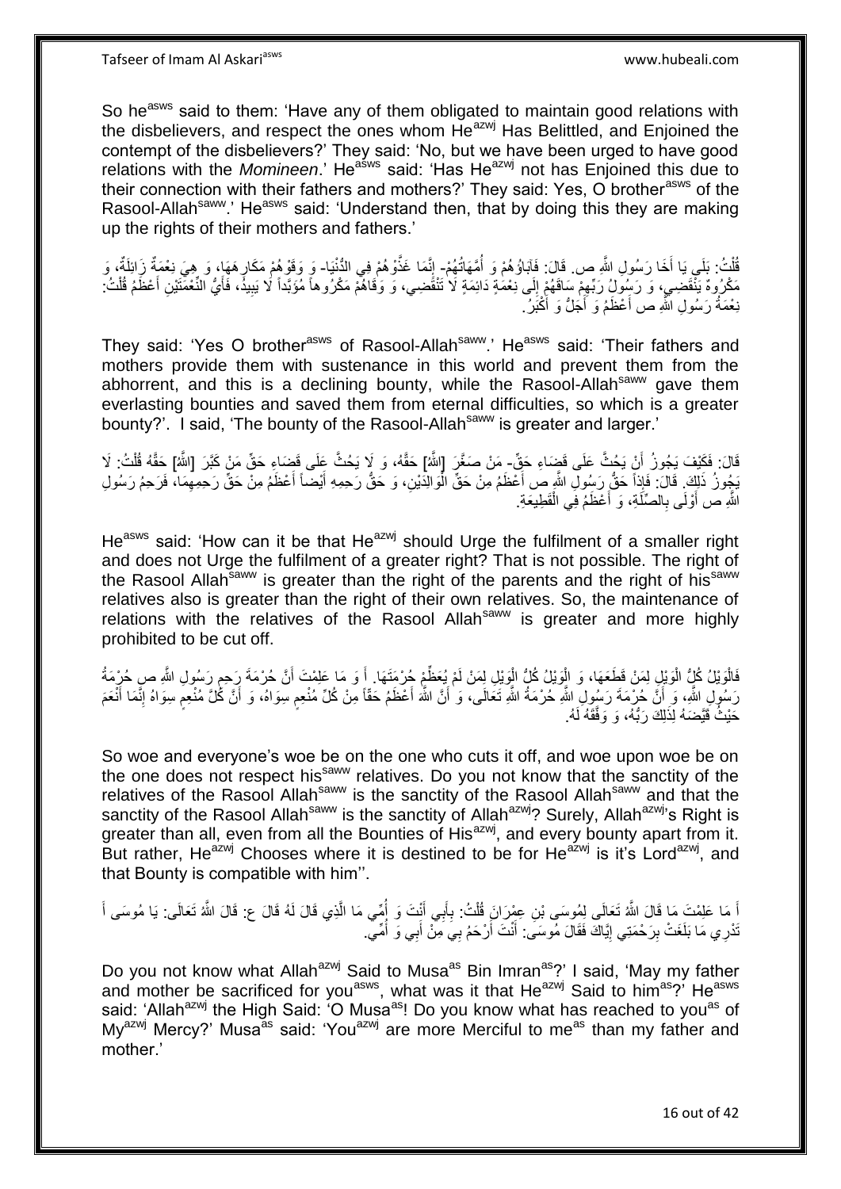So he[asws] said to them: 'Have any of them obligated to maintain good relations with the disbelievers, and respect the ones whom He[azwj] Has Belittled, and Enjoined the contempt of the disbelievers?' They said: 'No, but we have been urged to have good relations with the *Momineen*.' He[asws] said: 'Has He[azwj] not has Enjoined this due to their connection with their fathers and mothers?' They said: Yes, O brother[asws] of the Rasool-Allah[saww].' He[asws] said: 'Understand then, that by doing this they are making up the rights of their mothers and fathers.'

قُلْتُ: بَلَى يَا أَخَا رَسُولِ اللَّهِ ص. قَالَ: فَآبَاؤُهُمْ وَ أُمَّهَاتُهُمْ- إِنَّمَا غَذَّوْهُمْ فِي الدُّنْيَا- وَ وَقَوْهُمْ مَكَارِهَهَا، وَ هِيَ نِعْمَةٌ زَائِلَةٌ، وَ مَكْرُوهٌ يَنْقَضِي، وَ رَسُولُ رَبِّهِمْ سَاقَهُمْ إِلَى نِعْمَةٍ دَائِمَةٍ لَا تَنْقَضِي، وَ وَقَاهُمْ مَكْرُوهاً مُؤَبَّداً لَا يَبِيدُ، فَأَيُّ النِّعْمَتَيْنِ أَعْظَمُ قُلْتُ: نِعْمَةُ رَسُولِ اللَّهِ ص أَعْظَمُ وَ أَجَلُّ وَ أَكْبَرُ.

They said: 'Yes O brother[asws] of Rasool-Allah[saww].' He[asws] said: 'Their fathers and mothers provide them with sustenance in this world and prevent them from the abhorrent, and this is a declining bounty, while the Rasool-Allah[saww] gave them everlasting bounties and saved them from eternal difficulties, so which is a greater bounty?'. I said, 'The bounty of the Rasool-Allah[saww] is greater and larger.'

قَالَ: فَكَيْفَ يَجُوزُ أَنْ يَحُثَّ عَلَى قَضَاءِ حَقِّ- مَنْ صَغَّرَ [اللَّهُ] حَقَّهُ، وَ لَا يَحُثَّ عَلَى قَضَاءِ حَقِّ مَنْ كَبَّرَ [اللَّهُ] حَقَّهُ قُلْتُ: لَا يَجُوزُ ذَلِكَ. قَالَ: فَإِذاً حَقُّ رَسُولِ اللَّهِ ص أَعْظَمُ مِنْ حَقِّ الْوَالِدَيْنِ، وَ حَقُّ رَحِمِهِ أَيْضاً أَعْظَمُ مِنْ حَقِّ رَحِمِهِمَا، فَرَحِمُ رَسُولِ اللَّهِ ص أَوْلَى بِالصِّلَةِ، وَ أَعْظَمُ فِي الْقَطِيعَةِ.

He[asws] said: 'How can it be that He[azwj] should Urge the fulfilment of a smaller right and does not Urge the fulfilment of a greater right? That is not possible. The right of the Rasool Allah[saww] is greater than the right of the parents and the right of his[saww] relatives also is greater than the right of their own relatives. So, the maintenance of relations with the relatives of the Rasool Allah[saww] is greater and more highly prohibited to be cut off.

فَالْوَيْلُ كُلُّ الْوَيْلِ لِمَنْ قَطَعَهَا، وَ الْوَيْلُ كُلُّ الْوَيْلِ لِمَنْ لَمْ يُعَظِّمْ حُرْمَتَهَا. أَ وَ مَا عَلِمْتَ أَنَّ حُرْمَةَ رَحِمِ رَسُولِ اللَّهِ ص حُرْمَةُ رَسُولِ اللَّهِ، وَ أَنَّ حُرْمَةَ رَسُولِ اللَّهِ حُرْمَةُ اللَّهِ تَعَالَى، وَ أَنَّ اللَّهَ أَعْظَمُ حَقّاً مِنْ كُلِّ مُنْعِمٍ سِوَاهُ، وَ أَنَّ كُلَّ مُنْعِمٍ سِوَاهُ إِنَّمَا أَنْعَمَ حَيْثُ قَيَّضَهُ لِذَلِكَ رَبُّهُ، وَ وَفَّقَهُ لَهُ.

So woe and everyone's woe be on the one who cuts it off, and woe upon woe be on the one does not respect his[saww] relatives. Do you not know that the sanctity of the relatives of the Rasool Allah[saww] is the sanctity of the Rasool Allah[saww] and that the sanctity of the Rasool Allah[saww] is the sanctity of Allah[azwj]? Surely, Allah[azwj]'s Right is greater than all, even from all the Bounties of His[azwj], and every bounty apart from it. But rather, He[azwj] Chooses where it is destined to be for He[azwj] is it's Lord[azwj], and that Bounty is compatible with him''.

أَ مَا عَلِمْتَ مَا قَالَ اللَّهُ تَعَالَى لِمُوسَى بْنِ عِمْرَانَ قُلْتُ: بِأَبِي أَنْتَ وَ أُمِّي مَا الَّذِي قَالَ لَهُ قَالَ ع: قَالَ اللَّهُ تَعَالَى: يَا مُوسَى أَ تَدْرِي مَا بَلَغَتْ بِرَحْمَتِي إِيَّاكَ فَقَالَ مُوسَى: أَنْتَ أَرْحَمُ بِي مِنْ أَبِي وَ أُمِّي.

Do you not know what Allah[azwj] Said to Musa[as] Bin Imran[as]?' I said, 'May my father and mother be sacrificed for you[asws], what was it that He[azwj] Said to him[as]?' He[asws] said: 'Allah[azwj] the High Said: 'O Musa[as]! Do you know what has reached to you[as] of My[azwj] Mercy?' Musa[as] said: 'You[azwj] are more Merciful to me[as] than my father and mother.'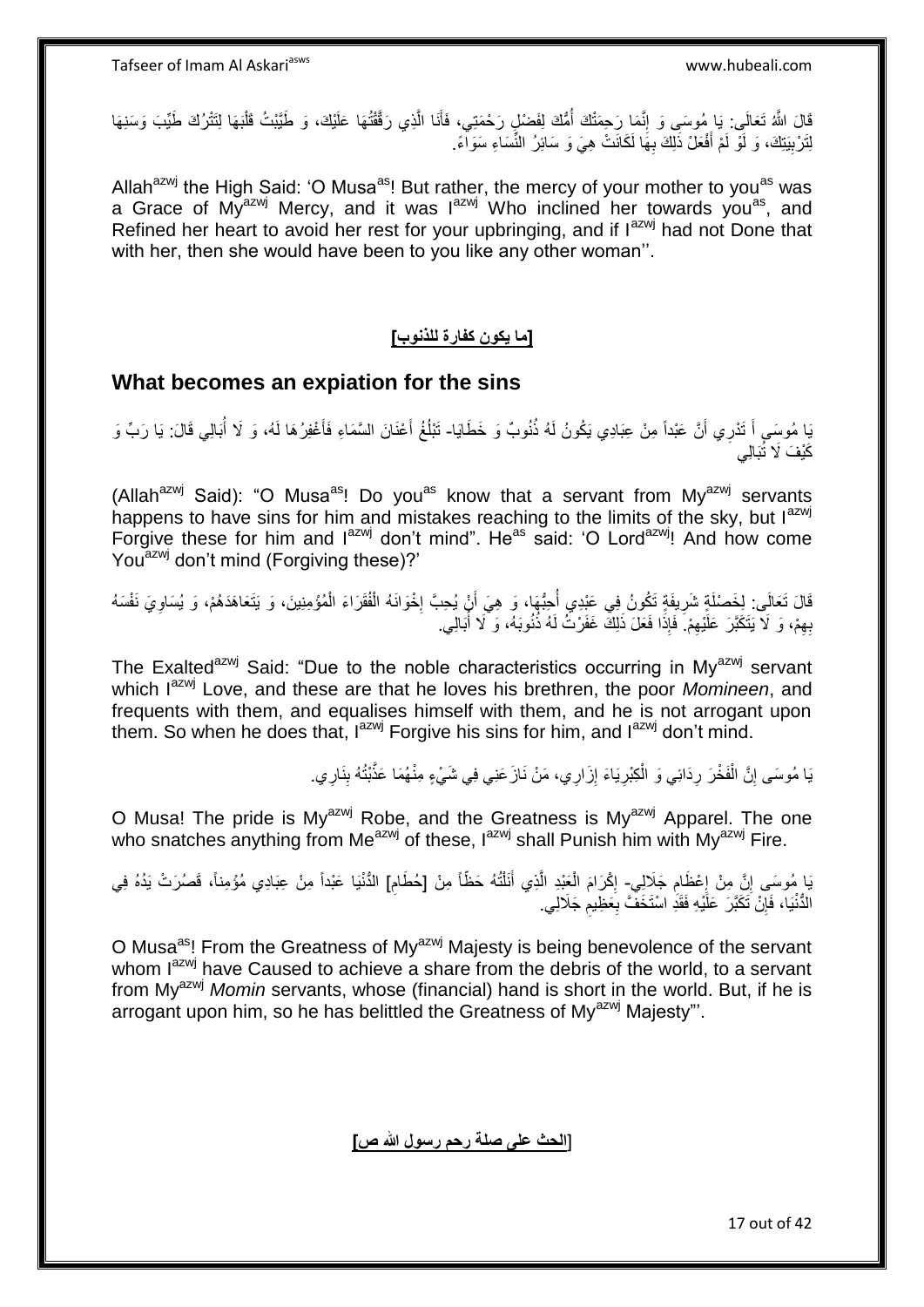قَالَ اللَّهُ تَعَالَى: يَا مُوسَى وَ إِنَّمَا رَحِمَتْكَ أُمُّكَ لِفَضْلِ رَحْمَتِي، فَأَنَا الَّذِي رَقَّقْتُهَا عَلَيْكَ، وَ طَيَّبْتُ قَلْبَهَا لِتَتْرُكَ طَيِّبَ وَسَنِهَا لِتَرْبِيَتِكَ، وَ لَوْ لَمْ أَفْعَلْ ذَلِكَ بِهَا لَكَانَتْ هِيَ وَ سَائِرُ النِّسَاءِ سَوَاءً.

Allah[azwj] the High Said: 'O Musa[as]! But rather, the mercy of your mother to you[as] was a Grace of My[azwj] Mercy, and it was I[azwj] Who inclined her towards you[as], and Refined her heart to avoid her rest for your upbringing, and if I[azwj] had not Done that with her, then she would have been to you like any other woman''.

**[ما يكون كفارة للذنوب]**

## What becomes an expiation for the sins

يَا مُوسَى أَ تَدْرِي أَنَّ عَبْداً مِنْ عِبَادِي يَكُونُ لَهُ ذُنُوبٌ وَ خَطَايَا- تَبْلُغُ أَعْنَانَ السَّمَاءِ فَأَغْفِرُهَا لَهُ، وَ لَا أُبَالِي قَالَ: يَا رَبِّ وَ كَيْفَ لَا تُبَالِي

(Allah[azwj] Said): "O Musa[as]! Do you[as] know that a servant from My[azwj] servants happens to have sins for him and mistakes reaching to the limits of the sky, but I[azwj] Forgive these for him and I[azwj] don't mind". He[as] said: 'O Lord[azwj]! And how come You[azwj] don't mind (Forgiving these)?'

قَالَ تَعَالَى: لِخَصْلَةٍ شَرِيفَةٍ تَكُونُ فِي عَبْدِي أُحِبُّهَا، وَ هِيَ أَنْ يُحِبَّ إِخْوَانَهُ الْفُقَرَاءَ الْمُؤْمِنِينَ، وَ يَتَعَاهَدَهُمْ، وَ يُسَاوِيَ نَفْسَهُ بِهِمْ، وَ لَا يَتَكَبَّرَ عَلَيْهِمْ. فَإِذَا فَعَلَ ذَلِكَ غَفَرْتُ لَهُ ذُنُوبَهُ، وَ لَا أُبَالِي.

The Exalted[azwj] Said: "Due to the noble characteristics occurring in My[azwj] servant which I[azwj] Love, and these are that he loves his brethren, the poor *Momineen*, and frequents with them, and equalises himself with them, and he is not arrogant upon them. So when he does that, I[azwj] Forgive his sins for him, and I[azwj] don't mind.

يَا مُوسَى إِنَّ الْفَخْرَ رِدَائِي وَ الْكِبْرِيَاءَ إِزَارِي، مَنْ نَازَعَنِي فِي شَيْءٍ مِنْهُمَا عَذَّبْتُهُ بِنَارِي.

O Musa! The pride is My[azwj] Robe, and the Greatness is My[azwj] Apparel. The one who snatches anything from Me[azwj] of these, I[azwj] shall Punish him with My[azwj] Fire.

يَا مُوسَى إِنَّ مِنْ إِعْظَامِ جَلَالِي- إِكْرَامَ الْعَبْدِ الَّذِي أَنَلْتُهُ حَظّاً مِنْ [حُطَامِ] الدُّنْيَا عَبْداً مِنْ عِبَادِي مُؤْمِناً، قَصُرَتْ يَدُهُ فِي الدُّنْيَا، فَإِنْ تَكَبَّرَ عَلَيْهِ فَقَدِ اسْتَخَفَّ بِعَظِيمِ جَلَالِي.

O Musa[as]! From the Greatness of My[azwj] Majesty is being benevolence of the servant whom I[azwj] have Caused to achieve a share from the debris of the world, to a servant from My[azwj] *Momin* servants, whose (financial) hand is short in the world. But, if he is arrogant upon him, so he has belittled the Greatness of My[azwj] Majesty"'.

**[الحث على صلة رحم رسول الله ص]**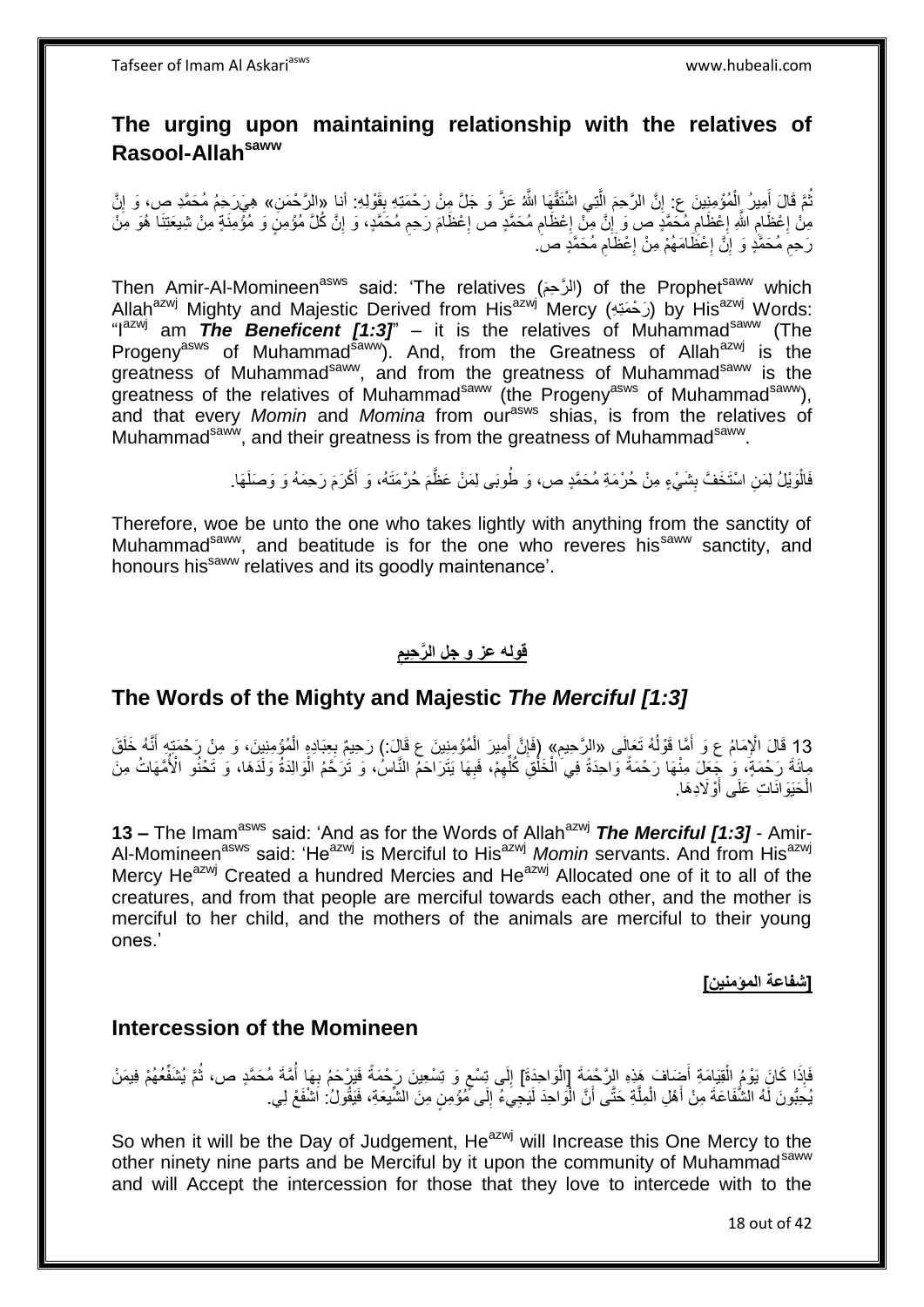## The urging upon maintaining relationship with the relatives of Rasool-Allah[saww]

ثُمَّ قَالَ أَمِيرُ الْمُؤْمِنِينَ ع: إِنَّ الرَّحِمَ الَّتِي اشْتَقَّهَا اللَّهُ عَزَّ وَ جَلَّ مِنْ رَحْمَتِهِ بِقَوْلِهِ: أنا «الرَّحْمنِ» هِيَ رَحِمُ مُحَمَّدٍ ص، وَ إِنَّ مِنْ إِعْظَامِ اللَّهِ إِعْظَامِ مُحَمَّدٍ ص وَ إِنَّ مِنْ إِعْظَامِ مُحَمَّدٍ ص إِعْظَامَ رَحِمِ مُحَمَّدٍ، وَ إِنَّ كُلَّ مُؤْمِنٍ وَ مُؤْمِنَةٍ مِنْ شِيعَتِنَا هُوَ مِنْ رَحِمِ مُحَمَّدٍ وَ إِنَّ إِعْظَامَهُمْ مِنْ إِعْظَامِ مُحَمَّدٍ ص.

Then Amir-Al-Momineen[asws] said: 'The relatives (الرَّحِمَ) of the Prophet[saww] which Allah[azwj] Mighty and Majestic Derived from His[azwj] Mercy (رَحْمَتِهِ) by His[azwj] Words: "I[azwj] am ***The Beneficent [1:3]***" – it is the relatives of Muhammad[saww] (The Progeny[asws] of Muhammad[saww]). And, from the Greatness of Allah[azwj] is the greatness of Muhammad[saww], and from the greatness of Muhammad[saww] is the greatness of the relatives of Muhammad[saww] (the Progeny[asws] of Muhammad[saww]), and that every *Momin* and *Momina* from our[asws] shias, is from the relatives of Muhammad[saww], and their greatness is from the greatness of Muhammad[saww].

فَالْوَيْلُ لِمَنِ اسْتَخَفَّ بِشَيْءٍ مِنْ حُرْمَةِ مُحَمَّدٍ ص، وَ طُوبَى لِمَنْ عَظَّمَ حُرْمَتَهُ، وَ أَكْرَمَ رَحِمَهُ وَ وَصَلَهَا.

Therefore, woe be unto the one who takes lightly with anything from the sanctity of Muhammad[saww], and beatitude is for the one who reveres his[saww] sanctity, and honours his[saww] relatives and its goodly maintenance'.

**قوله عز و جل الرَّحِيمِ**

## The Words of the Mighty and Majestic *The Merciful [1:3]*

13 قَالَ الْإِمَامُ ع وَ أَمَّا قَوْلُهُ تَعَالَى «الرَّحِيمِ» (فَإِنَّ أَمِيرَ الْمُؤْمِنِينَ ع قَالَ:) رَحِيمٌ بِعِبَادِهِ الْمُؤْمِنِينَ، وَ مِنْ رَحْمَتِهِ أَنَّهُ خَلَقَ مِائَةَ رَحْمَةٍ، وَ جَعَلَ مِنْهَا رَحْمَةً وَاحِدَةً فِي الْخَلْقِ كُلِّهِمْ. فَبِهَا يَتَرَاحَمُ النَّاسُ، وَ تَرْحَمُ الْوَالِدَةُ وَلَدَهَا، وَ تَحْنُو الْأُمَّهَاتُ مِنَ الْحَيَوَانَاتِ عَلَى أَوْلَادِهَا.

**13 –** The Imam[asws] said: 'And as for the Words of Allah[azwj] ***The Merciful [1:3]*** - Amir-Al-Momineen[asws] said: 'He[azwj] is Merciful to His[azwj] *Momin* servants. And from His[azwj] Mercy He[azwj] Created a hundred Mercies and He[azwj] Allocated one of it to all of the creatures, and from that people are merciful towards each other, and the mother is merciful to her child, and the mothers of the animals are merciful to their young ones.'

**[شفاعة المؤمنين]**

## Intercession of the Momineen

فَإِذَا كَانَ يَوْمُ الْقِيَامَةِ أَضَافَ هَذِهِ الرَّحْمَةَ [الْوَاحِدَةَ] إِلَى تِسْعٍ وَ تِسْعِينَ رَحْمَةً فَيَرْحَمُ بِهَا أُمَّةَ مُحَمَّدٍ ص، ثُمَّ يُشَفِّعُهُمْ فِيمَنْ يُحِبُّونَ لَهُ الشَّفَاعَةَ مِنْ أَهْلِ الْمِلَّةِ حَتَّى أَنَّ الْوَاحِدَ لَيَجِيءُ إِلَى مُؤْمِنٍ مِنَ الشِّيعَةِ، فَيَقُولُ: اشْفَعْ لِي.

So when it will be the Day of Judgement, He[azwj] will Increase this One Mercy to the other ninety nine parts and be Merciful by it upon the community of Muhammad[saww] and will Accept the intercession for those that they love to intercede with to the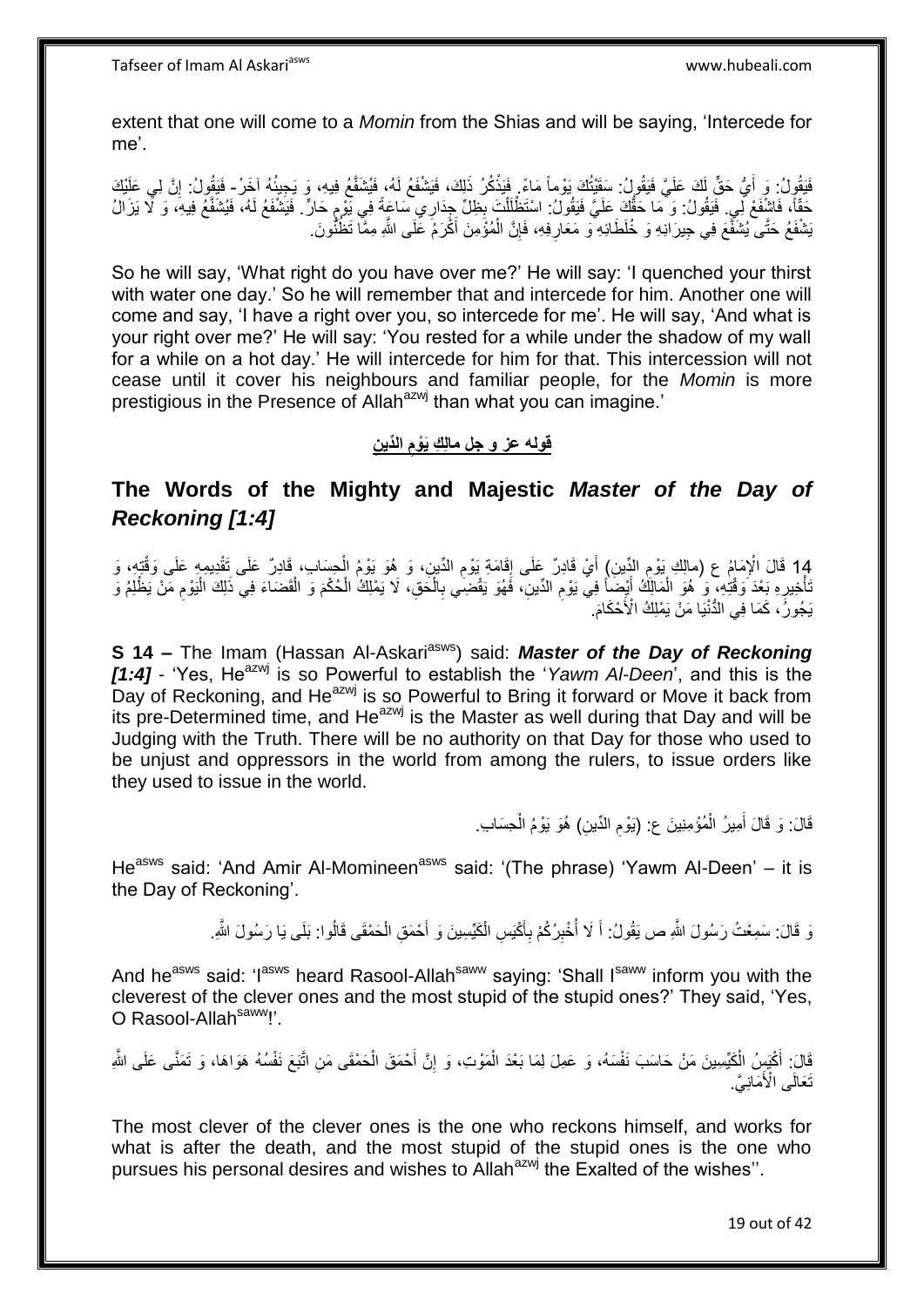extent that one will come to a *Momin* from the Shias and will be saying, 'Intercede for me'.

فَيَقُولُ: وَ أَيُّ حَقٍّ لَكَ عَلَيَّ فَيَقُولُ: سَقَيْتُكَ يَوْماً مَاءً. فَيَذْكُرُ ذَلِكَ، فَيَشْفَعُ لَهُ، فَيُشَفَّعُ فِيهِ، وَ يَجِيئُهُ آخَرُ- فَيَقُولُ: إِنَّ لِي عَلَيْكَ حَقّاً، فَاشْفَعْ لِي. فَيَقُولُ: وَ مَا حَقُّكَ عَلَيَّ فَيَقُولُ: اسْتَظْلَلْتَ بِظِلِّ جِدَارِي سَاعَةً فِي يَوْمٍ حَارٍّ. فَيَشْفَعُ لَهُ، فَيُشَفَّعُ فِيهِ، وَ لَا يَزَالُ يَشْفَعُ حَتَّى يُشَفَّعَ فِي جِيرَانِهِ وَ خُلَطَائِهِ وَ مَعَارِفِهِ، فَإِنَّ الْمُؤْمِنَ أَكْرَمُ عَلَى اللَّهِ مِمَّا تَظُنُّونَ.

So he will say, 'What right do you have over me?' He will say: 'I quenched your thirst with water one day.' So he will remember that and intercede for him. Another one will come and say, 'I have a right over you, so intercede for me'. He will say, 'And what is your right over me?' He will say: 'You rested for a while under the shadow of my wall for a while on a hot day.' He will intercede for him for that. This intercession will not cease until it cover his neighbours and familiar people, for the *Momin* is more prestigious in the Presence of Allah[azwj] than what you can imagine.'

## قوله عز و جل مالِكِ يَوْمِ الدِّينِ

## The Words of the Mighty and Majestic *Master of the Day of Reckoning [1:4]*

14 قَالَ الْإِمَامُ ع (مالِكِ يَوْمِ الدِّينِ) أَيْ قَادِرٌ عَلَى إِقَامَةِ يَوْمِ الدِّينِ، وَ هُوَ يَوْمُ الْحِسَابِ، قَادِرٌ عَلَى تَقْدِيمِهِ عَلَى وَقْتِهِ، وَ تَأْخِيرِهِ بَعْدَ وَقْتِهِ، وَ هُوَ الْمَالِكُ أَيْضاً فِي يَوْمِ الدِّينِ، فَهُوَ يَقْضِي بِالْحَقِّ، لَا يَمْلِكُ الْحُكْمَ وَ الْقَضَاءَ فِي ذَلِكَ الْيَوْمِ مَنْ يَظْلِمُ وَ يَجُورُ، كَمَا فِي الدُّنْيَا مَنْ يَمْلِكُ الْأَحْكَامَ.

**S 14 –** The Imam (Hassan Al-Askari[asws]) said: ***Master of the Day of Reckoning [1:4]*** - 'Yes, He[azwj] is so Powerful to establish the '*Yawm Al-Deen*', and this is the Day of Reckoning, and He[azwj] is so Powerful to Bring it forward or Move it back from its pre-Determined time, and He[azwj] is the Master as well during that Day and will be Judging with the Truth. There will be no authority on that Day for those who used to be unjust and oppressors in the world from among the rulers, to issue orders like they used to issue in the world.

قَالَ: وَ قَالَ أَمِيرُ الْمُؤْمِنِينَ ع: (يَوْمِ الدِّينِ) هُوَ يَوْمُ الْحِسَابِ.

He[asws] said: 'And Amir Al-Momineen[asws] said: '(The phrase) 'Yawm Al-Deen' – it is the Day of Reckoning'.

وَ قَالَ: سَمِعْتُ رَسُولَ اللَّهِ ص يَقُولُ: أَ لَا أُخْبِرُكُمْ بِأَكْيَسِ الْكَيِّسِينَ وَ أَحْمَقِ الْحَمْقَى قَالُوا: بَلَى يَا رَسُولَ اللَّهِ.

And he[asws] said: 'I[asws] heard Rasool-Allah[saww] saying: 'Shall I[saww] inform you with the cleverest of the clever ones and the most stupid of the stupid ones?' They said, 'Yes, O Rasool-Allah[saww]!'.

قَالَ: أَكْيَسُ الْكَيِّسِينَ مَنْ حَاسَبَ نَفْسَهُ، وَ عَمِلَ لِمَا بَعْدَ الْمَوْتِ، وَ إِنَّ أَحْمَقَ الْحَمْقَى مَنِ اتَّبَعَ نَفْسُهُ هَوَاهَا، وَ تَمَنَّى عَلَى اللَّهِ تَعَالَى الْأَمَانِيَّ.

The most clever of the clever ones is the one who reckons himself, and works for what is after the death, and the most stupid of the stupid ones is the one who pursues his personal desires and wishes to Allah[azwj] the Exalted of the wishes''.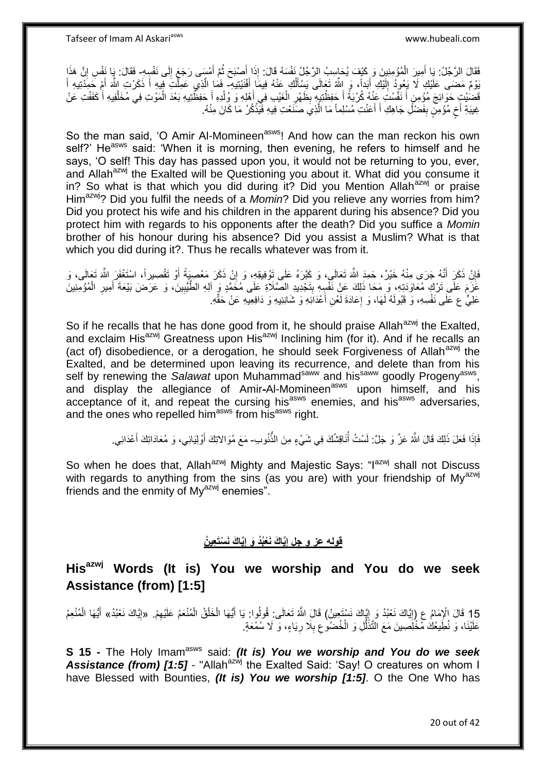فَقَالَ الرَّجُلُ: يَا أَمِيرَ الْمُؤْمِنِينَ وَ كَيْفَ يُحَاسِبُ الرَّجُلُ نَفْسَهُ قَالَ: إِذَا أَصْبَحَ ثُمَّ أَمْسَى رَجَعَ إِلَى نَفْسِهِ- فَقَالَ: يَا نَفْسِ إِنَّ هَذَا يَوْمٌ مَضَى عَلَيْكِ لَا يَعُودُ إِلَيْكِ أَبَداً، وَ اللَّهُ تَعَالَى يَسْأَلُكِ عَنْهُ فِيمَا أَفْنَيْتِهِ- فَمَا الَّذِي عَمِلْتِ فِيهِ أَ ذَكَرْتِ اللَّهَ أَمْ حَمِدْتِيهِ أَ قَضَيْتِ حَوَائِجَ مُؤْمِنٍ أَ نَفَّسْتِ عَنْهُ كُرْبَةً أَ حَفِظْتِيهِ بِظَهْرِ الْغَيْبِ فِي أَهْلِهِ وَ وُلْدِهِ أَ حَفِظْتِيهِ بَعْدَ الْمَوْتِ فِي مُخَلَّفِيهِ أَ كَفَفْتِ عَنْ غِيبَةِ أَخٍ مُؤْمِنٍ بِفَضْلِ جَاهِكِ أَ أَعَنْتِ مُسْلِماً مَا الَّذِي صَنَعْتِ فِيهِ فَيَذْكُرُ مَا كَانَ مِنْهُ.

So the man said, 'O Amir Al-Momineen[asws]! And how can the man reckon his own self?' He[asws] said: 'When it is morning, then evening, he refers to himself and he says, 'O self! This day has passed upon you, it would not be returning to you, ever, and Allah[azwj] the Exalted will be Questioning you about it. What did you consume it in? So what is that which you did during it? Did you Mention Allah[azwj] or praise Him[azwj]? Did you fulfil the needs of a *Momin*? Did you relieve any worries from him? Did you protect his wife and his children in the apparent during his absence? Did you protect him with regards to his opponents after the death? Did you suffice a *Momin* brother of his honour during his absence? Did you assist a Muslim? What is that which you did during it?. Thus he recalls whatever was from it.

فَإِنْ ذَكَرَ أَنَّهُ جَرَى مِنْهُ خَيْرٌ، حَمِدَ اللَّهَ تَعَالَى، وَ كَبَّرَهُ عَلَى تَوْفِيقِهِ، وَ إِنْ ذَكَرَ مَعْصِيَةً أَوْ تَقْصِيراً، اسْتَغْفَرَ اللَّهَ تَعَالَى، وَ عَزَمَ عَلَى تَرْكِ مُعَاوَدَتِهِ، وَ مَحَا ذَلِكَ عَنْ نَفْسِهِ بِتَجْدِيدِ الصَّلَاةِ عَلَى مُحَمَّدٍ وَ آلِهِ الطَّيِّبِينَ، وَ عَرَضَ بَيْعَةَ أَمِيرِ الْمُؤْمِنِينَ عَلِيٍّ ع عَلَى نَفْسِهِ، وَ قَبُولَهُ لَهَا، وَ إِعَادَةَ لَعْنِ أَعْدَائِهِ وَ شَانِئِيهِ وَ دَافِعِيهِ عَنْ حَقِّهِ.

So if he recalls that he has done good from it, he should praise Allah[azwj] the Exalted, and exclaim His[azwj] Greatness upon His[azwj] Inclining him (for it). And if he recalls an (act of) disobedience, or a derogation, he should seek Forgiveness of Allah[azwj] the Exalted, and be determined upon leaving its recurrence, and delete than from his self by renewing the *Salawat* upon Muhammad[saww] and his[saww] goodly Progeny[asws], and display the allegiance of Amir-Al-Momineen[asws] upon himself, and his acceptance of it, and repeat the cursing his[asws] enemies, and his[asws] adversaries, and the ones who repelled him[asws] from his[asws] right.

فَإِذَا فَعَلَ ذَلِكَ قَالَ اللَّهُ عَزَّ وَ جَلَّ: لَسْتُ أُنَاقِشُكَ فِي شَيْءٍ مِنَ الذُّنُوبِ- مَعَ مُوَالاتِكَ أَوْلِيَائِي، وَ مُعَادَاتِكَ أَعْدَائِي.

So when he does that, Allah[azwj] Mighty and Majestic Says: "I[azwj] shall not Discuss with regards to anything from the sins (as you are) with your friendship of My[azwj] friends and the enmity of My[azwj] enemies".

## قوله عز و جل إِيَّاكَ نَعْبُدُ وَ إِيَّاكَ نَسْتَعِينُ

## His[azwj] Words (It is) You we worship and You do we seek Assistance (from) [1:5]

15 قَالَ الْإِمَامُ ع (إِيَّاكَ نَعْبُدُ وَ إِيَّاكَ نَسْتَعِينُ) قَالَ اللَّهُ تَعَالَى: قُولُوا: يَا أَيُّهَا الْخَلْقُ الْمُنْعَمُ عَلَيْهِمْ. «إِيَّاكَ نَعْبُدُ» أَيُّهَا الْمُنْعِمُ عَلَيْنَا، وَ نُطِيعُكَ مُخْلِصِينَ مَعَ التَّذَلُّلِ وَ الْخُضُوعِ بِلَا رِيَاءٍ، وَ لَا سُمْعَةٍ.

**S 15 -** The Holy Imam[asws] said: ***(It is) You we worship and You do we seek Assistance (from) [1:5]*** - "Allah[azwj] the Exalted Said: 'Say! O creatures on whom I have Blessed with Bounties, ***(It is) You we worship [1:5]***. O the One Who has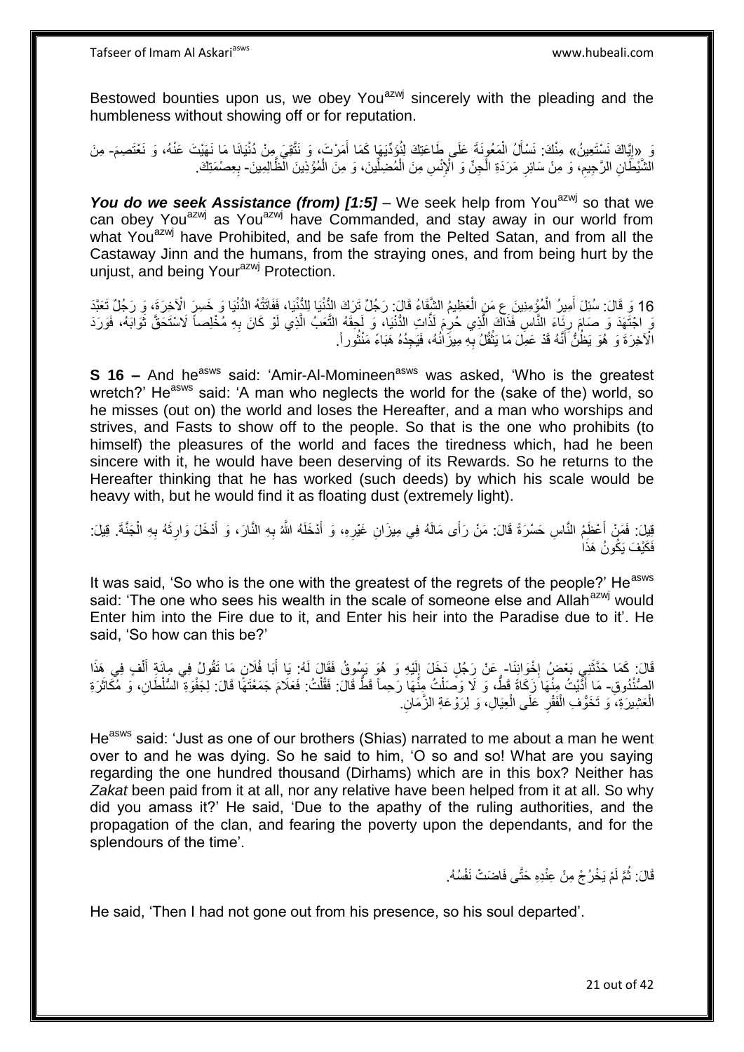Bestowed bounties upon us, we obey You[azwj] sincerely with the pleading and the humbleness without showing off or for reputation.

وَ «إِيَّاكَ نَسْتَعِينُ» مِنْكَ: نَسْأَلُ الْمَعُونَةَ عَلَى طَاعَتِكَ لِنُؤَدِّيَهَا كَمَا أَمَرْتَ، وَ نَتَّقِيَ مِنْ دُنْيَانَا مَا نَهَيْتَ عَنْهُ، وَ نَعْتَصِمَ- مِنَ الشَّيْطَانِ الرَّجِيمِ، وَ مِنْ سَائِرِ مَرَدَةِ الْجِنِّ وَ الْإِنْسِ مِنَ الْمُضِلِّينَ، وَ مِنَ الْمُؤْذِينَ الظَّالِمِينَ- بِعِصْمَتِكَ.

***You do we seek Assistance (from) [1:5]*** – We seek help from You[azwj] so that we can obey You[azwj] as You[azwj] have Commanded, and stay away in our world from what You[azwj] have Prohibited, and be safe from the Pelted Satan, and from all the Castaway Jinn and the humans, from the straying ones, and from being hurt by the unjust, and being Your[azwj] Protection.

16 وَ قَالَ: سُئِلَ أَمِيرُ الْمُؤْمِنِينَ ع مَنِ الْعَظِيمُ الشَّقَاءُ قَالَ: رَجُلٌ تَرَكَ الدُّنْيَا لِلدُّنْيَا، فَفَاتَتْهُ الدُّنْيَا وَ خَسِرَ الْآخِرَةَ، وَ رَجُلٌ تَعَبَّدَ وَ اجْتَهَدَ وَ صَامَ رِئَاءَ النَّاسِ فَذَاكَ الَّذِي حُرِمَ لَذَّاتِ الدُّنْيَا، وَ لَحِقَهُ التَّعَبُ الَّذِي لَوْ كَانَ بِهِ مُخْلِصاً لَاسْتَحَقَّ ثَوَابَهُ، فَوَرَدَ الْآخِرَةَ وَ هُوَ يَظُنُّ أَنَّهُ قَدْ عَمِلَ مَا يَثْقُلُ بِهِ مِيزَانُهُ، فَيَجِدُهُ هَبَاءً مَنْثُوراً.

**S 16 –** And he[asws] said: 'Amir-Al-Momineen[asws] was asked, 'Who is the greatest wretch?' He[asws] said: 'A man who neglects the world for the (sake of the) world, so he misses (out on) the world and loses the Hereafter, and a man who worships and strives, and Fasts to show off to the people. So that is the one who prohibits (to himself) the pleasures of the world and faces the tiredness which, had he been sincere with it, he would have been deserving of its Rewards. So he returns to the Hereafter thinking that he has worked (such deeds) by which his scale would be heavy with, but he would find it as floating dust (extremely light).

قِيلَ: فَمَنْ أَعْظَمُ النَّاسِ حَسْرَةً قَالَ: مَنْ رَأَى مَالَهُ فِي مِيزَانِ غَيْرِهِ، وَ أَدْخَلَهُ اللَّهُ بِهِ النَّارَ، وَ أَدْخَلَ وَارِثَهُ بِهِ الْجَنَّةَ. قِيلَ: فَكَيْفَ يَكُونُ هَذَا

It was said, 'So who is the one with the greatest of the regrets of the people?' He[asws] said: 'The one who sees his wealth in the scale of someone else and Allah[azwj] would Enter him into the Fire due to it, and Enter his heir into the Paradise due to it'. He said, 'So how can this be?'

قَالَ: كَمَا حَدَّثَنِي بَعْضُ إِخْوَانِنَا- عَنْ رَجُلٍ دَخَلَ إِلَيْهِ وَ هُوَ يَسُوقُ فَقَالَ لَهُ: يَا أَبَا فُلَانٍ مَا تَقُولُ فِي مِائَةِ أَلْفٍ فِي هَذَا الصُّنْدُوقِ- مَا أَدَّيْتُ مِنْهَا زَكَاةً قَطُّ، وَ لَا وَصَلْتُ مِنْهَا رَحِماً قَطُّ قَالَ: فَقُلْتُ: فَعَلَامَ جَمَعْتَهَا قَالَ: لِجَفْوَةِ السُّلْطَانِ، وَ مُكَاثَرَةِ الْعَشِيرَةِ، وَ تَخَوُّفِ الْفَقْرِ عَلَى الْعِيَالِ، وَ لِرَوْعَةِ الزَّمَانِ.

He[asws] said: 'Just as one of our brothers (Shias) narrated to me about a man he went over to and he was dying. So he said to him, 'O so and so! What are you saying regarding the one hundred thousand (Dirhams) which are in this box? Neither has *Zakat* been paid from it at all, nor any relative have been helped from it at all. So why did you amass it?' He said, 'Due to the apathy of the ruling authorities, and the propagation of the clan, and fearing the poverty upon the dependants, and for the splendours of the time'.

قَالَ: ثُمَّ لَمْ يَخْرُجْ مِنْ عِنْدِهِ حَتَّى فَاضَتْ نَفْسُهُ.

He said, 'Then I had not gone out from his presence, so his soul departed'.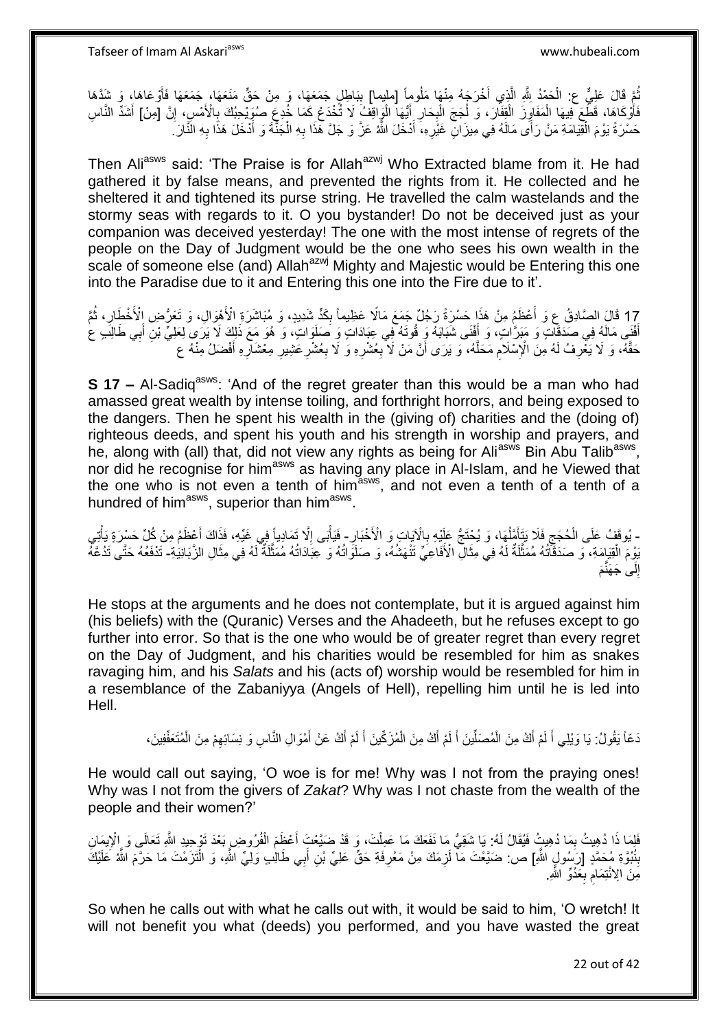ثُمَّ قَالَ عَلِيٌّ ع: الْحَمْدُ لِلَّهِ الَّذِي أَخْرَجَهُ مِنْهَا مَلُوماً [مليما] بِبَاطِلٍ جَمَعَهَا، وَ مِنْ حَقٍّ مَنَعَهَا، جَمَعَهَا فَأَوْعَاهَا، وَ شَدَّهَا فَأَوْكَاهَا، قَطَعَ فِيهَا الْمَفَاوِزَ الْقِفَارَ، وَ لُجَجَ الْبِحَارِ أَيُّهَا الْوَاقِفُ لَا تُخْدَعْ كَمَا خُدِعَ صُوَيْحِبُكَ بِالْأَمْسِ، إِنَّ [مِنْ] أَشَدِّ النَّاسِ حَسْرَةً يَوْمَ الْقِيَامَةِ مَنْ رَأَى مَالَهُ فِي مِيزَانِ غَيْرِهِ، أَدْخَلَ اللَّهُ عَزَّ وَ جَلَّ هَذَا بِهِ الْجَنَّةَ وَ أَدْخَلَ هَذَا بِهِ النَّارَ.

Then Ali^asws said: 'The Praise is for Allah^azwj Who Extracted blame from it. He had gathered it by false means, and prevented the rights from it. He collected and he sheltered it and tightened its purse string. He travelled the calm wastelands and the stormy seas with regards to it. O you bystander! Do not be deceived just as your companion was deceived yesterday! The one with the most intense of regrets of the people on the Day of Judgment would be the one who sees his own wealth in the scale of someone else (and) Allah^azwj Mighty and Majestic would be Entering this one into the Paradise due to it and Entering this one into the Fire due to it'.

17 قَالَ الصَّادِقُ ع وَ أَعْظَمُ مِنْ هَذَا حَسْرَةً رَجُلٌ جَمَعَ مَالًا عَظِيماً بِكَدٍّ شَدِيدٍ، وَ مُبَاشَرَةِ الْأَهْوَالِ، وَ تَعَرُّضِ الْأَخْطَارِ، ثُمَّ أَفْنَى مَالَهُ فِي صَدَقَاتٍ وَ مَبَرَّاتٍ، وَ أَفْنَى شَبَابَهُ وَ قُوَّتَهُ فِي عِبَادَاتٍ وَ صَلَوَاتٍ، وَ هُوَ مَعَ ذَلِكَ لَا يَرَى لِعَلِيِّ بْنِ أَبِي طَالِبٍ ع حَقَّهُ، وَ لَا يَعْرِفُ لَهُ مِنَ الْإِسْلَامِ مَحَلَّهُ، وَ يَرَى أَنَّ مَنْ لَا بِعُشْرِهِ وَ لَا بِعُشْرِ عُشَيْرِ مِعْشَارِهِ أَفْضَلُ مِنْهُ ع

**S 17 –** Al-Sadiq^asws: 'And of the regret greater than this would be a man who had amassed great wealth by intense toiling, and forthright horrors, and being exposed to the dangers. Then he spent his wealth in the (giving of) charities and the (doing of) righteous deeds, and spent his youth and his strength in worship and prayers, and he, along with (all) that, did not view any rights as being for Ali^asws Bin Abu Talib^asws, nor did he recognise for him^asws as having any place in Al-Islam, and he Viewed that the one who is not even a tenth of him^asws, and not even a tenth of a tenth of a hundred of him^asws, superior than him^asws.

- يُوقَفُ عَلَى الْحُجَجِ فَلَا يَتَأَمَّلُهَا، وَ يُحْتَجُّ عَلَيْهِ بِالْآيَاتِ وَ الْأَخْبَارِ- فَيَأْبَى إِلَّا تَمَادِياً فِي غَيِّهِ، فَذَاكَ أَعْظَمُ مِنْ كُلِّ حَسْرَةٍ يَأْتِي يَوْمَ الْقِيَامَةِ، وَ صَدَقَاتُهُ مُمَثَّلَةٌ لَهُ فِي مِثَالِ الْأَفَاعِيِّ تَنْهَشُهُ، وَ صَلَوَاتُهُ وَ عِبَادَاتُهُ مُمَثَّلَةٌ لَهُ فِي مِثَالِ الزَّبَانِيَةِ- تَدْفَعُهُ حَتَّى تَدُعَّهُ إِلَى جَهَنَّمَ

He stops at the arguments and he does not contemplate, but it is argued against him (his beliefs) with the (Quranic) Verses and the Ahadeeth, but he refuses except to go further into error. So that is the one who would be of greater regret than every regret on the Day of Judgment, and his charities would be resembled for him as snakes ravaging him, and his *Salats* and his (acts of) worship would be resembled for him in a resemblance of the Zabaniyya (Angels of Hell), repelling him until he is led into Hell.

دَعّاً يَقُولُ: يَا وَيْلِي أَ لَمْ أَكُ مِنَ الْمُصَلِّينَ أَ لَمْ أَكُ مِنَ الْمُزَكِّينَ أَ لَمْ أَكُ عَنْ أَمْوَالِ النَّاسِ وَ نِسَائِهِمْ مِنَ الْمُتَعَفِّفِينَ،

He would call out saying, 'O woe is for me! Why was I not from the praying ones! Why was I not from the givers of *Zakat*? Why was I not chaste from the wealth of the people and their women?'

فَلِمَا ذَا دُهِيتُ بِمَا دُهِيتُ فَيُقَالُ لَهُ: يَا شَقِيُّ مَا نَفَعَكَ مَا عَمِلْتَ، وَ قَدْ ضَيَّعْتَ أَعْظَمَ الْفُرُوضِ بَعْدَ تَوْحِيدِ اللَّهِ تَعَالَى وَ الْإِيمَانِ بِنُبُوَّةِ مُحَمَّدٍ [رَسُولِ اللَّهِ] ص: ضَيَّعْتَ مَا لَزِمَكَ مِنْ مَعْرِفَةِ حَقِّ عَلِيِّ بْنِ أَبِي طَالِبٍ وَلِيِّ اللَّهِ، وَ الْتَزَمْتَ مَا حَرَّمَ اللَّهُ عَلَيْكَ مِنَ الِائْتِمَامِ بِعَدُوِّ اللَّهِ.

So when he calls out with what he calls out with, it would be said to him, 'O wretch! It will not benefit you what (deeds) you performed, and you have wasted the great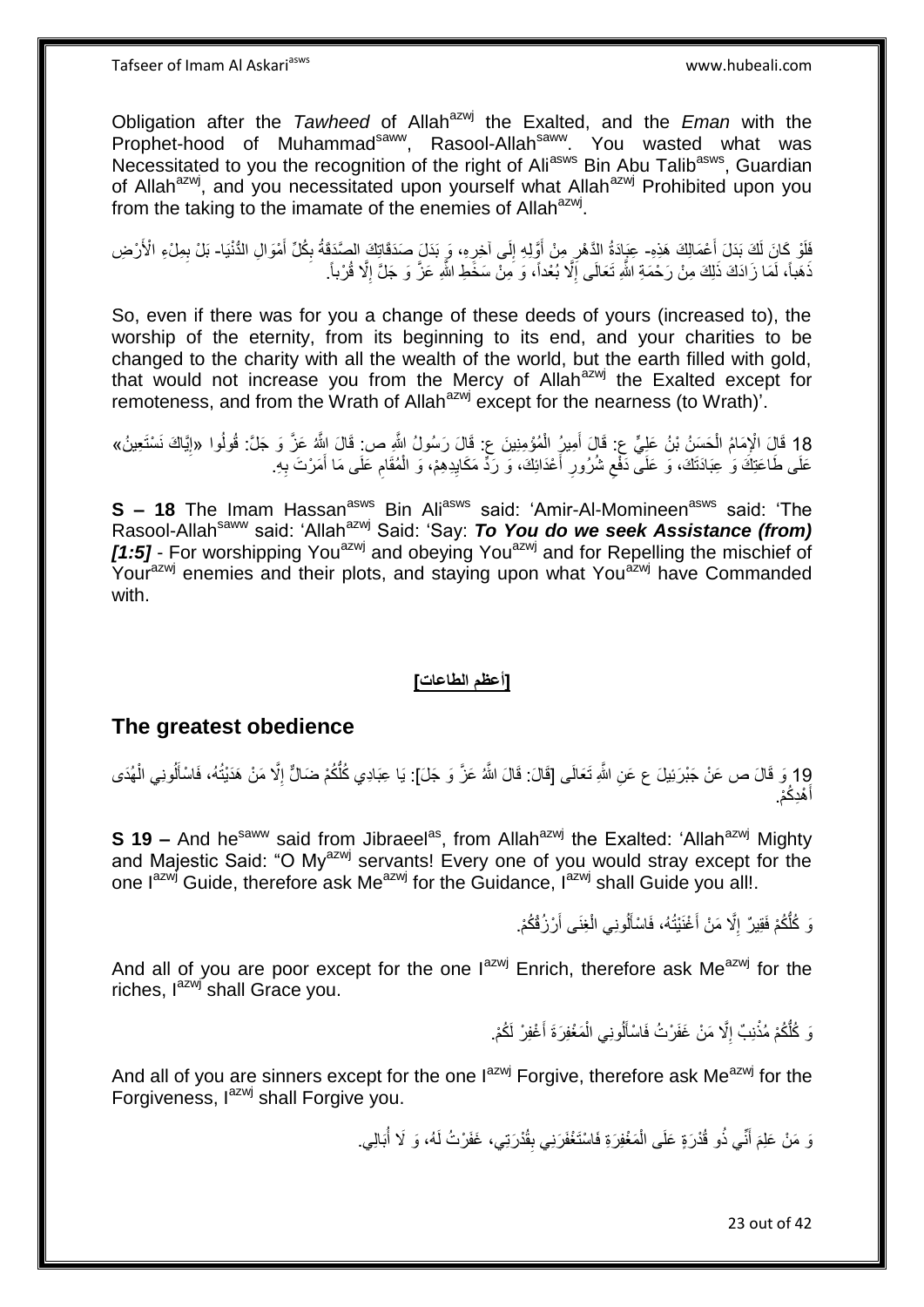Obligation after the *Tawheed* of Allah[azwj] the Exalted, and the *Eman* with the Prophet-hood of Muhammad[saww], Rasool-Allah[saww]. You wasted what was Necessitated to you the recognition of the right of Ali[asws] Bin Abu Talib[asws], Guardian of Allah[azwj], and you necessitated upon yourself what Allah[azwj] Prohibited upon you from the taking to the imamate of the enemies of Allah[azwj].

فَلَوْ كَانَ لَكَ بَدَلَ أَعْمَالِكَ هَذِهِ- عِبَادَةُ الدَّهْرِ مِنْ أَوَّلِهِ إِلَى آخِرِهِ، وَ بَدَلَ صَدَقَاتِكَ الصَّدَقَةُ بِكُلِّ أَمْوَالِ الدُّنْيَا- بَلْ بِمِلْءِ الْأَرْضِ ذَهَباً، لَمَا زَادَكَ ذَلِكَ مِنْ رَحْمَةِ اللَّهِ تَعَالَى إِلَّا بُعْداً، وَ مِنْ سَخَطِ اللَّهِ عَزَّ وَ جَلَّ إِلَّا قُرْباً.

So, even if there was for you a change of these deeds of yours (increased to), the worship of the eternity, from its beginning to its end, and your charities to be changed to the charity with all the wealth of the world, but the earth filled with gold, that would not increase you from the Mercy of Allah[azwj] the Exalted except for remoteness, and from the Wrath of Allah[azwj] except for the nearness (to Wrath)'.

18 قَالَ الْإِمَامُ الْحَسَنُ بْنُ عَلِيٍّ ع: قَالَ أَمِيرُ الْمُؤْمِنِينَ ع: قَالَ رَسُولُ اللَّهِ ص: قَالَ اللَّهُ عَزَّ وَ جَلَّ: قُولُوا «إِيَّاكَ نَسْتَعِينُ» عَلَى طَاعَتِكَ وَ عِبَادَتِكَ، وَ عَلَى دَفْعِ شُرُورِ أَعْدَائِكَ، وَ رَدِّ مَكَايِدِهِمْ، وَ الْمُقَامِ عَلَى مَا أَمَرْتَ بِهِ.

**S – 18** The Imam Hassan[asws] Bin Ali[asws] said: 'Amir-Al-Momineen[asws] said: 'The Rasool-Allah[saww] said: 'Allah[azwj] Said: 'Say: ***To You do we seek Assistance (from) [1:5]*** - For worshipping You[azwj] and obeying You[azwj] and for Repelling the mischief of Your[azwj] enemies and their plots, and staying upon what You[azwj] have Commanded with.

**[أعظم الطاعات]**

## The greatest obedience

19 وَ قَالَ ص عَنْ جَبْرَئِيلَ ع عَنِ اللَّهِ تَعَالَى [قَالَ: قَالَ اللَّهُ عَزَّ وَ جَلَ]: يَا عِبَادِي كُلُّكُمْ ضَالٌّ إِلَّا مَنْ هَدَيْتُهُ، فَاسْأَلُونِي الْهُدَى أَهْدِكُمْ.

**S 19 –** And he[saww] said from Jibraeel[as], from Allah[azwj] the Exalted: 'Allah[azwj] Mighty and Majestic Said: "O My[azwj] servants! Every one of you would stray except for the one I[azwj] Guide, therefore ask Me[azwj] for the Guidance, I[azwj] shall Guide you all!.

وَ كُلُّكُمْ فَقِيرٌ إِلَّا مَنْ أَغْنَيْتُهُ، فَاسْأَلُونِي الْغِنَى أَرْزُقْكُمْ.

And all of you are poor except for the one I[azwj] Enrich, therefore ask Me[azwj] for the riches, I[azwj] shall Grace you.

وَ كُلُّكُمْ مُذْنِبٌ إِلَّا مَنْ غَفَرْتُ فَاسْأَلُونِي الْمَغْفِرَةَ أَغْفِرْ لَكُمْ.

And all of you are sinners except for the one I[azwj] Forgive, therefore ask Me[azwj] for the Forgiveness, I[azwj] shall Forgive you.

وَ مَنْ عَلِمَ أَنِّي ذُو قُدْرَةٍ عَلَى الْمَغْفِرَةِ فَاسْتَغْفَرَنِي بِقُدْرَتِي، غَفَرْتُ لَهُ، وَ لَا أُبَالِي.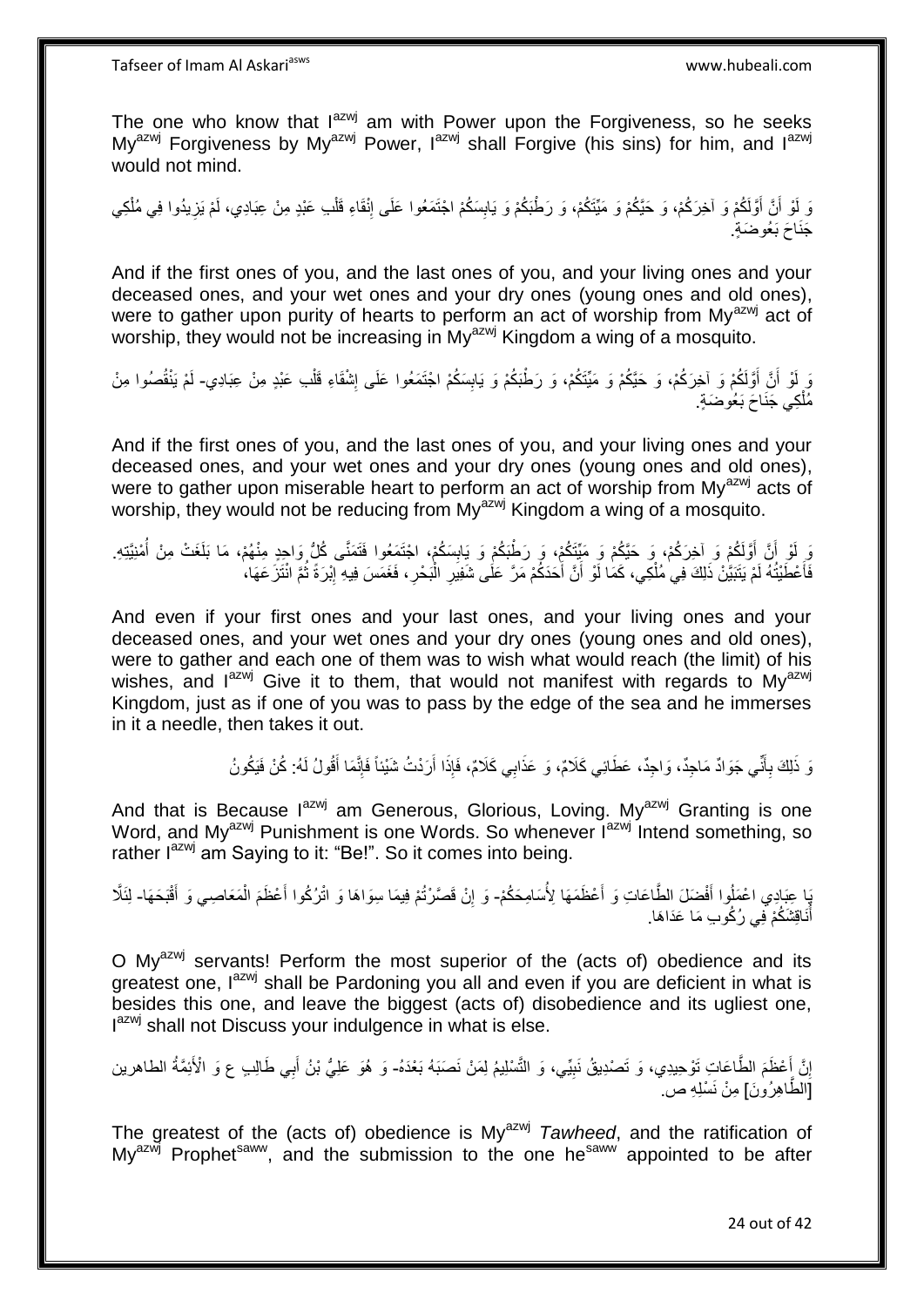The one who know that I[azwj] am with Power upon the Forgiveness, so he seeks My[azwj] Forgiveness by My[azwj] Power, I[azwj] shall Forgive (his sins) for him, and I[azwj] would not mind.

وَ لَوْ أَنَّ أَوَّلَكُمْ وَ آخِرَكُمْ، وَ حَيَّكُمْ وَ مَيِّتَكُمْ، وَ رَطْبَكُمْ وَ يَابِسَكُمُ اجْتَمَعُوا عَلَى إِتْقَاءِ قَلْبِ عَبْدٍ مِنْ عِبَادِي، لَمْ يَزِيدُوا فِي مُلْكِي جَنَاحَ بَعُوضَةٍ.

And if the first ones of you, and the last ones of you, and your living ones and your deceased ones, and your wet ones and your dry ones (young ones and old ones), were to gather upon purity of hearts to perform an act of worship from My[azwj] act of worship, they would not be increasing in My[azwj] Kingdom a wing of a mosquito.

وَ لَوْ أَنَّ أَوَّلَكُمْ وَ آخِرَكُمْ، وَ حَيَّكُمْ وَ مَيِّتَكُمْ، وَ رَطْبَكُمْ وَ يَابِسَكُمُ اجْتَمَعُوا عَلَى إِشْقَاءِ قَلْبِ عَبْدٍ مِنْ عِبَادِي- لَمْ يَنْقُصُوا مِنْ مُلْكِي جَنَاحَ بَعُوضَةٍ.

And if the first ones of you, and the last ones of you, and your living ones and your deceased ones, and your wet ones and your dry ones (young ones and old ones), were to gather upon miserable heart to perform an act of worship from My[azwj] acts of worship, they would not be reducing from My[azwj] Kingdom a wing of a mosquito.

وَ لَوْ أَنَّ أَوَّلَكُمْ وَ آخِرَكُمْ، وَ حَيَّكُمْ وَ مَيِّتَكُمْ، وَ رَطْبَكُمْ وَ يَابِسَكُمُ، اجْتَمَعُوا فَتَمَنَّى كُلُّ وَاحِدٍ مِنْهُمْ، مَا بَلَغَتْ مِنْ أُمْنِيَّتِهِ. فَأَعْطَيْتُهُ لَمْ يَتَبَيَّنْ ذَلِكَ فِي مُلْكِي، كَمَا لَوْ أَنَّ أَحَدَكُمْ مَرَّ عَلَى شَفِيرِ الْبَحْرِ، فَغَمَسَ فِيهِ إِبْرَةً ثُمَّ انْتَزَعَهَا،

And even if your first ones and your last ones, and your living ones and your deceased ones, and your wet ones and your dry ones (young ones and old ones), were to gather and each one of them was to wish what would reach (the limit) of his wishes, and I[azwj] Give it to them, that would not manifest with regards to My[azwj] Kingdom, just as if one of you was to pass by the edge of the sea and he immerses in it a needle, then takes it out.

وَ ذَلِكَ بِأَنِّي جَوَادٌ مَاجِدٌ، وَاجِدٌ، عَطَائِي كَلَامٌ، وَ عَذَابِي كَلَامٌ، فَإِذَا أَرَدْتُ شَيْئاً فَإِنَّمَا أَقُولُ لَهُ: كُنْ فَيَكُونُ

And that is Because I[azwj] am Generous, Glorious, Loving. My[azwj] Granting is one Word, and My[azwj] Punishment is one Words. So whenever I[azwj] Intend something, so rather I[azwj] am Saying to it: "Be!". So it comes into being.

يَا عِبَادِي اعْمَلُوا أَفْضَلَ الطَّاعَاتِ وَ أَعْظَمَهَا لِأُسَامِحَكُمْ- وَ إِنْ قَصَّرْتُمْ فِيمَا سِوَاهَا وَ اتْرُكُوا أَعْظَمَ الْمَعَاصِي وَ أَقْبَحَهَا- لِئَلَّا أُنَاقِشَكُمْ فِي رُكُوبِ مَا عَدَاهَا.

O My[azwj] servants! Perform the most superior of the (acts of) obedience and its greatest one, I[azwj] shall be Pardoning you all and even if you are deficient in what is besides this one, and leave the biggest (acts of) disobedience and its ugliest one, I[azwj] shall not Discuss your indulgence in what is else.

إِنَّ أَعْظَمَ الطَّاعَاتِ تَوْحِيدِي، وَ تَصْدِيقُ نَبِيِّي، وَ التَّسْلِيمُ لِمَنْ نَصَبَهُ بَعْدَهُ- وَ هُوَ عَلِيُّ بْنُ أَبِي طَالِبٍ ع وَ الْأَئِمَّةُ الطاهرين [الطَّاهِرُونَ] مِنْ نَسْلِهِ ص.

The greatest of the (acts of) obedience is My[azwj] *Tawheed*, and the ratification of My[azwj] Prophet[saww], and the submission to the one he[saww] appointed to be after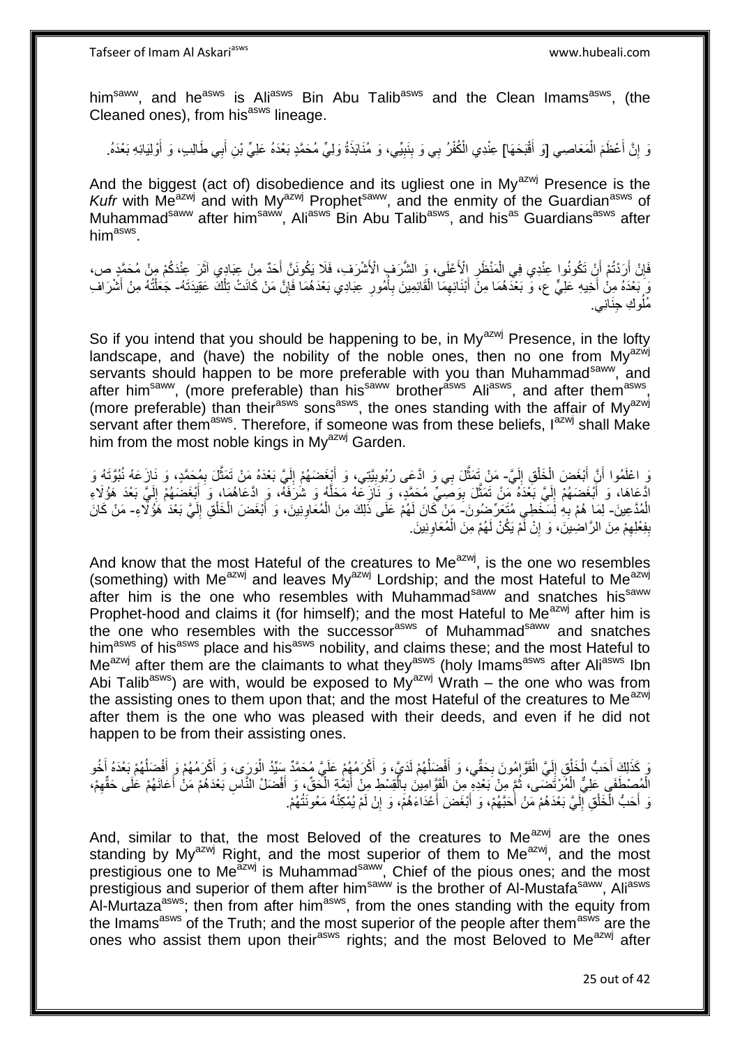him[saww], and he[asws] is Ali[asws] Bin Abu Talib[asws] and the Clean Imams[asws], (the Cleaned ones), from his[asws] lineage.

وَ إِنَّ أَعْظَمَ الْمَعَاصِي [وَ أَقْبَحَهَا] عِنْدِي الْكُفْرُ بِي وَ بِنَبِيِّي، وَ مُنَابَذَةُ وَلِيِّ مُحَمَّدٍ بَعْدَهُ عَلِيِّ بْنِ أَبِي طَالِبٍ، وَ أَوْلِيَائِهِ بَعْدَهُ.

And the biggest (act of) disobedience and its ugliest one in My[azwj] Presence is the *Kufr* with Me[azwj] and with My[azwj] Prophet[saww], and the enmity of the Guardian[asws] of Muhammad[saww] after him[saww], Ali[asws] Bin Abu Talib[asws], and his[as] Guardians[asws] after him[asws].

فَإِنْ أَرَدْتُمْ أَنْ تَكُونُوا عِنْدِي فِي الْمَنْظَرِ الْأَعْلَى، وَ الشَّرَفِ الْأَشْرَفِ، فَلَا يَكُونَنَّ أَحَدٌ مِنْ عِبَادِي آثَرَ عِنْدَكُمْ مِنْ مُحَمَّدٍ ص، وَ بَعْدَهُ مِنْ أَخِيهِ عَلِيٍّ ع، وَ بَعْدَهُمَا مِنْ أَبْنَائِهِمَا الْقَائِمِينَ بِأُمُورِ عِبَادِي بَعْدَهُمَا فَإِنَّ مَنْ كَانَتْ تِلْكَ عَقِيدَتَهُ- جَعَلْتُهُ مِنْ أَشْرَافِ مُلُوكِ جِنَانِي.

So if you intend that you should be happening to be, in My[azwj] Presence, in the lofty landscape, and (have) the nobility of the noble ones, then no one from My[azwj] servants should happen to be more preferable with you than Muhammad[saww], and after him[saww], (more preferable) than his[saww] brother[asws] Ali[asws], and after them[asws], (more preferable) than their[asws] sons[asws], the ones standing with the affair of My[azwj] servant after them[asws]. Therefore, if someone was from these beliefs, I[azwj] shall Make him from the most noble kings in My[azwj] Garden.

وَ اعْلَمُوا أَنَّ أَبْغَضَ الْخَلْقِ إِلَيَّ- مَنْ تَمَثَّلَ بِي وَ ادَّعَى رُبُوبِيَّتِي، وَ أَبْغَضَهُمْ إِلَيَّ بَعْدَهُ مَنْ تَمَثَّلَ بِمُحَمَّدٍ، وَ نَازَعَهُ نُبُوَّتَهُ وَ ادَّعَاهَا، وَ أَبْغَضَهُمْ إِلَيَّ بَعْدَهُ مَنْ تَمَثَّلَ بِوَصِيِّ مُحَمَّدٍ، وَ نَازَعَهُ مَحَلَّهُ وَ شَرَفَهُ، وَ ادَّعَاهُمَا، وَ أَبْغَضَهُمْ إِلَيَّ بَعْدَ هَؤُلَاءِ الْمُدَّعِينَ- لِمَا هُمْ بِهِ لِسَخَطِي مُتَعَرِّضُونَ- مَنْ كَانَ لَهُمْ عَلَى ذَلِكَ مِنَ الْمُعَاوِنِينَ، وَ أَبْغَضَ الْخَلْقِ إِلَيَّ بَعْدَ هَؤُلَاءِ- مَنْ كَانَ بِفِعْلِهِمْ مِنَ الرَّاضِينَ، وَ إِنْ لَمْ يَكُنْ لَهُمْ مِنَ الْمُعَاوِنِينَ.

And know that the most Hateful of the creatures to Me[azwj], is the one wo resembles (something) with Me[azwj] and leaves My[azwj] Lordship; and the most Hateful to Me[azwj] after him is the one who resembles with Muhammad[saww] and snatches his[saww] Prophet-hood and claims it (for himself); and the most Hateful to Me[azwj] after him is the one who resembles with the successor[asws] of Muhammad[saww] and snatches him[asws] of his[asws] place and his[asws] nobility, and claims these; and the most Hateful to Me[azwj] after them are the claimants to what they[asws] (holy Imams[asws] after Ali[asws] Ibn Abi Talib[asws]) are with, would be exposed to My[azwj] Wrath – the one who was from the assisting ones to them upon that; and the most Hateful of the creatures to Me[azwj] after them is the one who was pleased with their deeds, and even if he did not happen to be from their assisting ones.

وَ كَذَلِكَ أَحَبُّ الْخَلْقِ إِلَيَّ الْقَوَّامُونَ بِحَقِّي، وَ أَفْضَلُهُمْ لَدَيَّ، وَ أَكْرَمُهُمْ عَلَيَّ مُحَمَّدٌ سَيِّدُ الْوَرَى، وَ أَكْرَمُهُمْ وَ أَفْضَلُهُمْ بَعْدَهُ أَخُو الْمُصْطَفَى عَلِيٌّ الْمُرْتَضَى، ثُمَّ مِنْ بَعْدِهِ مِنَ الْقَوَّامِينَ بِالْقِسْطِ مِنْ أَئِمَّةِ الْحَقِّ، وَ أَفْضَلُ النَّاسِ بَعْدَهُمْ مَنْ أَعَانَهُمْ عَلَى حَقِّهِمْ، وَ أَحَبُّ الْخَلْقِ إِلَيَّ بَعْدَهُمْ مَنْ أَحَبَّهُمْ، وَ أَبْغَضَ أَعْدَاءَهُمْ، وَ إِنْ لَمْ يُمْكِنْهُ مَعُونَتُهُمْ.

And, similar to that, the most Beloved of the creatures to Me[azwj] are the ones standing by My[azwj] Right, and the most superior of them to Me[azwj], and the most prestigious one to Me[azwj] is Muhammad[saww], Chief of the pious ones; and the most prestigious and superior of them after him[saww] is the brother of Al-Mustafa[saww], Ali[asws] Al-Murtaza[asws]; then from after him[asws], from the ones standing with the equity from the Imams[asws] of the Truth; and the most superior of the people after them[asws] are the ones who assist them upon their[asws] rights; and the most Beloved to Me[azwj] after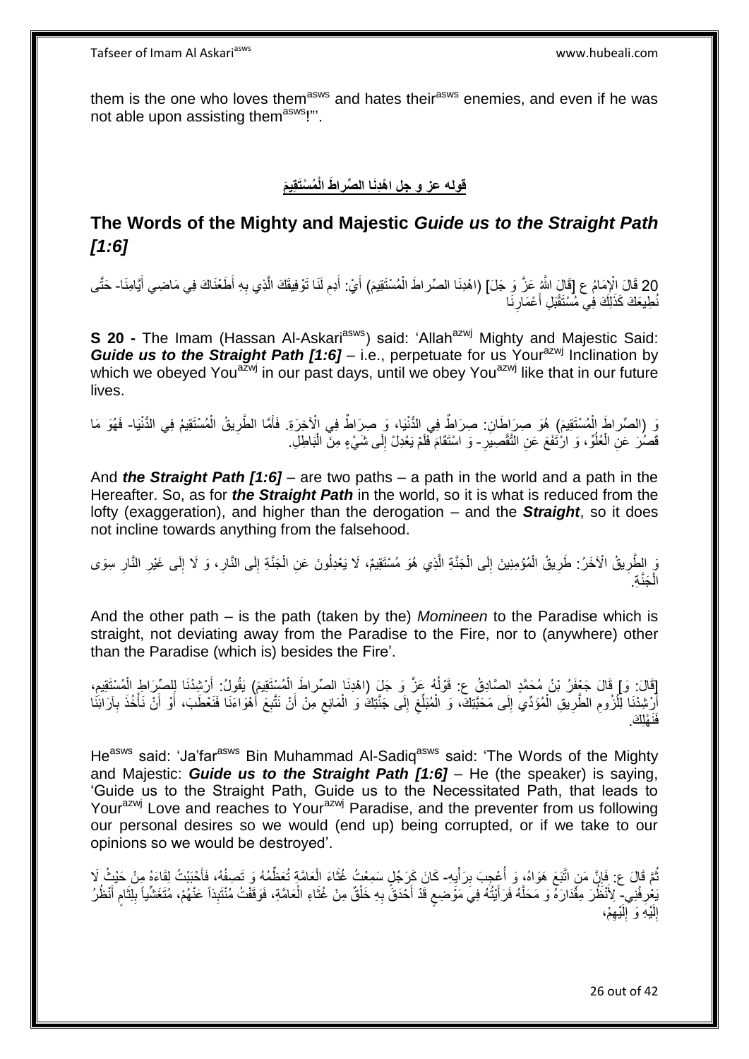them is the one who loves them^asws and hates their^asws enemies, and even if he was not able upon assisting them^asws!"'.

## قوله عز و جل اهْدِنَا الصِّراطَ الْمُسْتَقِيمَ

## The Words of the Mighty and Majestic *Guide us to the Straight Path [1:6]*

20 قَالَ الْإِمَامُ ع [قَالَ اللَّهُ عَزَّ وَ جَلَ] (اهْدِنَا الصِّراطَ الْمُسْتَقِيمَ) أَيْ: أَدِمْ لَنَا تَوْفِيقَكَ الَّذِي بِهِ أَطَعْنَاكَ فِي مَاضِي أَيَّامِنَا- حَتَّى نُطِيعَكَ كَذَلِكَ فِي مُسْتَقْبَلِ أَعْمَارِنَا

**S 20 -** The Imam (Hassan Al-Askari^asws) said: 'Allah^azwj Mighty and Majestic Said: ***Guide us to the Straight Path [1:6]*** – i.e., perpetuate for us Your^azwj Inclination by which we obeyed You^azwj in our past days, until we obey You^azwj like that in our future lives.

وَ (الصِّراطَ الْمُسْتَقِيمَ) هُوَ صِرَاطَانِ: صِرَاطٌ فِي الدُّنْيَا، وَ صِرَاطٌ فِي الْآخِرَةِ. فَأَمَّا الطَّرِيقُ الْمُسْتَقِيمُ فِي الدُّنْيَا- فَهُوَ مَا قَصُرَ عَنِ الْغُلُوِّ، وَ ارْتَفَعَ عَنِ التَّقْصِيرِ- وَ اسْتَقَامَ فَلَمْ يَعْدِلْ إِلَى شَيْءٍ مِنَ الْبَاطِلِ.

And ***the Straight Path [1:6]*** – are two paths – a path in the world and a path in the Hereafter. So, as for ***the Straight Path*** in the world, so it is what is reduced from the lofty (exaggeration), and higher than the derogation – and the ***Straight***, so it does not incline towards anything from the falsehood.

وَ الطَّرِيقُ الْآخَرُ: طَرِيقُ الْمُؤْمِنِينَ إِلَى الْجَنَّةِ الَّذِي هُوَ مُسْتَقِيمٌ، لَا يَعْدِلُونَ عَنِ الْجَنَّةِ إِلَى النَّارِ، وَ لَا إِلَى غَيْرِ النَّارِ سِوَى الْجَنَّةِ.

And the other path – is the path (taken by the) *Momineen* to the Paradise which is straight, not deviating away from the Paradise to the Fire, nor to (anywhere) other than the Paradise (which is) besides the Fire'.

[قَالَ: وَ] قَالَ جَعْفَرُ بْنُ مُحَمَّدٍ الصَّادِقُ ع: قَوْلُهُ عَزَّ وَ جَلَ (اهْدِنَا الصِّراطَ الْمُسْتَقِيمَ) يَقُولُ: أَرْشِدْنَا لِلصِّرَاطِ الْمُسْتَقِيمِ، أَرْشِدْنَا لِلُزُومِ الطَّرِيقِ الْمُؤَدِّي إِلَى مَحَبَّتِكَ، وَ الْمُبَلِّغِ إِلَى جَنَّتِكَ، وَ الْمَانِعِ مِنْ أَنْ نَتَّبِعَ أَهْوَاءَنَا فَنَعْطَبَ، أَوْ أَنْ نَأْخُذَ بِآرَائِنَا فَنَهْلِكَ.

He^asws said: 'Ja'far^asws Bin Muhammad Al-Sadiq^asws said: 'The Words of the Mighty and Majestic: ***Guide us to the Straight Path [1:6]*** – He (the speaker) is saying, 'Guide us to the Straight Path, Guide us to the Necessitated Path, that leads to Your^azwj Love and reaches to Your^azwj Paradise, and the preventer from us following our personal desires so we would (end up) being corrupted, or if we take to our opinions so we would be destroyed'.

ثُمَّ قَالَ ع: فَإِنَّ مَنِ اتَّبَعَ هَوَاهُ، وَ أُعْجِبَ بِرَأْيِهِ- كَانَ كَرَجُلٍ سَمِعْتُ غُثَاءَ الْعَامَّةِ تُعَظِّمُهُ وَ تَصِفُهُ، فَأَحْبَبْتُ لِقَاءَهُ مِنْ حَيْثُ لَا يَعْرِفُنِي- لِأَنْظُرَ مِقْدَارَهُ وَ مَحَلَّهُ فَرَأَيْتُهُ فِي مَوْضِعٍ قَدْ أَحْدَقَ بِهِ خَلْقٌ مِنْ غُثَاءِ الْعَامَّةِ، فَوَقَفْتُ مُنْتَبِذاً عَنْهُمْ، مُتَغَشِّياً بِلِثَامٍ أَنْظُرُ إِلَيْهِ وَ إِلَيْهِمْ،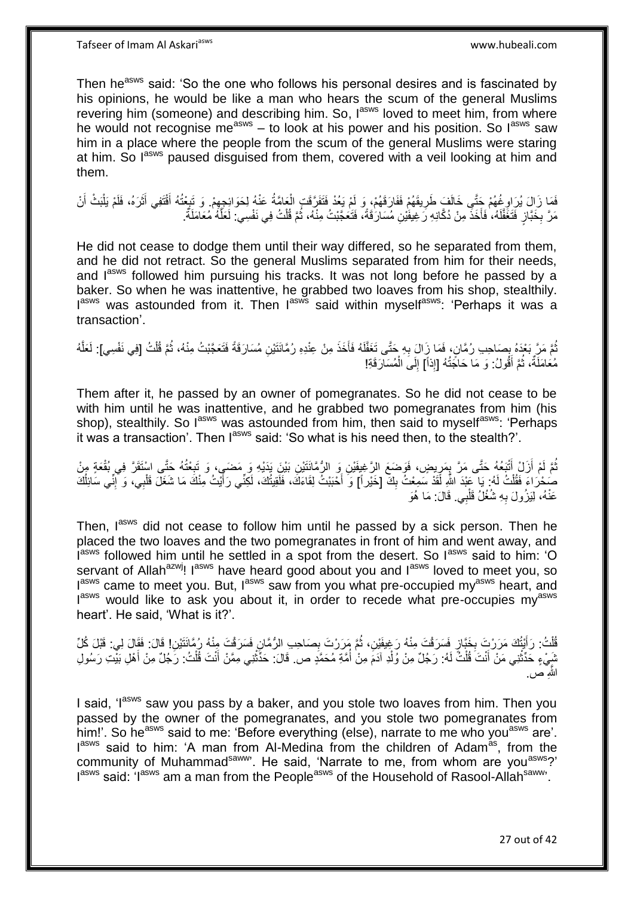Then he[asws] said: 'So the one who follows his personal desires and is fascinated by his opinions, he would be like a man who hears the scum of the general Muslims revering him (someone) and describing him. So, I[asws] loved to meet him, from where he would not recognise me[asws] – to look at his power and his position. So I[asws] saw him in a place where the people from the scum of the general Muslims were staring at him. So I[asws] paused disguised from them, covered with a veil looking at him and them.

فَمَا زَالَ يُرَاوِغُهُمْ حَتَّى خَالَفَ طَرِيقَهُمْ فَفَارَقَهُمْ، وَ لَمْ يَعُدْ فَتَفَرَّقَتِ الْعَامَّةُ عَنْهُ لِحَوَائِجِهِمْ. وَ تَبِعْتُهُ أَقْتَفِي أَثَرَهُ، فَلَمْ يَلْبَثْ أَنْ مَرَّ بِخَبَّازٍ فَتَغَفَّلَهُ، فَأَخَذَ مِنْ دُكَّانِهِ رَغِيفَيْنِ مُسَارَقَةً، فَتَعَجَّبْتُ مِنْهُ، ثُمَّ قُلْتُ فِي نَفْسِي: لَعَلَّهُ مُعَامَلَةٌ.

He did not cease to dodge them until their way differed, so he separated from them, and he did not retract. So the general Muslims separated from him for their needs, and I[asws] followed him pursuing his tracks. It was not long before he passed by a baker. So when he was inattentive, he grabbed two loaves from his shop, stealthily. I[asws] was astounded from it. Then I[asws] said within myself[asws]: 'Perhaps it was a transaction'.

ثُمَّ مَرَّ بَعْدَهُ بِصَاحِبِ رُمَّانٍ، فَمَا زَالَ بِهِ حَتَّى تَغَفَّلَهُ فَأَخَذَ مِنْ عِنْدِهِ رُمَّانَتَيْنِ مُسَارَقَةً فَتَعَجَّبْتُ مِنْهُ، ثُمَّ قُلْتُ [فِي نَفْسِي]: لَعَلَّهُ مُعَامَلَةٌ، ثُمَّ أَقُولُ: وَ مَا حَاجَتُهُ [إِذاً] إِلَى الْمُسَارَقَةِ!

Them after it, he passed by an owner of pomegranates. So he did not cease to be with him until he was inattentive, and he grabbed two pomegranates from him (his shop), stealthily. So I[asws] was astounded from him, then said to myself[asws]: 'Perhaps it was a transaction'. Then I[asws] said: 'So what is his need then, to the stealth?'.

ثُمَّ لَمْ أَزَلْ أَتْبَعُهُ حَتَّى مَرَّ بِمَرِيضٍ، فَوَضَعَ الرَّغِيفَيْنِ وَ الرُّمَّانَتَيْنِ بَيْنَ يَدَيْهِ وَ مَضَى، وَ تَبِعْتُهُ حَتَّى اسْتَقَرَّ فِي بُقْعَةٍ مِنْ صَحْرَاءَ فَقُلْتُ لَهُ: يَا عَبْدَ اللَّهِ لَقَدْ سَمِعْتُ بِكَ [خَيْراً] وَ أَحْبَبْتُ لِقَاءَكَ، فَلَقِيتُكَ، لَكِنِّي رَأَيْتُ مِنْكَ مَا شَغَلَ قَلْبِي، وَ إِنِّي سَائِلُكَ عَنْهُ، لِيَزُولَ بِهِ شُغُلُ قَلْبِي. قَالَ: مَا هُوَ

Then, I[asws] did not cease to follow him until he passed by a sick person. Then he placed the two loaves and the two pomegranates in front of him and went away, and I[asws] followed him until he settled in a spot from the desert. So I[asws] said to him: 'O servant of Allah[azwj]! I[asws] have heard good about you and I[asws] loved to meet you, so I[asws] came to meet you. But, I[asws] saw from you what pre-occupied my[asws] heart, and I[asws] would like to ask you about it, in order to recede what pre-occupies my[asws] heart'. He said, 'What is it?'.

قُلْتُ: رَأَيْتُكَ مَرَرْتَ بِخَبَّازٍ فَسَرَقْتَ مِنْهُ رَغِيفَيْنِ، ثُمَّ مَرَرْتَ بِصَاحِبِ الرُّمَّانِ فَسَرَقْتَ مِنْهُ رُمَّانَتَيْنِ! قَالَ: فَقَالَ لِي: قَبْلَ كُلِّ شَيْءٍ حَدِّثْنِي مَنْ أَنْتَ قُلْتُ لَهُ: رَجُلٌ مِنْ وُلْدِ آدَمَ مِنْ أُمَّةِ مُحَمَّدٍ ص. قَالَ: حَدِّثْنِي مِمَّنْ أَنْتَ قُلْتُ: رَجُلٌ مِنْ أَهْلِ بَيْتِ رَسُولِ اللَّهِ ص.

I said, 'I[asws] saw you pass by a baker, and you stole two loaves from him. Then you passed by the owner of the pomegranates, and you stole two pomegranates from him!'. So he[asws] said to me: 'Before everything (else), narrate to me who you[asws] are'. I[asws] said to him: 'A man from Al-Medina from the children of Adam[as], from the community of Muhammad[saww]'. He said, 'Narrate to me, from whom are you[asws]?' I[asws] said: 'I[asws] am a man from the People[asws] of the Household of Rasool-Allah[saww]'.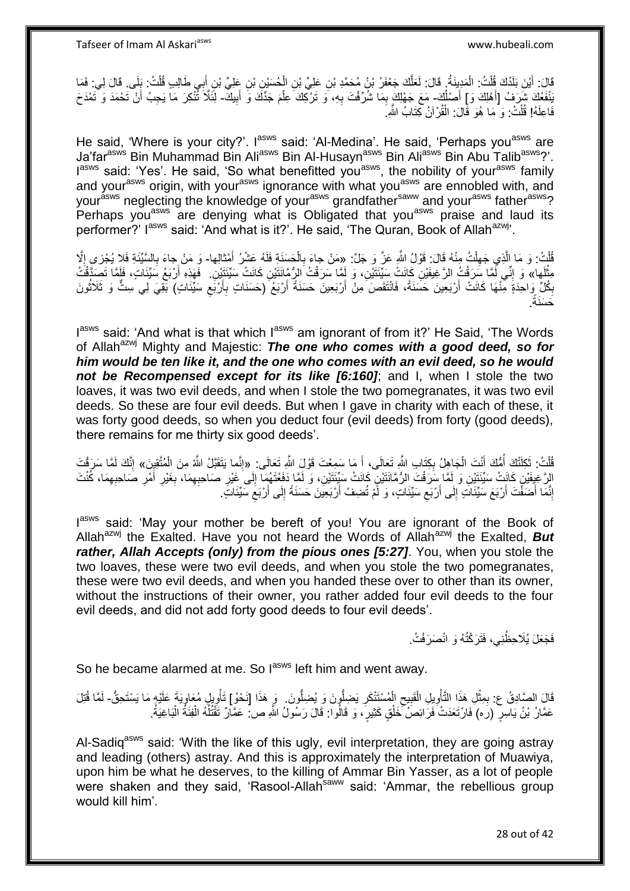قَالَ: أَيْنَ بَلَدُكَ قُلْتُ: الْمَدِينَةُ. قَالَ: لَعَلَّكَ جَعْفَرُ بْنُ مُحَمَّدِ بْنِ عَلِيِّ بْنِ الْحُسَيْنِ بْنِ عَلِيِّ بْنِ أَبِي طَالِبٍ قُلْتُ: بَلَى. قَالَ لِي: فَمَا يَنْفَعُكَ شَرَفُ [أَهْلِكَ وَ] أَصْلِكَ- مَعَ جَهْلِكَ بِمَا شُرِّفْتَ بِهِ، وَ تَرْكِكَ عِلْمَ جَدِّكَ وَ أَبِيكَ- لِئَلَّا تُنْكِرَ مَا يَجِبُ أَنْ تَحْمَدَ وَ تَمْدَحَ فَاعِلَهُ! قُلْتُ: وَ مَا هُوَ قَالَ: الْقُرْآنُ كِتَابُ اللَّهِ.

He said, 'Where is your city?'. I[asws] said: 'Al-Medina'. He said, 'Perhaps you[asws] are Ja'far[asws] Bin Muhammad Bin Ali[asws] Bin Al-Husayn[asws] Bin Ali[asws] Bin Abu Talib[asws]?'. I[asws] said: 'Yes'. He said, 'So what benefitted you[asws], the nobility of your[asws] family and your[asws] origin, with your[asws] ignorance with what you[asws] are ennobled with, and your[asws] neglecting the knowledge of your[asws] grandfather[saww] and your[asws] father[asws]? Perhaps you[asws] are denying what is Obligated that you[asws] praise and laud its performer?' I[asws] said: 'And what is it?'. He said, 'The Quran, Book of Allah[azwj]'.

قُلْتُ: وَ مَا الَّذِي جَهِلْتُ مِنْهُ قَالَ: قَوْلُ اللَّهِ عَزَّ وَ جَلَّ: «مَنْ جاءَ بِالْحَسَنَةِ فَلَهُ عَشْرُ أَمْثالِها- وَ مَنْ جاءَ بِالسَّيِّئَةِ فَلا يُجْزى إِلَّا مِثْلَها» وَ إِنِّي لَمَّا سَرَقْتُ الرَّغِيفَيْنِ كَانَتْ سَيِّئَتَيْنِ، وَ لَمَّا سَرَقْتُ الرُّمَّانَتَيْنِ كَانَتْ سَيِّئَتَيْنِ. فَهَذِهِ أَرْبَعُ سَيِّئَاتٍ، فَلَمَّا تَصَدَّقْتُ بِكُلِّ وَاحِدَةٍ مِنْهَا كَانَتْ أَرْبَعِينَ حَسَنَةً، فَانْتَقَصَ مِنْ أَرْبَعِينَ حَسَنَةً أَرْبَعُ (حَسَنَاتٍ بِأَرْبَعِ سَيِّئَاتٍ) بَقِيَ لِي سِتٌّ وَ ثَلَاثُونَ حَسَنَةً.

I[asws] said: 'And what is that which I[asws] am ignorant of from it?' He Said, 'The Words of Allah[azwj] Mighty and Majestic: ***The one who comes with a good deed, so for him would be ten like it, and the one who comes with an evil deed, so he would not be Recompensed except for its like [6:160]***; and I, when I stole the two loaves, it was two evil deeds, and when I stole the two pomegranates, it was two evil deeds. So these are four evil deeds. But when I gave in charity with each of these, it was forty good deeds, so when you deduct four (evil deeds) from forty (good deeds), there remains for me thirty six good deeds'.

قُلْتُ: ثَكِلَتْكَ أُمُّكَ أَنْتَ الْجَاهِلُ بِكِتَابِ اللَّهِ تَعَالَى، أَ مَا سَمِعْتَ قَوْلَ اللَّهِ تَعَالَى: «إِنَّما يَتَقَبَّلُ اللَّهُ مِنَ الْمُتَّقِينَ» إِنَّكَ لَمَّا سَرَقْتَ الرَّغِيفَيْنِ كَانَتْ سَيِّئَتَيْنِ وَ لَمَّا سَرَقْتَ الرُّمَّانَتَيْنِ كَانَتْ سَيِّئَتَيْنِ، وَ لَمَّا دَفَعْتَهُمَا إِلَى غَيْرِ صَاحِبِهِمَا، بِغَيْرِ أَمْرِ صَاحِبِهِمَا، كُنْتَ إِنَّمَا أَضَفْتَ أَرْبَعَ سَيِّئَاتٍ إِلَى أَرْبَعِ سَيِّئَاتٍ، وَ لَمْ تُضِفْ أَرْبَعِينَ حَسَنَةً إِلَى أَرْبَعِ سَيِّئَاتٍ.

I[asws] said: 'May your mother be bereft of you! You are ignorant of the Book of Allah[azwj] the Exalted. Have you not heard the Words of Allah[azwj] the Exalted, ***But rather, Allah Accepts (only) from the pious ones [5:27]***. You, when you stole the two loaves, these were two evil deeds, and when you stole the two pomegranates, these were two evil deeds, and when you handed these over to other than its owner, without the instructions of their owner, you rather added four evil deeds to the four evil deeds, and did not add forty good deeds to four evil deeds'.

فَجَعَلَ يُلَاحِظُنِي، فَتَرَكْتُهُ وَ انْصَرَفْتُ.

So he became alarmed at me. So I[asws] left him and went away.

قَالَ الصَّادِقُ ع: بِمِثْلِ هَذَا التَّأْوِيلِ الْقَبِيحِ الْمُسْتَنْكَرِ يَضِلُّونَ وَ يُضِلُّونَ. وَ هَذَا [نَحْوُ] تَأْوِيلِ مُعَاوِيَةَ عَلَيْهِ مَا يَسْتَحِقُّ- لَمَّا قُتِلَ عَمَّارُ بْنُ يَاسِرٍ (ره) فَارْتَعَدَتْ فَرَائِصُ خَلْقٍ كَثِيرٍ، وَ قَالُوا: قَالَ رَسُولُ اللَّهِ ص: عَمَّارٌ تَقْتُلُهُ الْفِئَةُ الْبَاغِيَةُ.

Al-Sadiq[asws] said: 'With the like of this ugly, evil interpretation, they are going astray and leading (others) astray. And this is approximately the interpretation of Muawiya, upon him be what he deserves, to the killing of Ammar Bin Yasser, as a lot of people were shaken and they said, 'Rasool-Allah[saww] said: 'Ammar, the rebellious group would kill him'.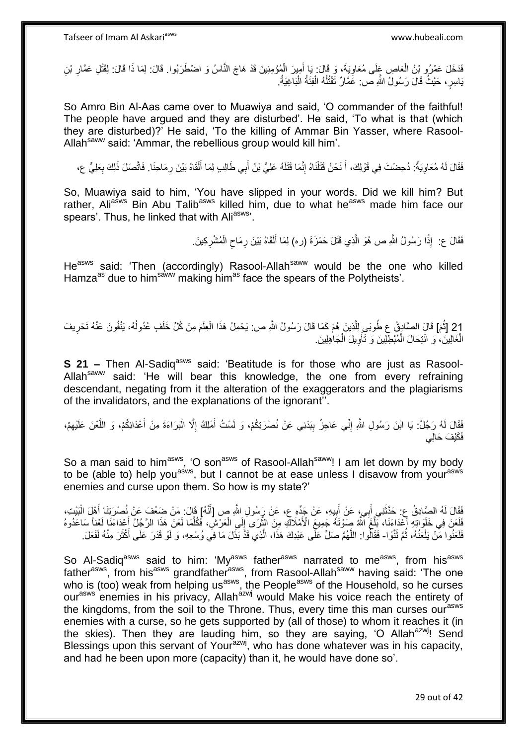فَدَخَلَ عَمْرُو بْنُ الْعَاصِ عَلَى مُعَاوِيَةَ، وَ قَالَ: يَا أَمِيرَ الْمُؤْمِنِينَ قَدْ هَاجَ النَّاسُ وَ اضْطَرَبُوا. قَالَ: لِمَا ذَا قَالَ: لِقَتْلِ عَمَّارِ بْنِ يَاسِرٍ، حَيْثُ قَالَ رَسُولُ اللَّهِ ص: عَمَّارٌ تَقْتُلُهُ الْفِئَةُ الْبَاغِيَةُ.

So Amro Bin Al-Aas came over to Muawiya and said, 'O commander of the faithful! The people have argued and they are disturbed'. He said, 'To what is that (which they are disturbed)?' He said, 'To the killing of Ammar Bin Yasser, where Rasool-Allah[saww] said: 'Ammar, the rebellious group would kill him'.

فَقَالَ لَهُ مُعَاوِيَةُ: دُحِضْتَ فِي قَوْلِكَ، أَ نَحْنُ قَتَلْنَاهُ إِنَّمَا قَتَلَهُ عَلِيُّ بْنُ أَبِي طَالِبٍ لِمَا أَلْقَاهُ بَيْنَ رِمَاحِنَا. فَاتَّصَلَ ذَلِكَ بِعَلِيٍّ ع،

So, Muawiya said to him, 'You have slipped in your words. Did we kill him? But rather, Ali[asws] Bin Abu Talib[asws] killed him, due to what he[asws] made him face our spears'. Thus, he linked that with Ali[asws]'.

فَقَالَ ع: إِذًا رَسُولُ اللَّهِ ص هُوَ الَّذِي قَتَلَ حَمْزَةَ (ره) لِمَا أَلْقَاهُ بَيْنَ رِمَاحِ الْمُشْرِكِينَ.

He[asws] said: 'Then (accordingly) Rasool-Allah[saww] would be the one who killed Hamza[as] due to him[saww] making him[as] face the spears of the Polytheists'.

21 [ثُمَّ] قَالَ الصَّادِقُ ع طُوبَى لِلَّذِينَ هُمْ كَمَا قَالَ رَسُولُ اللَّهِ ص: يَحْمِلُ هَذَا الْعِلْمَ مِنْ كُلِّ خَلَفٍ عُدُولُهُ، يَنْفُونَ عَنْهُ تَحْرِيفَ الْغَالِينَ، وَ انْتِحَالَ الْمُبْطِلِينَ وَ تَأْوِيلَ الْجَاهِلِينَ.

**S 21 –** Then Al-Sadiq[asws] said: 'Beatitude is for those who are just as Rasool-Allah[saww] said: 'He will bear this knowledge, the one from every refraining descendant, negating from it the alteration of the exaggerators and the plagiarisms of the invalidators, and the explanations of the ignorant''.

فَقَالَ لَهُ رَجُلٌ: يَا ابْنَ رَسُولِ اللَّهِ إِنِّي عَاجِزٌ بِبَدَنِي عَنْ نُصْرَتِكُمْ، وَ لَسْتُ أَمْلِكُ إِلَّا الْبَرَاءَةَ مِنْ أَعْدَائِكُمْ، وَ اللَّعْنَ عَلَيْهِمْ، فَكَيْفَ حَالِي

So a man said to him[asws], 'O son[asws] of Rasool-Allah[saww]! I am let down by my body to be (able to) help you[asws], but I cannot be at ease unless I disavow from your[asws] enemies and curse upon them. So how is my state?'

فَقَالَ لَهُ الصَّادِقُ ع: حَدَّثَنِي أَبِي، عَنْ أَبِيهِ، عَنْ جَدِّهِ ع، عَنْ رَسُولِ اللَّهِ ص [أَنَّهُ] قَالَ: مَنْ ضَعُفَ عَنْ نُصْرَتِنَا أَهْلَ الْبَيْتِ، فَلَعَنَ فِي خَلَوَاتِهِ أَعْدَاءَنَا، بَلَّغَ اللَّهُ صَوْتَهُ جَمِيعَ الْأَمْلَاكِ مِنَ الثَّرَى إِلَى الْعَرْشِ، فَكُلَّمَا لَعَنَ هَذَا الرَّجُلُ أَعْدَاءَنَا لَعْناً سَاعَدُوهُ فَلَعَنُوا مَنْ يَلْعَنُهُ، ثُمَّ ثَنَّوْا- فَقَالُوا: اللَّهُمَّ صَلِّ عَلَى عَبْدِكَ هَذَا، الَّذِي قَدْ بَذَلَ مَا فِي وُسْعِهِ، وَ لَوْ قَدَرَ عَلَى أَكْثَرَ مِنْهُ لَفَعَلَ.

So Al-Sadiq[asws] said to him: 'My[asws] father[asws] narrated to me[asws], from his[asws] father[asws], from his[asws] grandfather[asws], from Rasool-Allah[saww] having said: 'The one who is (too) weak from helping us[asws], the People[asws] of the Household, so he curses our[asws] enemies in his privacy, Allah[azwj] would Make his voice reach the entirety of the kingdoms, from the soil to the Throne. Thus, every time this man curses our[asws] enemies with a curse, so he gets supported by (all of those) to whom it reaches it (in the skies). Then they are lauding him, so they are saying, 'O Allah[azwj]! Send Blessings upon this servant of Your[azwj], who has done whatever was in his capacity, and had he been upon more (capacity) than it, he would have done so'.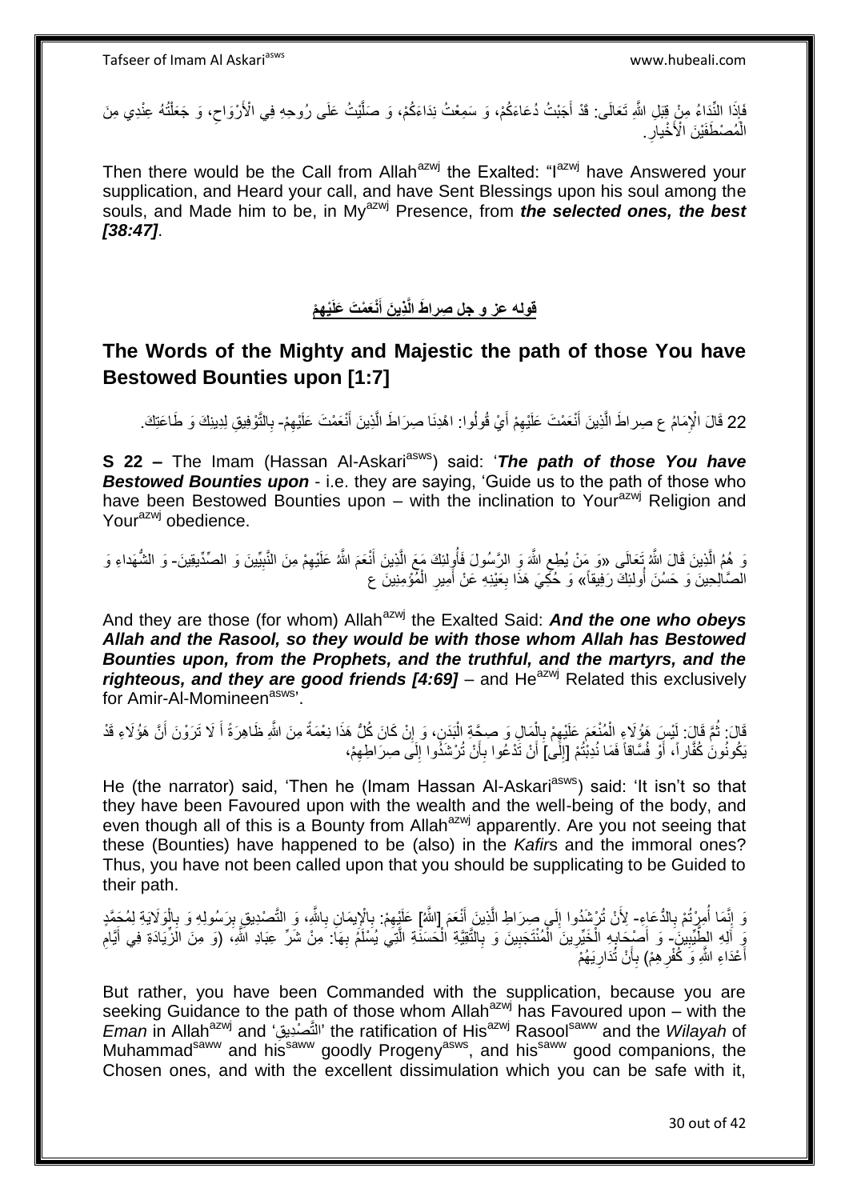فَإِذَا النِّدَاءُ مِنْ قِبَلِ اللَّهِ تَعَالَى: قَدْ أَجَبْتُ دُعَاءَكُمْ، وَ سَمِعْتُ نِدَاءَكُمْ، وَ صَلَّيْتُ عَلَى رُوحِهِ فِي الْأَرْوَاحِ، وَ جَعَلْتُهُ عِنْدِي مِنَ الْمُصْطَفَيْنَ الْأَخْيَارِ.

Then there would be the Call from Allah[azwj] the Exalted: "I[azwj] have Answered your supplication, and Heard your call, and have Sent Blessings upon his soul among the souls, and Made him to be, in My[azwj] Presence, from ***the selected ones, the best [38:47]***.

## قوله عز و جل صِراطَ الَّذِينَ أَنْعَمْتَ عَلَيْهِمْ

## The Words of the Mighty and Majestic the path of those You have Bestowed Bounties upon [1:7]

22 قَالَ الْإِمَامُ ع صِراطَ الَّذِينَ أَنْعَمْتَ عَلَيْهِمْ أَيْ قُولُوا: اهْدِنَا صِرَاطَ الَّذِينَ أَنْعَمْتَ عَلَيْهِمْ- بِالتَّوْفِيقِ لِدِينِكَ وَ طَاعَتِكَ.

**S 22 –** The Imam (Hassan Al-Askari[asws]) said: '***The path of those You have Bestowed Bounties upon*** - i.e. they are saying, 'Guide us to the path of those who have been Bestowed Bounties upon – with the inclination to Your[azwj] Religion and Your[azwj] obedience.

وَ هُمُ الَّذِينَ قَالَ اللَّهُ تَعَالَى «وَ مَنْ يُطِعِ اللَّهَ وَ الرَّسُولَ فَأُولئِكَ مَعَ الَّذِينَ أَنْعَمَ اللَّهُ عَلَيْهِمْ مِنَ النَّبِيِّينَ وَ الصِّدِّيقِينَ- وَ الشُّهَداءِ وَ الصَّالِحِينَ وَ حَسُنَ أُولئِكَ رَفِيقاً» وَ حُكِيَ هَذَا بِعَيْنِهِ عَنْ أَمِيرِ الْمُؤْمِنِينَ ع

And they are those (for whom) Allah[azwj] the Exalted Said: ***And the one who obeys Allah and the Rasool, so they would be with those whom Allah has Bestowed Bounties upon, from the Prophets, and the truthful, and the martyrs, and the righteous, and they are good friends [4:69]*** – and He[azwj] Related this exclusively for Amir-Al-Momineen[asws]'.

قَالَ: ثُمَّ قَالَ: لَيْسَ هَؤُلَاءِ الْمُنْعَمَ عَلَيْهِمْ بِالْمَالِ وَ صِحَّةِ الْبَدَنِ، وَ إِنْ كَانَ كُلُّ هَذَا نِعْمَةً مِنَ اللَّهِ ظَاهِرَةً أَ لَا تَرَوْنَ أَنَّ هَؤُلَاءِ قَدْ يَكُونُونَ كُفَّاراً، أَوْ فُسَّاقاً فَمَا نُدِبْتُمْ [إِلَى] أَنْ تَدْعُوا بِأَنْ تُرْشَدُوا إِلَى صِرَاطِهِمْ،

He (the narrator) said, 'Then he (Imam Hassan Al-Askari[asws]) said: 'It isn't so that they have been Favoured upon with the wealth and the well-being of the body, and even though all of this is a Bounty from Allah[azwj] apparently. Are you not seeing that these (Bounties) have happened to be (also) in the *Kafir*s and the immoral ones? Thus, you have not been called upon that you should be supplicating to be Guided to their path.

وَ إِنَّمَا أُمِرْتُمْ بِالدُّعَاءِ- لِأَنْ تُرْشَدُوا إِلَى صِرَاطِ الَّذِينَ أَنْعَمَ [اللَّهُ] عَلَيْهِمْ: بِالْإِيمَانِ بِاللَّهِ، وَ التَّصْدِيقِ بِرَسُولِهِ وَ بِالْوَلَايَةِ لِمُحَمَّدٍ وَ آلِهِ الطَّيِّبِينَ- وَ أَصْحَابِهِ الْخَيِّرِينَ الْمُنْتَجَبِينَ وَ بِالتَّقِيَّةِ الْحَسَنَةِ الَّتِي يُسْلَمُ بِهَا: مِنْ شَرِّ عِبَادِ اللَّهِ، (وَ مِنَ الزِّيَادَةِ فِي أَيَّامِ أَعْدَاءِ اللَّهِ وَ كُفْرِهِمْ) بِأَنْ تُدَارِيَهُمْ

But rather, you have been Commanded with the supplication, because you are seeking Guidance to the path of those whom Allah[azwj] has Favoured upon – with the *Eman* in Allah[azwj] and 'التَّصْدِيقِ' the ratification of His[azwj] Rasool[saww] and the *Wilayah* of Muhammad[saww] and his[saww] goodly Progeny[asws], and his[saww] good companions, the Chosen ones, and with the excellent dissimulation which you can be safe with it,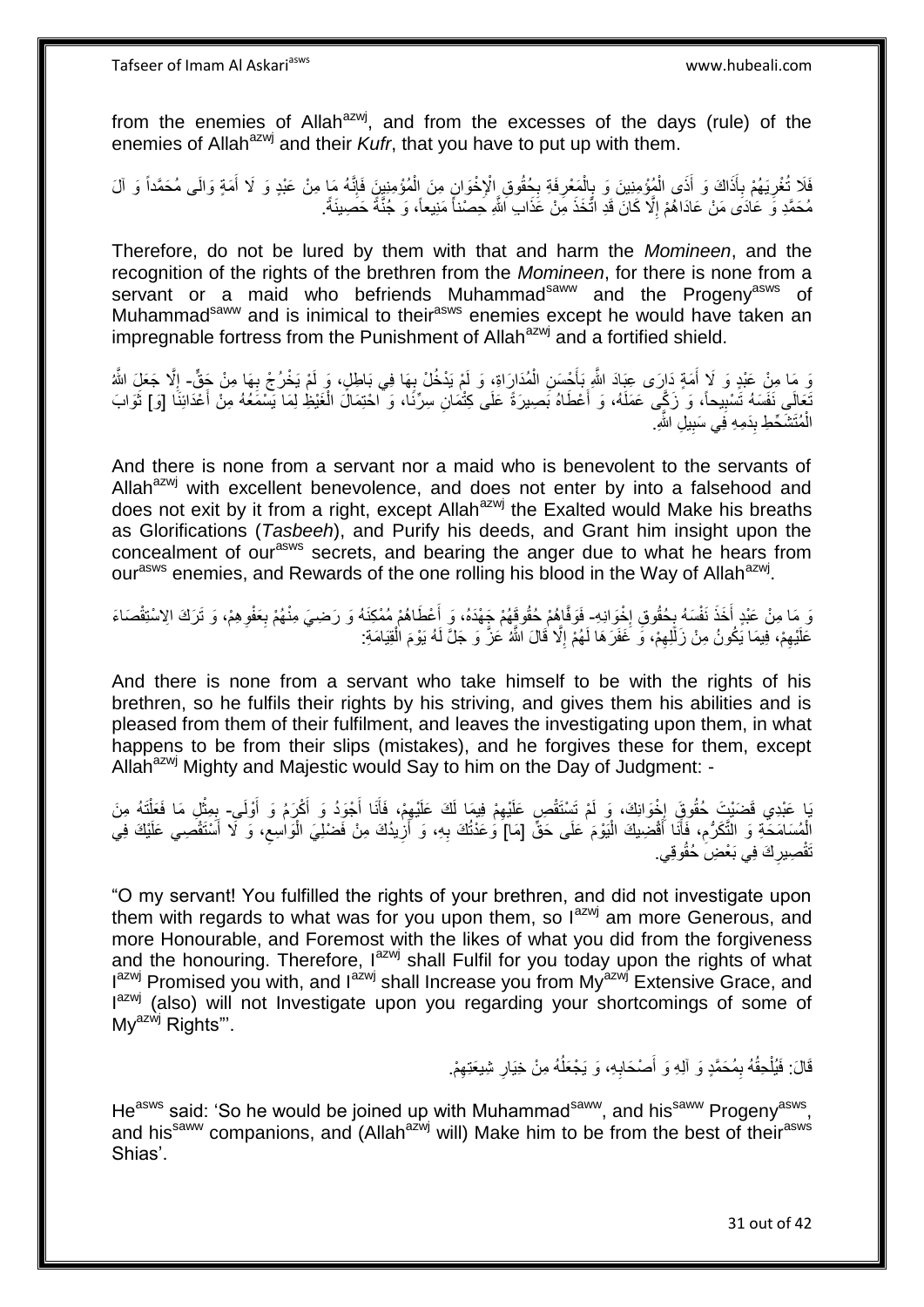from the enemies of Allah[azwj], and from the excesses of the days (rule) of the enemies of Allah[azwj] and their *Kufr*, that you have to put up with them.

فَلَا تُغْرِيَهُمْ بِأَذَاكَ وَ أَذَى الْمُؤْمِنِينَ وَ بِالْمَعْرِفَةِ بِحُقُوقِ الْإِخْوَانِ مِنَ الْمُؤْمِنِينَ فَإِنَّهُ مَا مِنْ عَبْدٍ وَ لَا أَمَةٍ وَالَى مُحَمَّداً وَ آلَ مُحَمَّدٍ وَ عَادَى مَنْ عَادَاهُمْ إِلَّا كَانَ قَدِ اتَّخَذَ مِنْ عَذَابِ اللَّهِ حِصْناً مَنِيعاً، وَ جُنَّةً حَصِينَةً.

Therefore, do not be lured by them with that and harm the *Momineen*, and the recognition of the rights of the brethren from the *Momineen*, for there is none from a servant or a maid who befriends Muhammad[saww] and the Progeny[asws] of Muhammad[saww] and is inimical to their[asws] enemies except he would have taken an impregnable fortress from the Punishment of Allah[azwj] and a fortified shield.

وَ مَا مِنْ عَبْدٍ وَ لَا أَمَةٍ دَارَى عِبَادَ اللَّهِ بِأَحْسَنِ الْمُدَارَاةِ، وَ لَمْ يَدْخُلْ بِهَا فِي بَاطِلٍ، وَ لَمْ يَخْرُجْ بِهَا مِنْ حَقٍّ- إِلَّا جَعَلَ اللَّهُ تَعَالَى نَفَسَهُ تَسْبِيحاً، وَ زَكَّى عَمَلَهُ، وَ أَعْطَاهُ بَصِيرَةً عَلَى كِتْمَانِ سِرِّنَا، وَ احْتِمَالَ الْغَيْظِ لِمَا يَسْمَعُهُ مِنْ أَعْدَائِنَا [وَ] ثَوَابَ الْمُتَشَحِّطِ بِدَمِهِ فِي سَبِيلِ اللَّهِ.

And there is none from a servant nor a maid who is benevolent to the servants of Allah[azwj] with excellent benevolence, and does not enter by into a falsehood and does not exit by it from a right, except Allah[azwj] the Exalted would Make his breaths as Glorifications (*Tasbeeh*), and Purify his deeds, and Grant him insight upon the concealment of our[asws] secrets, and bearing the anger due to what he hears from our[asws] enemies, and Rewards of the one rolling his blood in the Way of Allah[azwj].

وَ مَا مِنْ عَبْدٍ أَخَذَ نَفْسَهُ بِحُقُوقِ إِخْوَانِهِ- فَوَفَّاهُمْ حُقُوقَهُمْ جَهْدَهُ، وَ أَعْطَاهُمْ مُمْكِنَهُ وَ رَضِيَ مِنْهُمْ بِعَفْوِهِمْ، وَ تَرَكَ الِاسْتِقْصَاءَ عَلَيْهِمْ، فِيمَا يَكُونُ مِنْ زَلَلِهِمْ، وَ غَفَرَهَا لَهُمْ إِلَّا قَالَ اللَّهُ عَزَّ وَ جَلَّ لَهُ يَوْمَ الْقِيَامَةِ:

And there is none from a servant who take himself to be with the rights of his brethren, so he fulfils their rights by his striving, and gives them his abilities and is pleased from them of their fulfilment, and leaves the investigating upon them, in what happens to be from their slips (mistakes), and he forgives these for them, except Allah[azwj] Mighty and Majestic would Say to him on the Day of Judgment: -

يَا عَبْدِي قَضَيْتَ حُقُوقَ إِخْوَانِكَ، وَ لَمْ تَسْتَقْصِ عَلَيْهِمْ فِيمَا لَكَ عَلَيْهِمْ، فَأَنَا أَجْوَدُ وَ أَكْرَمُ وَ أَوْلَى- بِمِثْلِ مَا فَعَلْتَهُ مِنَ الْمُسَامَحَةِ وَ التَّكَرُّمِ، فَأَنَا أَقْضِيكَ الْيَوْمَ عَلَى حَقِّ [مَا] وَعَدْتُكَ بِهِ، وَ أَزِيدُكَ مِنْ فَضْلِيَ الْوَاسِعِ، وَ لَا أَسْتَقْصِي عَلَيْكَ فِي تَقْصِيرِكَ فِي بَعْضِ حُقُوقِي.

"O my servant! You fulfilled the rights of your brethren, and did not investigate upon them with regards to what was for you upon them, so I[azwj] am more Generous, and more Honourable, and Foremost with the likes of what you did from the forgiveness and the honouring. Therefore, I[azwj] shall Fulfil for you today upon the rights of what I[azwj] Promised you with, and I[azwj] shall Increase you from My[azwj] Extensive Grace, and I[azwj] (also) will not Investigate upon you regarding your shortcomings of some of My[azwj] Rights"'.

قَالَ: فَيُلْحِقُهُ بِمُحَمَّدٍ وَ آلِهِ وَ أَصْحَابِهِ، وَ يَجْعَلُهُ مِنْ خِيَارِ شِيعَتِهِمْ.

He[asws] said: 'So he would be joined up with Muhammad[saww], and his[saww] Progeny[asws], and his[saww] companions, and (Allah[azwj] will) Make him to be from the best of their[asws] Shias'.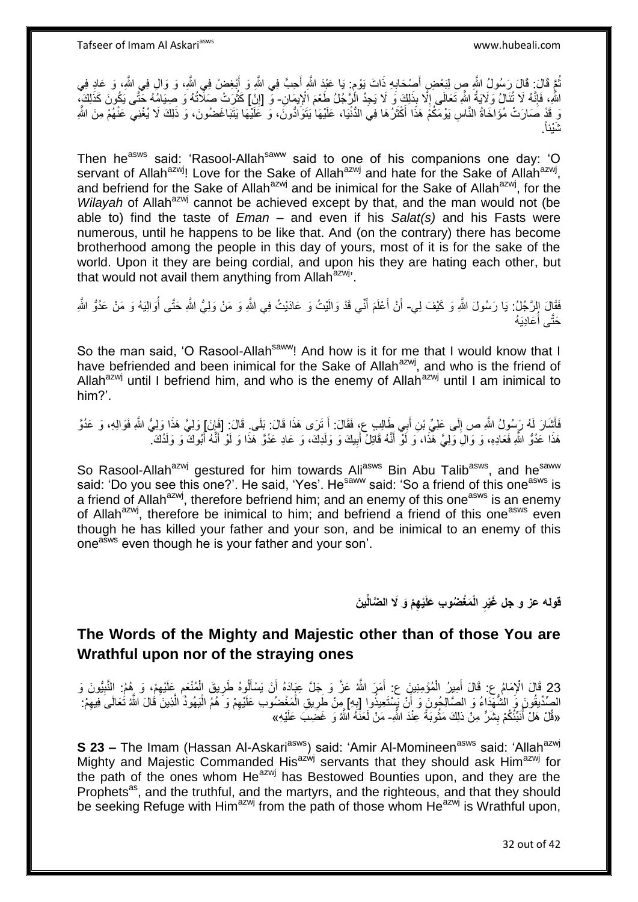ثُمَّ قَالَ: قَالَ رَسُولُ اللَّهِ ص لِبَعْضِ أَصْحَابِهِ ذَاتَ يَوْمٍ: يَا عَبْدَ اللَّهِ أَحِبَّ فِي اللَّهِ وَ أَبْغِضْ فِي اللَّهِ، وَ وَالِ فِي اللَّهِ، وَ عَادِ فِي اللَّهِ، فَإِنَّهُ لَا تُنَالُ وَلَايَةُ اللَّهِ تَعَالَى إِلَّا بِذَلِكَ وَ لَا يَجِدُ الرَّجُلُ طَعْمَ الْإِيمَانِ- وَ [إِنْ] كَثُرَتْ صَلَاتُهُ وَ صِيَامُهُ حَتَّى يَكُونَ كَذَلِكَ، وَ قَدْ صَارَتْ مُؤَاخَاةُ النَّاسِ يَوْمَكُمْ هَذَا أَكْثَرُهَا فِي الدُّنْيَا، عَلَيْهَا يَتَوَادُّونَ، وَ عَلَيْهَا يَتَبَاغَضُونَ، وَ ذَلِكَ لَا يُغْنِي عَنْهُمْ مِنَ اللَّهِ شَيْئاً.

Then he[asws] said: 'Rasool-Allah[saww] said to one of his companions one day: 'O servant of Allah[azwj]! Love for the Sake of Allah[azwj] and hate for the Sake of Allah[azwj], and befriend for the Sake of Allah[azwj] and be inimical for the Sake of Allah[azwj], for the *Wilayah* of Allah[azwj] cannot be achieved except by that, and the man would not (be able to) find the taste of *Eman* – and even if his *Salat(s)* and his Fasts were numerous, until he happens to be like that. And (on the contrary) there has become brotherhood among the people in this day of yours, most of it is for the sake of the world. Upon it they are being cordial, and upon his they are hating each other, but that would not avail them anything from Allah[azwj]'.

فَقَالَ الرَّجُلُ: يَا رَسُولَ اللَّهِ وَ كَيْفَ لِي- أَنْ أَعْلَمَ أَنِّي قَدْ وَالَيْتُ وَ عَادَيْتُ فِي اللَّهِ وَ مَنْ وَلِيُّ اللَّهِ حَتَّى أُوَالِيَهُ وَ مَنْ عَدُوُّ اللَّهِ حَتَّى أُعَادِيَهُ

So the man said, 'O Rasool-Allah[saww]! And how is it for me that I would know that I have befriended and been inimical for the Sake of Allah[azwj], and who is the friend of Allah[azwj] until I befriend him, and who is the enemy of Allah[azwj] until I am inimical to him?'.

فَأَشَارَ لَهُ رَسُولُ اللَّهِ ص إِلَى عَلِيِّ بْنِ أَبِي طَالِبٍ ع، فَقَالَ: أَ تَرَى هَذَا قَالَ: بَلَى. قَالَ: [فَإِنَ] وَلِيَّ هَذَا وَلِيُّ اللَّهِ فَوَالِهِ، وَ عَدُوَّ هَذَا عَدُوُّ اللَّهِ فَعَادِهِ، وَ وَالِ وَلِيَّ هَذَا، وَ لَوْ أَنَّهُ قَاتِلُ أَبِيكَ وَ وَلَدِكَ، وَ عَادِ عَدُوَّ هَذَا وَ لَوْ أَنَّهُ أَبُوكَ وَ وَلَدُكَ.

So Rasool-Allah[azwj] gestured for him towards Ali[asws] Bin Abu Talib[asws], and he[saww] said: 'Do you see this one?'. He said, 'Yes'. He[saww] said: 'So a friend of this one[asws] is a friend of Allah[azwj], therefore befriend him; and an enemy of this one[asws] is an enemy of Allah[azwj], therefore be inimical to him; and befriend a friend of this one[asws] even though he has killed your father and your son, and be inimical to an enemy of this one[asws] even though he is your father and your son'.

## قوله عز و جل غَيْرِ الْمَغْضُوبِ عَلَيْهِمْ وَ لَا الضَّالِّينَ

## The Words of the Mighty and Majestic other than of those You are Wrathful upon nor of the straying ones

23 قَالَ الْإِمَامُ ع: قَالَ أَمِيرُ الْمُؤْمِنِينَ ع: أَمَرَ اللَّهُ عَزَّ وَ جَلَّ عِبَادَهُ أَنْ يَسْأَلُوهُ طَرِيقَ الْمُنْعَمِ عَلَيْهِمْ، وَ هُمُ: النَّبِيُّونَ وَ الصِّدِّيقُونَ وَ الشُّهَدَاءُ وَ الصَّالِحُونَ وَ أَنْ يَسْتَعِيذُوا [بِهِ] مِنْ طَرِيقِ الْمَغْضُوبِ عَلَيْهِمْ وَ هُمُ الْيَهُودُ الَّذِينَ قَالَ اللَّهُ تَعَالَى فِيهِمْ: «قُلْ هَلْ أُنَبِّئُكُمْ بِشَرٍّ مِنْ ذلِكَ مَثُوبَةً عِنْدَ اللَّهِ- مَنْ لَعَنَهُ اللَّهُ وَ غَضِبَ عَلَيْهِ»

**S 23 –** The Imam (Hassan Al-Askari[asws]) said: 'Amir Al-Momineen[asws] said: 'Allah[azwj] Mighty and Majestic Commanded His[azwj] servants that they should ask Him[azwj] for the path of the ones whom He[azwj] has Bestowed Bounties upon, and they are the Prophets[as], and the truthful, and the martyrs, and the righteous, and that they should be seeking Refuge with Him[azwj] from the path of those whom He[azwj] is Wrathful upon,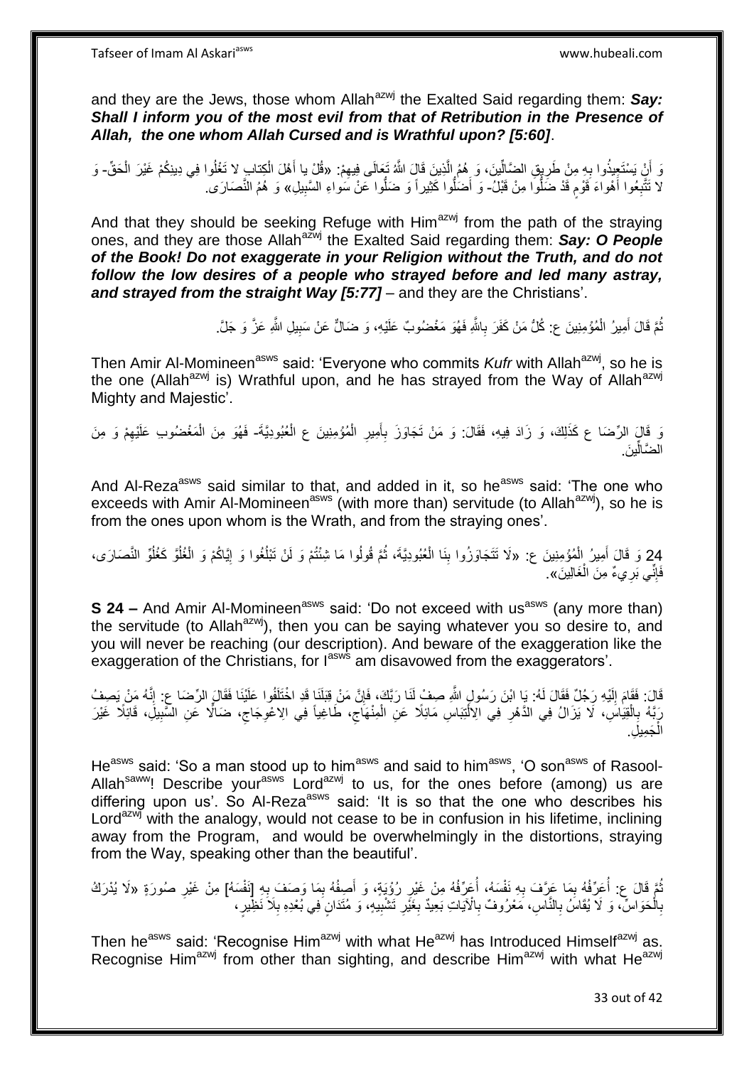and they are the Jews, those whom Allah[azwj] the Exalted Said regarding them: ***Say: Shall I inform you of the most evil from that of Retribution in the Presence of Allah, the one whom Allah Cursed and is Wrathful upon? [5:60]***.

وَ أَنْ يَسْتَعِيذُوا بِهِ مِنْ طَرِيقِ الضَّالِّينَ، وَ هُمُ الَّذِينَ قَالَ اللَّهُ تَعَالَى فِيهِمْ: «قُلْ يا أَهْلَ الْكِتابِ لا تَغْلُوا فِي دِينِكُمْ غَيْرَ الْحَقِّ- وَ لا تَتَّبِعُوا أَهْواءَ قَوْمٍ قَدْ ضَلُّوا مِنْ قَبْلُ- وَ أَضَلُّوا كَثِيراً وَ ضَلُّوا عَنْ سَواءِ السَّبِيلِ» وَ هُمُ النَّصَارَى.

And that they should be seeking Refuge with Him[azwj] from the path of the straying ones, and they are those Allah[azwj] the Exalted Said regarding them: ***Say: O People of the Book! Do not exaggerate in your Religion without the Truth, and do not follow the low desires of a people who strayed before and led many astray, and strayed from the straight Way [5:77]*** – and they are the Christians'.

ثُمَّ قَالَ أَمِيرُ الْمُؤْمِنِينَ ع: كُلُّ مَنْ كَفَرَ بِاللَّهِ فَهُوَ مَغْضُوبٌ عَلَيْهِ، وَ ضَالٌّ عَنْ سَبِيلِ اللَّهِ عَزَّ وَ جَلَّ.

Then Amir Al-Momineen[asws] said: 'Everyone who commits *Kufr* with Allah[azwj], so he is the one (Allah[azwj] is) Wrathful upon, and he has strayed from the Way of Allah[azwj] Mighty and Majestic'.

وَ قَالَ الرِّضَا ع كَذَلِكَ، وَ زَادَ فِيهِ، فَقَالَ: وَ مَنْ تَجَاوَزَ بِأَمِيرِ الْمُؤْمِنِينَ ع الْعُبُودِيَّةَ- فَهُوَ مِنَ الْمَغْضُوبِ عَلَيْهِمْ وَ مِنَ الضَّالِّينَ.

And Al-Reza[asws] said similar to that, and added in it, so he[asws] said: 'The one who exceeds with Amir Al-Momineen[asws] (with more than) servitude (to Allah[azwj]), so he is from the ones upon whom is the Wrath, and from the straying ones'.

24 وَ قَالَ أَمِيرُ الْمُؤْمِنِينَ ع: «لَا تَتَجَاوَزُوا بِنَا الْعُبُودِيَّةَ، ثُمَّ قُولُوا مَا شِئْتُمْ وَ لَنْ تَبْلُغُوا وَ إِيَّاكُمْ وَ الْغُلُوَّ كَغُلُوِّ النَّصَارَى، فَإِنِّي بَرِيءٌ مِنَ الْغَالِينَ».

**S 24 –** And Amir Al-Momineen[asws] said: 'Do not exceed with us[asws] (any more than) the servitude (to Allah[azwj]), then you can be saying whatever you so desire to, and you will never be reaching (our description). And beware of the exaggeration like the exaggeration of the Christians, for I[asws] am disavowed from the exaggerators'.

قَالَ: فَقَامَ إِلَيْهِ رَجُلٌ فَقَالَ لَهُ: يَا ابْنَ رَسُولِ اللَّهِ صِفْ لَنَا رَبَّكَ، فَإِنَّ مَنْ قِبَلَنَا قَدِ اخْتَلَفُوا عَلَيْنَا فَقَالَ الرِّضَا ع: إِنَّهُ مَنْ يَصِفُ رَبَّهُ بِالْقِيَاسِ، لَا يَزَالُ فِي الدَّهْرِ فِي الِالْتِبَاسِ مَائِلًا عَنِ الْمِنْهَاجِ، ظَاعِناً فِي الِاعْوِجَاجِ، ضَالًّا عَنِ السَّبِيلِ، قَائِلًا غَيْرَ الْجَمِيلِ.

He[asws] said: 'So a man stood up to him[asws] and said to him[asws], 'O son[asws] of Rasool-Allah[saww]! Describe your[asws] Lord[azwj] to us, for the ones before (among) us are differing upon us'. So Al-Reza[asws] said: 'It is so that the one who describes his Lord[azwj] with the analogy, would not cease to be in confusion in his lifetime, inclining away from the Program, and would be overwhelmingly in the distortions, straying from the Way, speaking other than the beautiful'.

ثُمَّ قَالَ ع: أُعَرِّفُهُ بِمَا عَرَّفَ بِهِ نَفْسَهُ، أُعَرِّفُهُ مِنْ غَيْرِ رُؤْيَةٍ، وَ أَصِفُهُ بِمَا وَصَفَ بِهِ [نَفْسَهُ] مِنْ غَيْرِ صُورَةٍ «لَا يُدْرَكُ بِالْحَوَاسِّ، وَ لَا يُقَاسُ بِالنَّاسِ، مَعْرُوفٌ بِالْآيَاتِ بَعِيدٌ بِغَيْرِ تَشْبِيهٍ، وَ مُتَدَانٍ فِي بُعْدِهِ بِلَا نَظِيرٍ،

Then he[asws] said: 'Recognise Him[azwj] with what He[azwj] has Introduced Himself[azwj] as. Recognise Him[azwj] from other than sighting, and describe Him[azwj] with what He[azwj]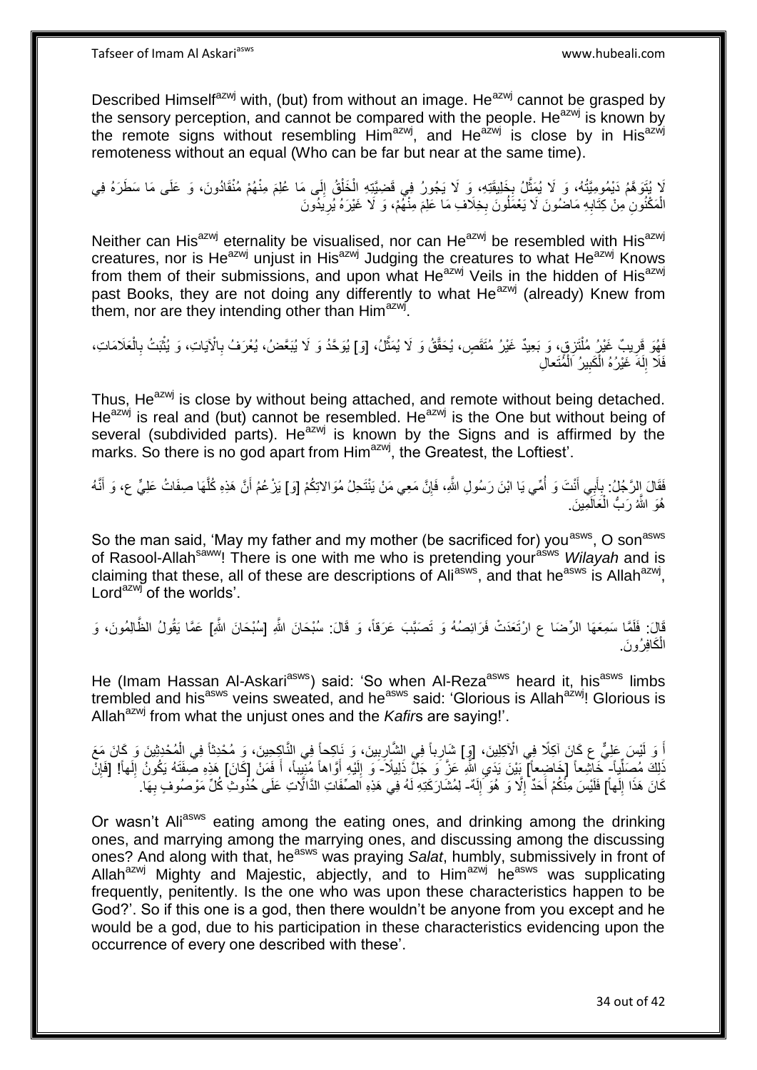Described Himself[azwj] with, (but) from without an image. He[azwj] cannot be grasped by the sensory perception, and cannot be compared with the people. He[azwj] is known by the remote signs without resembling Him[azwj], and He[azwj] is close by in His[azwj] remoteness without an equal (Who can be far but near at the same time).

لَا يُتَوَهَّمُ دَيْمُومِيَّتُهُ، وَ لَا يُمَثَّلُ بِخَلِيقَتِهِ، وَ لَا يَجُورُ فِي قَضِيَّتِهِ الْخَلْقُ إِلَى مَا عُلِمَ مِنْهُمْ مُنْقَادُونَ، وَ عَلَى مَا سَطَرَهُ فِي الْمَكْنُونِ مِنْ كِتَابِهِ مَاضُونَ لَا يَعْمَلُونَ بِخِلَافِ مَا عَلِمَ مِنْهُمْ، وَ لَا غَيْرَهُ يُرِيدُونَ

Neither can His[azwj] eternality be visualised, nor can He[azwj] be resembled with His[azwj] creatures, nor is He[azwj] unjust in His[azwj] Judging the creatures to what He[azwj] Knows from them of their submissions, and upon what He[azwj] Veils in the hidden of His[azwj] past Books, they are not doing any differently to what He[azwj] (already) Knew from them, nor are they intending other than Him[azwj].

فَهُوَ قَرِيبٌ غَيْرُ مُلْتَزِقٍ، وَ بَعِيدٌ غَيْرُ مُتَقَصٍ، يُحَقَّقُ وَ لَا يُمَثَّلُ، [وَ] يُوَحَّدُ وَ لَا يُبَعَّضُ، يُعْرَفُ بِالْآيَاتِ، وَ يُثْبَتُ بِالْعَلَامَاتِ، فَلَا إِلَهَ غَيْرُهُ الْكَبِيرُ الْمُتَعَالِ

Thus, He[azwj] is close by without being attached, and remote without being detached. He[azwj] is real and (but) cannot be resembled. He[azwj] is the One but without being of several (subdivided parts). He[azwj] is known by the Signs and is affirmed by the marks. So there is no god apart from Him[azwj], the Greatest, the Loftiest'.

فَقَالَ الرَّجُلُ: بِأَبِي أَنْتَ وَ أُمِّي يَا ابْنَ رَسُولِ اللَّهِ، فَإِنَّ مَعِي مَنْ يَنْتَحِلُ مُوَالاتِكُمْ [وَ] يَزْعُمُ أَنَّ هَذِهِ كُلَّهَا صِفَاتُ عَلِيٍّ ع، وَ أَنَّهُ هُوَ اللَّهُ رَبُّ الْعَالَمِينَ.

So the man said, 'May my father and my mother (be sacrificed for) you[asws], O son[asws] of Rasool-Allah[saww]! There is one with me who is pretending your[asws] *Wilayah* and is claiming that these, all of these are descriptions of Ali[asws], and that he[asws] is Allah[azwj], Lord[azwj] of the worlds'.

قَالَ: فَلَمَّا سَمِعَهَا الرِّضَا ع ارْتَعَدَتْ فَرَائِصُهُ وَ تَصَبَّبَ عَرَقاً، وَ قَالَ: سُبْحَانَ اللَّهِ [سُبْحَانَ اللَّهِ] عَمَّا يَقُولُ الظَّالِمُونَ، وَ الْكَافِرُونَ.

He (Imam Hassan Al-Askari[asws]) said: 'So when Al-Reza[asws] heard it, his[asws] limbs trembled and his[asws] veins sweated, and he[asws] said: 'Glorious is Allah[azwj]! Glorious is Allah[azwj] from what the unjust ones and the *Kafir*s are saying!'.

أَ وَ لَيْسَ عَلِيٌّ ع كَانَ آكِلًا فِي الْآكِلِينَ، [وَ] شَارِباً فِي الشَّارِبِينَ، وَ نَاكِحاً فِي النَّاكِحِينَ، وَ مُحْدِثاً فِي الْمُحْدِثِينَ وَ كَانَ مَعَ ذَلِكَ مُصَلِّياً- خَاشِعاً [خَاضِعاً] بَيْنَ يَدَيِ اللَّهِ عَزَّ وَ جَلَّ ذَلِيلًا- وَ إِلَيْهِ أَوَّاهاً مُنِيباً، أَ فَمَنْ [كَانَ] هَذِهِ صِفَتَهُ يَكُونُ إِلَهاً! [فَإِنْ كَانَ هَذَا إِلَهاً] فَلَيْسَ مِنْكُمْ أَحَدٌ إِلَّا وَ هُوَ إِلَهٌ- لِمُشَارَكَتِهِ لَهُ فِي هَذِهِ الصِّفَاتِ الدَّالَّاتِ عَلَى حُدُوثِ كُلِّ مَوْصُوفٍ بِهَا.

Or wasn't Ali[asws] eating among the eating ones, and drinking among the drinking ones, and marrying among the marrying ones, and discussing among the discussing ones? And along with that, he[asws] was praying *Salat*, humbly, submissively in front of Allah[azwj] Mighty and Majestic, abjectly, and to Him[azwj] he[asws] was supplicating frequently, penitently. Is the one who was upon these characteristics happen to be God?'. So if this one is a god, then there wouldn't be anyone from you except and he would be a god, due to his participation in these characteristics evidencing upon the occurrence of every one described with these'.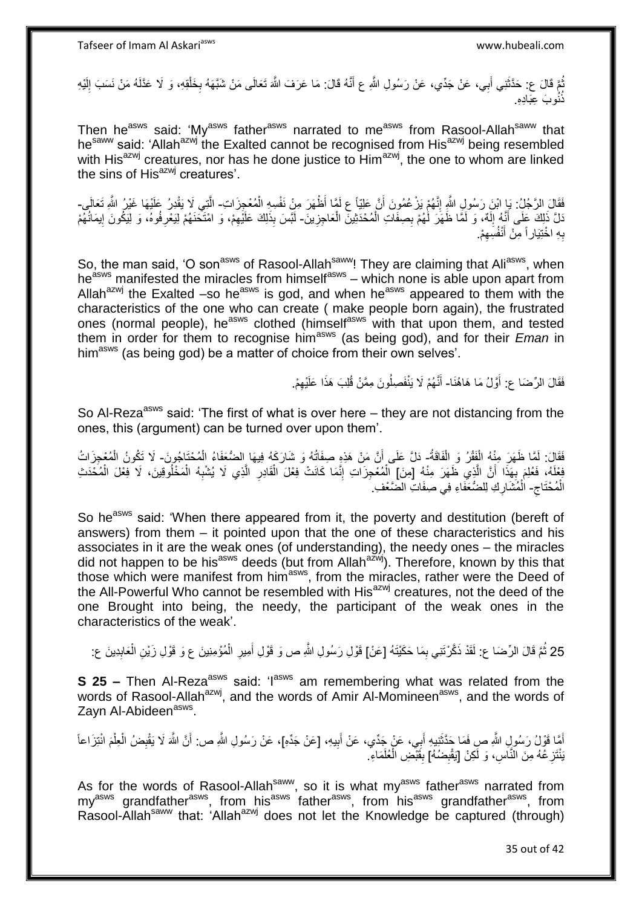ثُمَّ قَالَ ع: حَدَّثَنِي أَبِي، عَنْ جَدِّي، عَنْ رَسُولِ اللَّهِ ع أَنَّهُ قَالَ: مَا عَرَفَ اللَّهَ تَعَالَى مَنْ شَبَّهَهُ بِخَلْقِهِ، وَ لَا عَدَّلَهُ مَنْ نَسَبَ إِلَيْهِ ذُنُوبَ عِبَادِهِ.

Then he^asws said: 'My^asws father^asws narrated to me^asws from Rasool-Allah^saww that he^saww said: 'Allah^azwj the Exalted cannot be recognised from His^azwj being resembled with His^azwj creatures, nor has he done justice to Him^azwj, the one to whom are linked the sins of His^azwj creatures'.

فَقَالَ الرَّجُلُ: يَا ابْنَ رَسُولِ اللَّهِ إِنَّهُمْ يَزْعُمُونَ أَنَّ عَلِيّاً ع لَمَّا أَظْهَرَ مِنْ نَفْسِهِ الْمُعْجِزَاتِ- الَّتِي لَا يَقْدِرُ عَلَيْهَا غَيْرُ اللَّهِ تَعَالَى- دَلَّ ذَلِكَ عَلَى أَنَّهُ إِلَهٌ، وَ لَمَّا ظَهَرَ لَهُمْ بِصِفَاتِ الْمُحْدَثِينَ الْعَاجِزِينَ- لَبَّسَ بِذَلِكَ عَلَيْهِمْ، وَ امْتَحَنَهُمْ لِيَعْرِفُوهُ، وَ لِيَكُونَ إِيمَانُهُمْ بِهِ اخْتِيَاراً مِنْ أَنْفُسِهِمْ.

So, the man said, 'O son^asws of Rasool-Allah^saww! They are claiming that Ali^asws, when he^asws manifested the miracles from himself^asws – which none is able upon apart from Allah^azwj the Exalted –so he^asws is god, and when he^asws appeared to them with the characteristics of the one who can create ( make people born again), the frustrated ones (normal people), he^asws clothed (himself^asws with that upon them, and tested them in order for them to recognise him^asws (as being god), and for their *Eman* in him^asws (as being god) be a matter of choice from their own selves'.

فَقَالَ الرِّضَا ع: أَوَّلُ مَا هَاهُنَا- أَنَّهُمْ لَا يَنْفَصِلُونَ مِمَّنْ قُلِبَ هَذَا عَلَيْهِمْ.

So Al-Reza^asws said: 'The first of what is over here – they are not distancing from the ones, this (argument) can be turned over upon them'.

فَقَالَ: لَمَّا ظَهَرَ مِنْهُ الْفَقْرُ وَ الْفَاقَةُ- دَلَّ عَلَى أَنَّ مَنْ هَذِهِ صِفَاتُهُ وَ شَارَكَهُ فِيهَا الضُّعَفَاءُ الْمُحْتَاجُونَ- لَا تَكُونُ الْمُعْجِزَاتُ فِعْلَهُ، فَعُلِمَ بِهَذَا أَنَّ الَّذِي ظَهَرَ مِنْهُ [مِنَ] الْمُعْجِزَاتِ إِنَّمَا كَانَتْ فِعْلَ الْقَادِرِ الَّذِي لَا يُشْبِهُ الْمَخْلُوقِينَ، لَا فِعْلَ الْمُحْدَثِ الْمُحْتَاجِ- الْمُشَارِكِ لِلضُّعَفَاءِ فِي صِفَاتِ الضَّعْفِ.

So he^asws said: 'When there appeared from it, the poverty and destitution (bereft of answers) from them – it pointed upon that the one of these characteristics and his associates in it are the weak ones (of understanding), the needy ones – the miracles did not happen to be his^asws deeds (but from Allah^azwj). Therefore, known by this that those which were manifest from him^asws, from the miracles, rather were the Deed of the All-Powerful Who cannot be resembled with His^azwj creatures, not the deed of the one Brought into being, the needy, the participant of the weak ones in the characteristics of the weak'.

25 ثُمَّ قَالَ الرِّضَا ع: لَقَدْ ذَكَّرْتَنِي بِمَا حَكَيْتَهُ [عَنْ] قَوْلِ رَسُولِ اللَّهِ ص وَ قَوْلِ أَمِيرِ الْمُؤْمِنِينَ ع وَ قَوْلِ زَيْنِ الْعَابِدِينَ ع:

**S 25 –** Then Al-Reza^asws said: 'I^asws am remembering what was related from the words of Rasool-Allah^azwj, and the words of Amir Al-Momineen^asws, and the words of Zayn Al-Abideen^asws.

أَمَّا قَوْلُ رَسُولِ اللَّهِ ص فَمَا حَدَّثَنِيهِ أَبِي، عَنْ جَدِّي، عَنْ أَبِيهِ، [عَنْ جَدِّهِ]، عَنْ رَسُولِ اللَّهِ ص: أَنَّ اللَّهَ لَا يَقْبِضُ الْعِلْمَ انْتِزَاعاً يَنْتَزِعُهُ مِنَ النَّاسِ، وَ لَكِنْ [يَقْبِضُهُ] بِقَبْضِ الْعُلَمَاءِ.

As for the words of Rasool-Allah^saww, so it is what my^asws father^asws narrated from my^asws grandfather^asws, from his^asws father^asws, from his^asws grandfather^asws, from Rasool-Allah^saww that: 'Allah^azwj does not let the Knowledge be captured (through)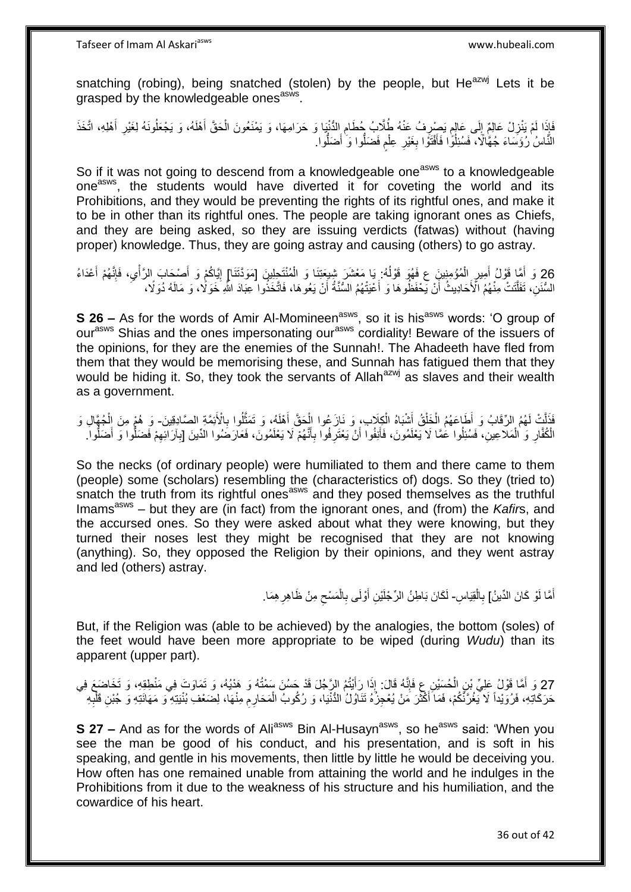snatching (robing), being snatched (stolen) by the people, but He[azwj] Lets it be grasped by the knowledgeable ones[asws].

فَإِذَا لَمْ يَنْزِلْ عَالِمٌ إِلَى عَالِمٍ يَصْرِفُ عَنْهُ طُلَّابُ حُطَامِ الدُّنْيَا وَ حَرَامِهَا، وَ يَمْنَعُونَ الْحَقَّ أَهْلَهُ، وَ يَجْعَلُونَهُ لِغَيْرِ أَهْلِهِ، اتَّخَذَ النَّاسُ رُؤَسَاءَ جُهَّالًا، فَسُئِلُوا فَأَفْتَوْا بِغَيْرِ عِلْمٍ فَضَلُّوا وَ أَضَلُّوا.

So if it was not going to descend from a knowledgeable one[asws] to a knowledgeable one[asws], the students would have diverted it for coveting the world and its Prohibitions, and they would be preventing the rights of its rightful ones, and make it to be in other than its rightful ones. The people are taking ignorant ones as Chiefs, and they are being asked, so they are issuing verdicts (fatwas) without (having proper) knowledge. Thus, they are going astray and causing (others) to go astray.

26 وَ أَمَّا قَوْلُ أَمِيرِ الْمُؤْمِنِينَ ع فَهُوَ قَوْلُهُ: يَا مَعْشَرَ شِيعَتِنَا وَ الْمُنْتَحِلِينَ [مَوَدَّتَنَا] إِيَّاكُمْ وَ أَصْحَابَ الرَّأْيِ، فَإِنَّهُمْ أَعْدَاءُ السُّنَنِ، تَفَلَّتَتْ مِنْهُمُ الْأَحَادِيثُ أَنْ يَحْفَظُوهَا وَ أَعْيَتْهُمُ السُّنَّةُ أَنْ يَعُوهَا، فَاتَّخَذُوا عِبَادَ اللَّهِ خَوَلًا، وَ مَالَهُ دُوَلًا،

**S 26 –** As for the words of Amir Al-Momineen[asws], so it is his[asws] words: 'O group of our[asws] Shias and the ones impersonating our[asws] cordiality! Beware of the issuers of the opinions, for they are the enemies of the Sunnah!. The Ahadeeth have fled from them that they would be memorising these, and Sunnah has fatigued them that they would be hiding it. So, they took the servants of Allah[azwj] as slaves and their wealth as a government.

فَذَلَّتْ لَهُمُ الرِّقَابُ وَ أَطَاعَهُمُ الْخَلْقُ أَشْبَاهُ الْكِلَابِ، وَ نَازَعُوا الْحَقَّ أَهْلَهُ، وَ تَمَثَّلُوا بِالْأَئِمَّةِ الصَّادِقِينَ- وَ هُمْ مِنَ الْجُهَّالِ وَ الْكُفَّارِ وَ الْمَلَاعِينِ، فَسُئِلُوا عَمَّا لَا يَعْلَمُونَ، فَأَنِفُوا أَنْ يَعْتَرِفُوا بِأَنَّهُمْ لَا يَعْلَمُونَ، فَعَارَضُوا الدِّينَ [بِآرَائِهِمْ فَضَلُّوا وَ أَضَلُّوا.

So the necks (of ordinary people) were humiliated to them and there came to them (people) some (scholars) resembling the (characteristics of) dogs. So they (tried to) snatch the truth from its rightful ones[asws] and they posed themselves as the truthful Imams[asws] – but they are (in fact) from the ignorant ones, and (from) the *Kafir*s, and the accursed ones. So they were asked about what they were knowing, but they turned their noses lest they might be recognised that they are not knowing (anything). So, they opposed the Religion by their opinions, and they went astray and led (others) astray.

أَمَا لَوْ كَانَ الدِّينُ] بِالْقِيَاسِ- لَكَانَ بَاطِنُ الرِّجْلَيْنِ أَوْلَى بِالْمَسْحِ مِنْ ظَاهِرِهِمَا.

But, if the Religion was (able to be achieved) by the analogies, the bottom (soles) of the feet would have been more appropriate to be wiped (during *Wudu*) than its apparent (upper part).

27 وَ أَمَّا قَوْلُ عَلِيِّ بْنِ الْحُسَيْنِ ع فَإِنَّهُ قَالَ: إِذَا رَأَيْتُمُ الرَّجُلَ قَدْ حَسُنَ سَمْتُهُ وَ هَدْيُهُ، وَ تَمَاوَتَ فِي مَنْطِقِهِ، وَ تَخَاضَعَ فِي حَرَكَاتِهِ، فَرُوَيْداً لَا يَغُرَّنَّكُمْ، فَمَا أَكْثَرَ مَنْ يُعْجِزُهُ تَنَاوُلُ الدُّنْيَا، وَ رُكُوبُ الْمَحَارِمِ مِنْهَا، لِضَعْفِ بُنْيَتِهِ وَ مَهَانَتِهِ وَ جُبْنِ قَلْبِهِ

**S 27 –** And as for the words of Ali[asws] Bin Al-Husayn[asws], so he[asws] said: 'When you see the man be good of his conduct, and his presentation, and is soft in his speaking, and gentle in his movements, then little by little he would be deceiving you. How often has one remained unable from attaining the world and he indulges in the Prohibitions from it due to the weakness of his structure and his humiliation, and the cowardice of his heart.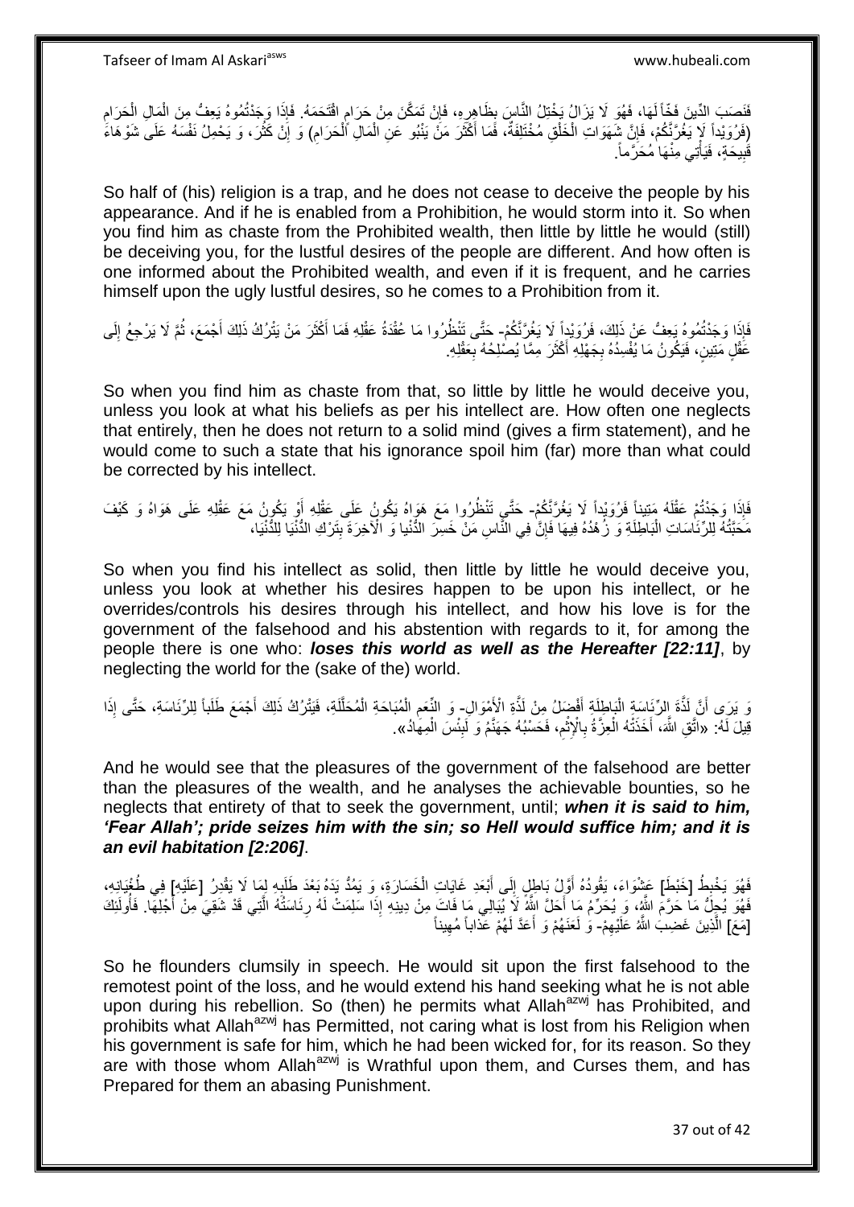فَنَصَبَ الدِّينَ فَخّاً لَهَا، فَهُوَ لَا يَزَالُ يَخْتِلُ النَّاسَ بِظَاهِرِهِ، فَإِنْ تَمَكَّنَ مِنْ حَرَامٍ اقْتَحَمَهُ. فَإِذَا وَجَدْتُمُوهُ يَعِفُّ مِنَ الْمَالِ الْحَرَامِ (فَرُوَيْداً لَا يَغُرَّنَّكُمْ، فَإِنَّ شَهَوَاتِ الْخَلْقِ مُخْتَلِفَةٌ، فَمَا أَكْثَرَ مَنْ يَنْبُو عَنِ الْمَالِ الْحَرَامِ) وَ إِنْ كَثُرَ، وَ يَحْمِلُ نَفْسَهُ عَلَى شَوْهَاءَ قَبِيحَةٍ، فَيَأْتِي مِنْهَا مُحَرَّماً.

So half of (his) religion is a trap, and he does not cease to deceive the people by his appearance. And if he is enabled from a Prohibition, he would storm into it. So when you find him as chaste from the Prohibited wealth, then little by little he would (still) be deceiving you, for the lustful desires of the people are different. And how often is one informed about the Prohibited wealth, and even if it is frequent, and he carries himself upon the ugly lustful desires, so he comes to a Prohibition from it.

فَإِذَا وَجَدْتُمُوهُ يَعِفُّ عَنْ ذَلِكَ، فَرُوَيْداً لَا يَغُرَّنَّكُمْ- حَتَّى تَنْظُرُوا مَا عُقْدَةُ عَقْلِهِ فَمَا أَكْثَرَ مَنْ يَتْرُكُ ذَلِكَ أَجْمَعَ، ثُمَّ لَا يَرْجِعُ إِلَى عَقْلٍ مَتِينٍ، فَيَكُونُ مَا يُفْسِدُهُ بِجَهْلِهِ أَكْثَرَ مِمَّا يُصْلِحُهُ بِعَقْلِهِ.

So when you find him as chaste from that, so little by little he would deceive you, unless you look at what his beliefs as per his intellect are. How often one neglects that entirely, then he does not return to a solid mind (gives a firm statement), and he would come to such a state that his ignorance spoil him (far) more than what could be corrected by his intellect.

فَإِذَا وَجَدْتُمْ عَقْلَهُ مَتِيناً فَرُوَيْداً لَا يَغُرَّنَّكُمْ- حَتَّى تَنْظُرُوا مَعَ هَوَاهُ يَكُونُ عَلَى عَقْلِهِ أَوْ يَكُونُ مَعَ عَقْلِهِ عَلَى هَوَاهُ وَ كَيْفَ مَحَبَّتُهُ لِلرِّئَاسَاتِ الْبَاطِلَةِ وَ زُهْدُهُ فِيهَا فَإِنَّ فِي النَّاسِ مَنْ خَسِرَ الدُّنْيَا وَ الْآخِرَةَ بِتَرْكِ الدُّنْيَا لِلدُّنْيَا،

So when you find his intellect as solid, then little by little he would deceive you, unless you look at whether his desires happen to be upon his intellect, or he overrides/controls his desires through his intellect, and how his love is for the government of the falsehood and his abstention with regards to it, for among the people there is one who: ***loses this world as well as the Hereafter [22:11]***, by neglecting the world for the (sake of the) world.

وَ يَرَى أَنَّ لَذَّةَ الرِّئَاسَةِ الْبَاطِلَةِ أَفْضَلُ مِنْ لَذَّةِ الْأَمْوَالِ- وَ النِّعَمِ الْمُبَاحَةِ الْمُحَلَّلَةِ، فَيَتْرُكُ ذَلِكَ أَجْمَعَ طَلَباً لِلرِّئَاسَةِ، حَتَّى إِذَا قِيلَ لَهُ: «اتَّقِ اللَّهَ، أَخَذَتْهُ الْعِزَّةُ بِالْإِثْمِ، فَحَسْبُهُ جَهَنَّمُ وَ لَبِئْسَ الْمِهادُ».

And he would see that the pleasures of the government of the falsehood are better than the pleasures of the wealth, and he analyses the achievable bounties, so he neglects that entirety of that to seek the government, until; ***when it is said to him, 'Fear Allah'; pride seizes him with the sin; so Hell would suffice him; and it is an evil habitation [2:206]***.

فَهُوَ يَخْبِطُ [خَبْطَ] عَشْوَاءَ، يَقُودُهُ أَوَّلُ بَاطِلٍ إِلَى أَبْعَدِ غَايَاتِ الْخَسَارَةِ، وَ يَمُدُّ يَدَهُ بَعْدَ طَلَبِهِ لِمَا لَا يَقْدِرُ [عَلَيْهِ] فِي طُغْيَانِهِ، فَهُوَ يُحِلُّ مَا حَرَّمَ اللَّهُ، وَ يُحَرِّمُ مَا أَحَلَّ اللَّهُ لَا يُبَالِي مَا فَاتَ مِنْ دِينِهِ إِذَا سَلِمَتْ لَهُ رِئَاسَتُهُ الَّتِي قَدْ شَقِيَ مِنْ أَجْلِهَا. فَأُولَئِكَ [مَعَ] الَّذِينَ غَضِبَ اللَّهُ عَلَيْهِمْ- وَ لَعَنَهُمْ وَ أَعَدَّ لَهُمْ عَذَاباً مُهِيناً

So he flounders clumsily in speech. He would sit upon the first falsehood to the remotest point of the loss, and he would extend his hand seeking what he is not able upon during his rebellion. So (then) he permits what Allah[azwj] has Prohibited, and prohibits what Allah[azwj] has Permitted, not caring what is lost from his Religion when his government is safe for him, which he had been wicked for, for its reason. So they are with those whom Allah[azwj] is Wrathful upon them, and Curses them, and has Prepared for them an abasing Punishment.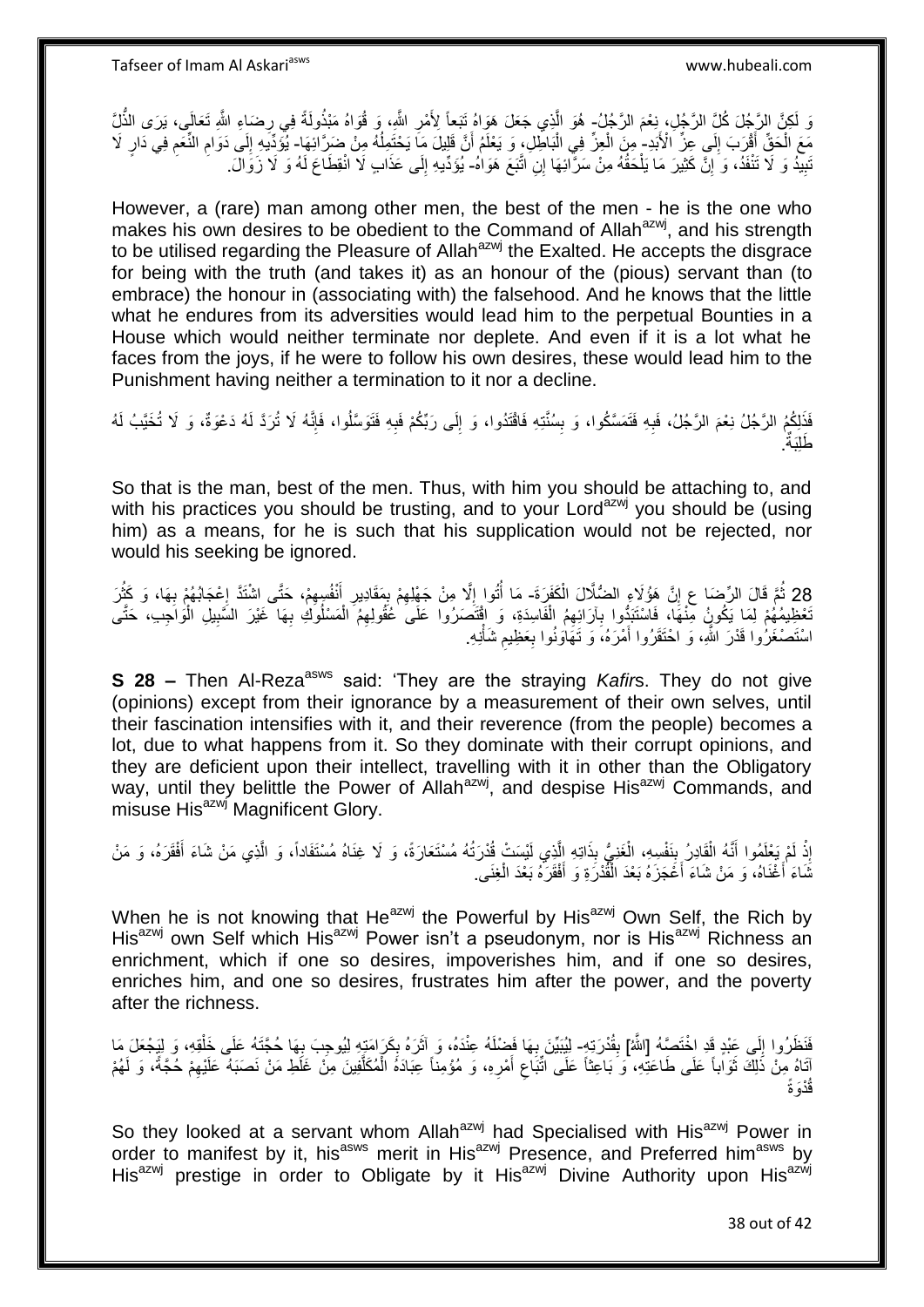وَ لَكِنَّ الرَّجُلَ كُلَّ الرَّجُلِ، نِعْمَ الرَّجُلُ- هُوَ الَّذِي جَعَلَ هَوَاهُ تَبَعاً لِأَمْرِ اللَّهِ، وَ قُوَاهُ مَبْذُولَةً فِي رِضَاءِ اللَّهِ تَعَالَى، يَرَى الذُّلَّ مَعَ الْحَقِّ أَقْرَبَ إِلَى عِزِّ الْأَبَدِ- مِنَ الْعِزِّ فِي الْبَاطِلِ، وَ يَعْلَمُ أَنَّ قَلِيلَ مَا يَحْتَمِلُهُ مِنْ ضَرَّائِهَا- يُؤَدِّيهِ إِلَى دَوَامِ النَّعِيمِ فِي دَارٍ لَا تَبِيدُ وَ لَا تَنْفَدُ، وَ إِنَّ كَثِيرَ مَا يَلْحَقُهُ مِنْ سَرَّائِهَا إِنِ اتَّبَعَ هَوَاهُ- يُؤَدِّيهِ إِلَى عَذَابٍ لَا انْقِطَاعَ لَهُ وَ لَا زَوَالَ.

However, a (rare) man among other men, the best of the men - he is the one who makes his own desires to be obedient to the Command of Allah[azwj], and his strength to be utilised regarding the Pleasure of Allah[azwj] the Exalted. He accepts the disgrace for being with the truth (and takes it) as an honour of the (pious) servant than (to embrace) the honour in (associating with) the falsehood. And he knows that the little what he endures from its adversities would lead him to the perpetual Bounties in a House which would neither terminate nor deplete. And even if it is a lot what he faces from the joys, if he were to follow his own desires, these would lead him to the Punishment having neither a termination to it nor a decline.

فَذَلِكُمُ الرَّجُلُ نِعْمَ الرَّجُلُ، فَبِهِ فَتَمَسَّكُوا، وَ بِسُنَّتِهِ فَاقْتَدُوا، وَ إِلَى رَبِّكُمْ فَبِهِ فَتَوَسَّلُوا، فَإِنَّهُ لَا تُرَدُّ لَهُ دَعْوَةٌ، وَ لَا تُخَيَّبُ لَهُ طَلِبَةٌ.

So that is the man, best of the men. Thus, with him you should be attaching to, and with his practices you should be trusting, and to your Lord[azwj] you should be (using him) as a means, for he is such that his supplication would not be rejected, nor would his seeking be ignored.

28 ثُمَّ قَالَ الرِّضَا ع إِنَّ هَؤُلَاءِ الضُّلَّالَ الْكَفَرَةَ- مَا أُتُوا إِلَّا مِنْ جَهْلِهِمْ بِمَقَادِيرِ أَنْفُسِهِمْ، حَتَّى اشْتَدَّ إِعْجَابُهُمْ بِهَا، وَ كَثُرَ تَعْظِيمُهُمْ لِمَا يَكُونُ مِنْهَا، فَاسْتَبَدُّوا بِآرَائِهِمُ الْفَاسِدَةِ، وَ اقْتَصَرُوا عَلَى عُقُولِهِمُ الْمَسْلُوكِ بِهَا غَيْرَ السَّبِيلِ الْوَاجِبِ، حَتَّى اسْتَصْغَرُوا قَدْرَ اللَّهِ، وَ احْتَقَرُوا أَمْرَهُ، وَ تَهَاوَنُوا بِعَظِيمِ شَأْنِهِ.

**S 28 –** Then Al-Reza[asws] said: 'They are the straying *Kafir*s. They do not give (opinions) except from their ignorance by a measurement of their own selves, until their fascination intensifies with it, and their reverence (from the people) becomes a lot, due to what happens from it. So they dominate with their corrupt opinions, and they are deficient upon their intellect, travelling with it in other than the Obligatory way, until they belittle the Power of Allah[azwj], and despise His[azwj] Commands, and misuse His[azwj] Magnificent Glory.

إِذْ لَمْ يَعْلَمُوا أَنَّهُ الْقَادِرُ بِنَفْسِهِ، الْغَنِيُّ بِذَاتِهِ الَّذِي لَيْسَتْ قُدْرَتُهُ مُسْتَعَارَةً، وَ لَا غِنَاهُ مُسْتَفَاداً، وَ الَّذِي مَنْ شَاءَ أَفْقَرَهُ، وَ مَنْ شَاءَ أَغْنَاهُ، وَ مَنْ شَاءَ أَعْجَزَهُ بَعْدَ الْقُدْرَةِ وَ أَفْقَرَهُ بَعْدَ الْغِنَى.

When he is not knowing that He[azwj] the Powerful by His[azwj] Own Self, the Rich by His[azwj] own Self which His[azwj] Power isn't a pseudonym, nor is His[azwj] Richness an enrichment, which if one so desires, impoverishes him, and if one so desires, enriches him, and one so desires, frustrates him after the power, and the poverty after the richness.

فَنَظَرُوا إِلَى عَبْدٍ قَدِ اخْتَصَّهُ [اللَّهُ] بِقُدْرَتِهِ- لِيُبَيِّنَ بِهَا فَضْلَهُ عِنْدَهُ، وَ آثَرَهُ بِكَرَامَتِهِ لِيُوجِبَ بِهَا حُجَّتَهُ عَلَى خَلْقِهِ، وَ لِيَجْعَلَ مَا آتَاهُ مِنْ ذَلِكَ ثَوَاباً عَلَى طَاعَتِهِ، وَ بَاعِثاً عَلَى اتِّبَاعِ أَمْرِهِ، وَ مُؤْمِناً عِبَادَهُ الْمُكَلَّفِينَ مِنْ غَلَطِ مَنْ نَصَبَهُ عَلَيْهِمْ حُجَّةً، وَ لَهُمْ قُدْوَةً

So they looked at a servant whom Allah[azwj] had Specialised with His[azwj] Power in order to manifest by it, his[asws] merit in His[azwj] Presence, and Preferred him[asws] by His[azwj] prestige in order to Obligate by it His[azwj] Divine Authority upon His[azwj]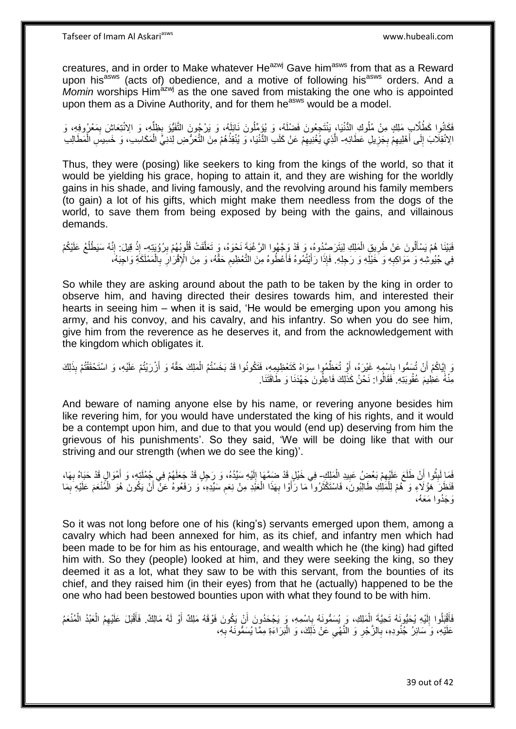creatures, and in order to Make whatever He[azwj] Gave him[asws] from that as a Reward upon his[asws] (acts of) obedience, and a motive of following his[asws] orders. And a *Momin* worships Him[azwj] as the one saved from mistaking the one who is appointed upon them as a Divine Authority, and for them he[asws] would be a model.

فَكَانُوا كَطُلَّابِ مَلِكٍ مِنْ مُلُوكِ الدُّنْيَا، يَنْتَجِعُونَ فَضْلَهُ، وَ يُؤَمِّلُونَ نَائِلَهُ، وَ يَرْجُونَ التَّفَيُّؤَ بِظِلِّهِ، وَ الِانْتِعَاشَ بِمَعْرُوفِهِ، وَ الِانْقِلَابَ إِلَى أَهْلِيهِمْ بِجَزِيلِ عَطَائِهِ- الَّذِي يُغْنِيهِمْ عَنْ كَلَبِ الدُّنْيَا، وَ يُنْقِذُهُمْ مِنَ التَّعَرُّضِ لِدَنِيِّ الْمَكَاسِبِ، وَ خَسِيسِ الْمَطَالِبِ

Thus, they were (posing) like seekers to king from the kings of the world, so that it would be yielding his grace, hoping to attain it, and they are wishing for the worldly gains in his shade, and living famously, and the revolving around his family members (to gain) a lot of his gifts, which might make them needless from the dogs of the world, to save them from being exposed by being with the gains, and villainous demands.

فَبَيْنَا هُمْ يَسْأَلُونَ عَنْ طَرِيقِ الْمَلِكِ لِيَتَرَصَّدُوهُ، وَ قَدْ وَجَّهُوا الرَّغْبَةَ نَحْوَهُ، وَ تَعَلَّقَتْ قُلُوبُهُمْ بِرُؤْيَتِهِ- إِذْ قِيلَ: إِنَّهُ سَيَطْلُعُ عَلَيْكُمْ فِي جُيُوشِهِ وَ مَوَاكِبِهِ وَ خَيْلِهِ وَ رَجِلِهِ. فَإِذَا رَأَيْتُمُوهُ فَأَعْطُوهُ مِنَ التَّعْظِيمِ حَقَّهُ، وَ مِنَ الْإِقْرَارِ بِالْمَمْلَكَةِ وَاجِبَهُ،

So while they are asking around about the path to be taken by the king in order to observe him, and having directed their desires towards him, and interested their hearts in seeing him – when it is said, 'He would be emerging upon you among his army, and his convoy, and his cavalry, and his infantry. So when you do see him, give him from the reverence as he deserves it, and from the acknowledgement with the kingdom which obligates it.

وَ إِيَّاكُمْ أَنْ تُسَمُّوا بِاسْمِهِ غَيْرَهُ، أَوْ تُعَظِّمُوا سِوَاهُ كَتَعْظِيمِهِ، فَتَكُونُوا قَدْ بَخَسْتُمُ الْمَلِكَ حَقَّهُ وَ أَزْرَيْتُمْ عَلَيْهِ، وَ اسْتَحْقَقْتُمْ بِذَلِكَ مِنْهُ عَظِيمَ عُقُوبَتِهِ. فَقَالُوا: نَحْنُ كَذَلِكَ فَاعِلُونَ جَهْدَنَا وَ طَاقَتَنَا.

And beware of naming anyone else by his name, or revering anyone besides him like revering him, for you would have understated the king of his rights, and it would be a contempt upon him, and due to that you would (end up) deserving from him the grievous of his punishments'. So they said, 'We will be doing like that with our striving and our strength (when we do see the king)'.

فَمَا لَبِثُوا أَنْ طَلَعَ عَلَيْهِمْ بَعْضُ عَبِيدِ الْمَلِكِ- فِي خَيْلٍ قَدْ ضَمَّهَا إِلَيْهِ سَيِّدُهُ، وَ رَجِلٍ قَدْ جَعَلَهُمْ فِي جُمْلَتِهِ، وَ أَمْوَالٍ قَدْ حَبَاهُ بِهَا، فَنَظَرَ هَؤُلَاءِ وَ هُمْ لِلْمَلِكِ طَالِبُونَ، فَاسْتَكْثَرُوا مَا رَأَوْا بِهَذَا الْعَبْدِ مِنْ نِعَمِ سَيِّدِهِ، وَ رَفَعُوهُ عَنْ أَنْ يَكُونَ هُوَ الْمُنْعَمَ عَلَيْهِ بِمَا وَجَدُوا مَعَهُ،

So it was not long before one of his (king's) servants emerged upon them, among a cavalry which had been annexed for him, as its chief, and infantry men which had been made to be for him as his entourage, and wealth which he (the king) had gifted him with. So they (people) looked at him, and they were seeking the king, so they deemed it as a lot, what they saw to be with this servant, from the bounties of its chief, and they raised him (in their eyes) from that he (actually) happened to be the one who had been bestowed bounties upon with what they found to be with him.

فَأَقْبَلُوا إِلَيْهِ يُحَيُّونَهُ تَحِيَّةَ الْمَلِكِ، وَ يُسَمُّونَهُ بِاسْمِهِ، وَ يَجْحَدُونَ أَنْ يَكُونَ فَوْقَهُ مَلِكٌ أَوْ لَهُ مَالِكٌ. فَأَقْبَلَ عَلَيْهِمُ الْعَبْدُ الْمُنْعَمُ عَلَيْهِ، وَ سَائِرُ جُنُودِهِ، بِالزَّجْرِ وَ النَّهْيِ عَنْ ذَلِكَ، وَ الْبَرَاءَةِ مِمَّا يُسَمُّونَهُ بِهِ،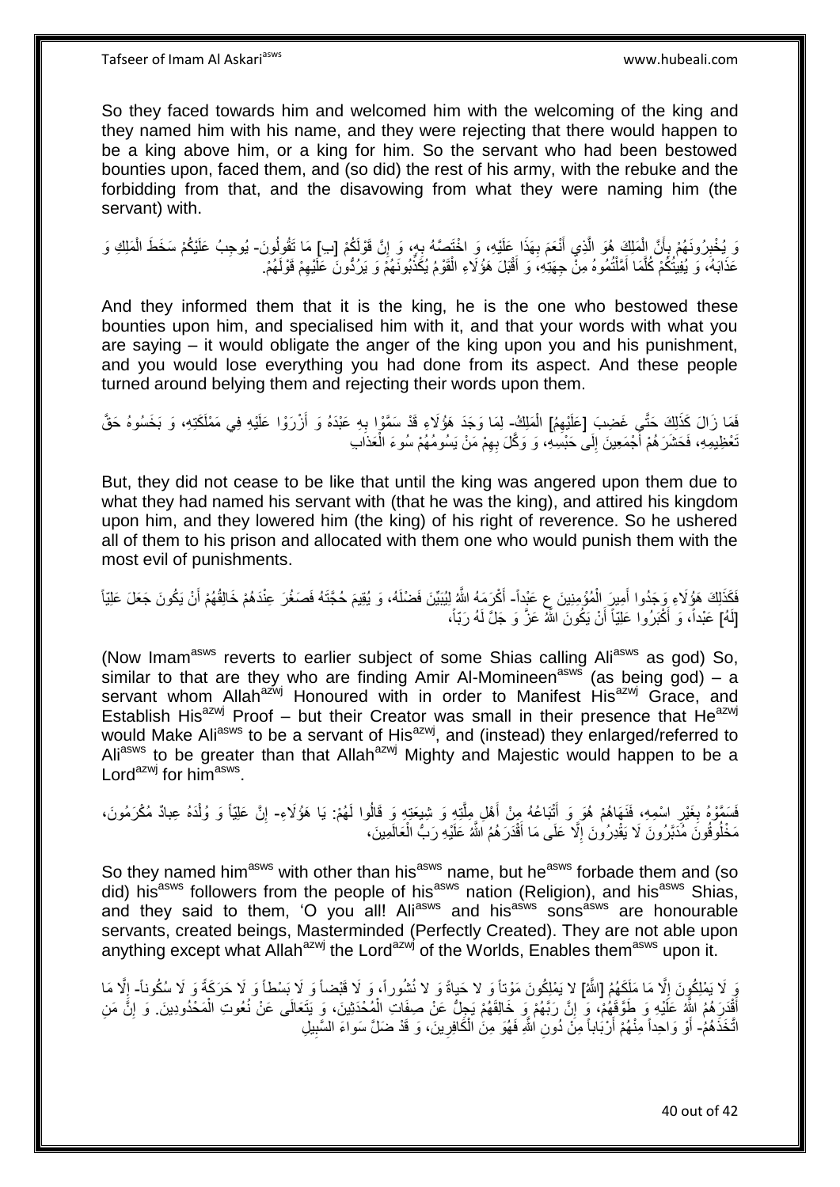So they faced towards him and welcomed him with the welcoming of the king and they named him with his name, and they were rejecting that there would happen to be a king above him, or a king for him. So the servant who had been bestowed bounties upon, faced them, and (so did) the rest of his army, with the rebuke and the forbidding from that, and the disavowing from what they were naming him (the servant) with.

وَ يُخْبِرُونَهُمْ بِأَنَّ الْمَلِكَ هُوَ الَّذِي أَنْعَمَ بِهَذَا عَلَيْهِ، وَ اخْتَصَّهُ بِهِ، وَ إِنَّ قَوْلَكُمْ [ب] مَا تَقُولُونَ- يُوجِبُ عَلَيْكُمْ سَخَطَ الْمَلِكِ وَ عَذَابَهُ، وَ يُفِيتُكُمْ كُلَّمَا أَمَّلْتُمُوهُ مِنْ جِهَتِهِ، وَ أَقْبَلَ هَؤُلَاءِ الْقَوْمُ يُكَذِّبُونَهُمْ وَ يَرُدُّونَ عَلَيْهِمْ قَوْلَهُمْ.

And they informed them that it is the king, he is the one who bestowed these bounties upon him, and specialised him with it, and that your words with what you are saying – it would obligate the anger of the king upon you and his punishment, and you would lose everything you had done from its aspect. And these people turned around belying them and rejecting their words upon them.

فَمَا زَالَ كَذَلِكَ حَتَّى غَضِبَ [عَلَيْهِمُ] الْمَلِكُ- لِمَا وَجَدَ هَؤُلَاءِ قَدْ سَمَّوْا بِهِ عَبْدَهُ وَ أَزْرَوْا عَلَيْهِ فِي مَمْلَكَتِهِ، وَ بَخَسُوهُ حَقَّ تَعْظِيمِهِ، فَحَشَرَهُمْ أَجْمَعِينَ إِلَى حَبْسِهِ، وَ وَكَّلَ بِهِمْ مَنْ يَسُومُهُمْ سُوءَ الْعَذَابِ

But, they did not cease to be like that until the king was angered upon them due to what they had named his servant with (that he was the king), and attired his kingdom upon him, and they lowered him (the king) of his right of reverence. So he ushered all of them to his prison and allocated with them one who would punish them with the most evil of punishments.

فَكَذَلِكَ هَؤُلَاءِ وَجَدُوا أَمِيرَ الْمُؤْمِنِينَ ع عَبْداً- أَكْرَمَهُ اللَّهُ لِيُبَيِّنَ فَضْلَهُ، وَ يُقِيمَ حُجَّتَهُ فَصَغُرَ عِنْدَهُمْ خَالِقُهُمْ أَنْ يَكُونَ جَعَلَ عَلِيّاً [لَهُ] عَبْداً، وَ أَكْبَرُوا عَلِيّاً أَنْ يَكُونَ اللَّهُ عَزَّ وَ جَلَّ لَهُ رَبّاً،

(Now Imam[asws] reverts to earlier subject of some Shias calling Ali[asws] as god) So, similar to that are they who are finding Amir Al-Momineen[asws] (as being god) – a servant whom Allah[azwj] Honoured with in order to Manifest His[azwj] Grace, and Establish His[azwj] Proof – but their Creator was small in their presence that He[azwj] would Make Ali[asws] to be a servant of His[azwj], and (instead) they enlarged/referred to Ali[asws] to be greater than that Allah[azwj] Mighty and Majestic would happen to be a Lord[azwj] for him[asws].

فَسَمَّوْهُ بِغَيْرِ اسْمِهِ، فَنَهَاهُمْ هُوَ وَ أَتْبَاعُهُ مِنْ أَهْلِ مِلَّتِهِ وَ شِيعَتِهِ وَ قَالُوا لَهُمْ: يَا هَؤُلَاءِ- إِنَّ عَلِيّاً وَ وُلْدَهُ عِبَادٌ مُكْرَمُونَ، مَخْلُوقُونَ مُدَبَّرُونَ لَا يَقْدِرُونَ إِلَّا عَلَى مَا أَقْدَرَهُمُ اللَّهُ عَلَيْهِ رَبُّ الْعَالَمِينَ،

So they named him[asws] with other than his[asws] name, but he[asws] forbade them and (so did) his[asws] followers from the people of his[asws] nation (Religion), and his[asws] Shias, and they said to them, 'O you all! Ali[asws] and his[asws] sons[asws] are honourable servants, created beings, Masterminded (Perfectly Created). They are not able upon anything except what Allah[azwj] the Lord[azwj] of the Worlds, Enables them[asws] upon it.

وَ لَا يَمْلِكُونَ إِلَّا مَا مَلَّكَهُمُ [اللَّهُ] لَا يَمْلِكُونَ مَوْتاً وَ لَا حَيَاةً وَ لَا نُشُوراً، وَ لَا قَبْضاً وَ لَا بَسْطاً وَ لَا حَرَكَةً وَ لَا سُكُوناً- إِلَّا مَا أَقْدَرَهُمُ اللَّهُ عَلَيْهِ وَ طَوَّقَهُمْ، وَ إِنَّ رَبَّهُمْ وَ خَالِقَهُمْ يَجِلُّ عَنْ صِفَاتِ الْمُحْدَثِينَ، وَ يَتَعَالَى عَنْ نُعُوتِ الْمَحْدُودِينَ. وَ إِنَّ مَنِ اتَّخَذَهُمْ- أَوْ وَاحِداً مِنْهُمْ أَرْبَاباً مِنْ دُونِ اللَّهِ فَهُوَ مِنَ الْكَافِرِينَ، وَ قَدْ ضَلَّ سَوَاءَ السَّبِيلِ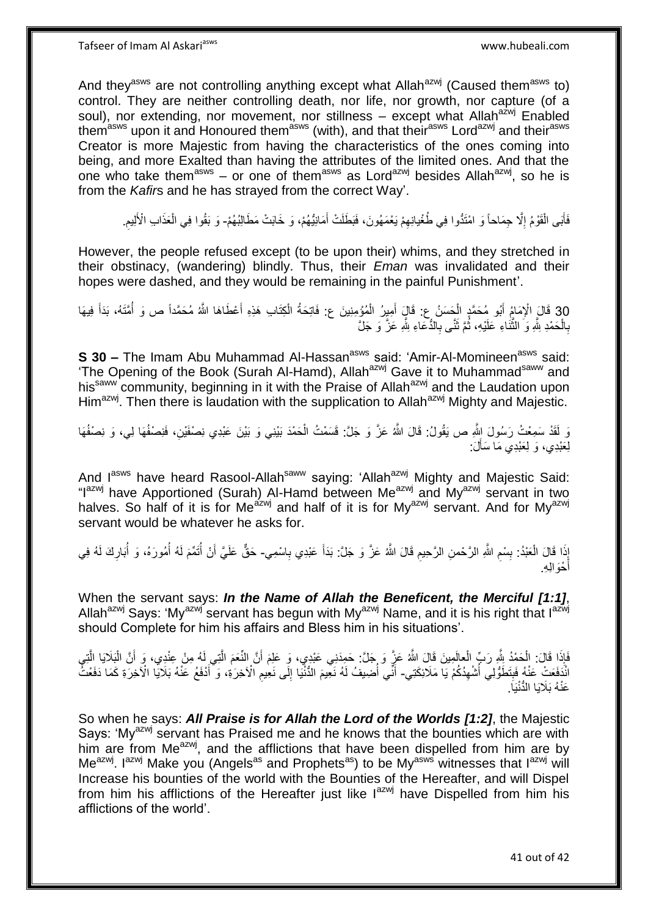And they[asws] are not controlling anything except what Allah[azwj] (Caused them[asws] to) control. They are neither controlling death, nor life, nor growth, nor capture (of a soul), nor extending, nor movement, nor stillness – except what Allah[azwj] Enabled them[asws] upon it and Honoured them[asws] (with), and that their[asws] Lord[azwj] and their[asws] Creator is more Majestic from having the characteristics of the ones coming into being, and more Exalted than having the attributes of the limited ones. And that the one who take them[asws] – or one of them[asws] as Lord[azwj] besides Allah[azwj], so he is from the *Kafir*s and he has strayed from the correct Way'.

فَأَبَى الْقَوْمُ إِلَّا جِمَاحاً وَ امْتَدُّوا فِي طُغْيَانِهِمْ يَعْمَهُونَ، فَبَطَلَتْ أَمَانِيُّهُمْ، وَ خَابَتْ مَطَالِبُهُمْ- وَ بَقُوا فِي الْعَذَابِ الْأَلِيمِ.

However, the people refused except (to be upon their) whims, and they stretched in their obstinacy, (wandering) blindly. Thus, their *Eman* was invalidated and their hopes were dashed, and they would be remaining in the painful Punishment'.

30 قَالَ الْإِمَامُ أَبُو مُحَمَّدٍ الْحَسَنُ ع: قَالَ أَمِيرُ الْمُؤْمِنِينَ ع: فَاتِحَةُ الْكِتَابِ هَذِهِ أَعْطَاهَا اللَّهُ مُحَمَّداً ص وَ أُمَّتَهُ، بَدَأَ فِيهَا بِالْحَمْدِ لِلَّهِ وَ الثَّنَاءِ عَلَيْهِ، ثُمَّ ثَنَّى بِالدُّعَاءِ لِلَّهِ عَزَّ وَ جَلَّ

**S 30 –** The Imam Abu Muhammad Al-Hassan[asws] said: 'Amir-Al-Momineen[asws] said: 'The Opening of the Book (Surah Al-Hamd), Allah[azwj] Gave it to Muhammad[saww] and his[saww] community, beginning in it with the Praise of Allah[azwj] and the Laudation upon Him[azwj]. Then there is laudation with the supplication to Allah[azwj] Mighty and Majestic.

وَ لَقَدْ سَمِعْتُ رَسُولَ اللَّهِ ص يَقُولُ: قَالَ اللَّهُ عَزَّ وَ جَلَّ: قَسَمْتُ الْحَمْدَ بَيْنِي وَ بَيْنَ عَبْدِي نِصْفَيْنِ، فَنِصْفُهَا لِي، وَ نِصْفُهَا لِعَبْدِي، وَ لِعَبْدِي مَا سَأَلَ:

And I[asws] have heard Rasool-Allah[saww] saying: 'Allah[azwj] Mighty and Majestic Said: "I[azwj] have Apportioned (Surah) Al-Hamd between Me[azwj] and My[azwj] servant in two halves. So half of it is for Me[azwj] and half of it is for My[azwj] servant. And for My[azwj] servant would be whatever he asks for.

إِذَا قَالَ الْعَبْدُ: بِسْمِ اللَّهِ الرَّحْمنِ الرَّحِيمِ قَالَ اللَّهُ عَزَّ وَ جَلَّ: بَدَأَ عَبْدِي بِاسْمِي- حَقٌّ عَلَيَّ أَنْ أُتَمِّمَ لَهُ أُمُورَهُ، وَ أُبَارِكَ لَهُ فِي أَحْوَالِهِ.

When the servant says: ***In the Name of Allah the Beneficent, the Merciful [1:1]***, Allah[azwj] Says: 'My[azwj] servant has begun with My[azwj] Name, and it is his right that I[azwj] should Complete for him his affairs and Bless him in his situations'.

فَإِذَا قَالَ: الْحَمْدُ لِلَّهِ رَبِّ الْعالَمِينَ قَالَ اللَّهُ عَزَّ وَ جَلَّ: حَمِدَنِي عَبْدِي، وَ عَلِمَ أَنَّ النِّعَمَ الَّتِي لَهُ مِنْ عِنْدِي، وَ أَنَّ الْبَلَايَا الَّتِي انْدَفَعَتْ عَنْهُ فَبِتَطَوُّلِي أُشْهِدُكُمْ يَا مَلَائِكَتِي- أَنِّي أُضِيفُ لَهُ نَعِيمَ الدُّنْيَا إِلَى نَعِيمِ الْآخِرَةِ، وَ أَدْفَعُ عَنْهُ بَلَايَا الْآخِرَةِ كَمَا دَفَعْتُ عَنْهُ بَلَايَا الدُّنْيَا.

So when he says: ***All Praise is for Allah the Lord of the Worlds [1:2]***, the Majestic Says: 'My[azwj] servant has Praised me and he knows that the bounties which are with him are from Me[azwj], and the afflictions that have been dispelled from him are by Me[azwj]. I[azwj] Make you (Angels[as] and Prophets[as]) to be My[asws] witnesses that I[azwj] will Increase his bounties of the world with the Bounties of the Hereafter, and will Dispel from him his afflictions of the Hereafter just like I[azwj] have Dispelled from him his afflictions of the world'.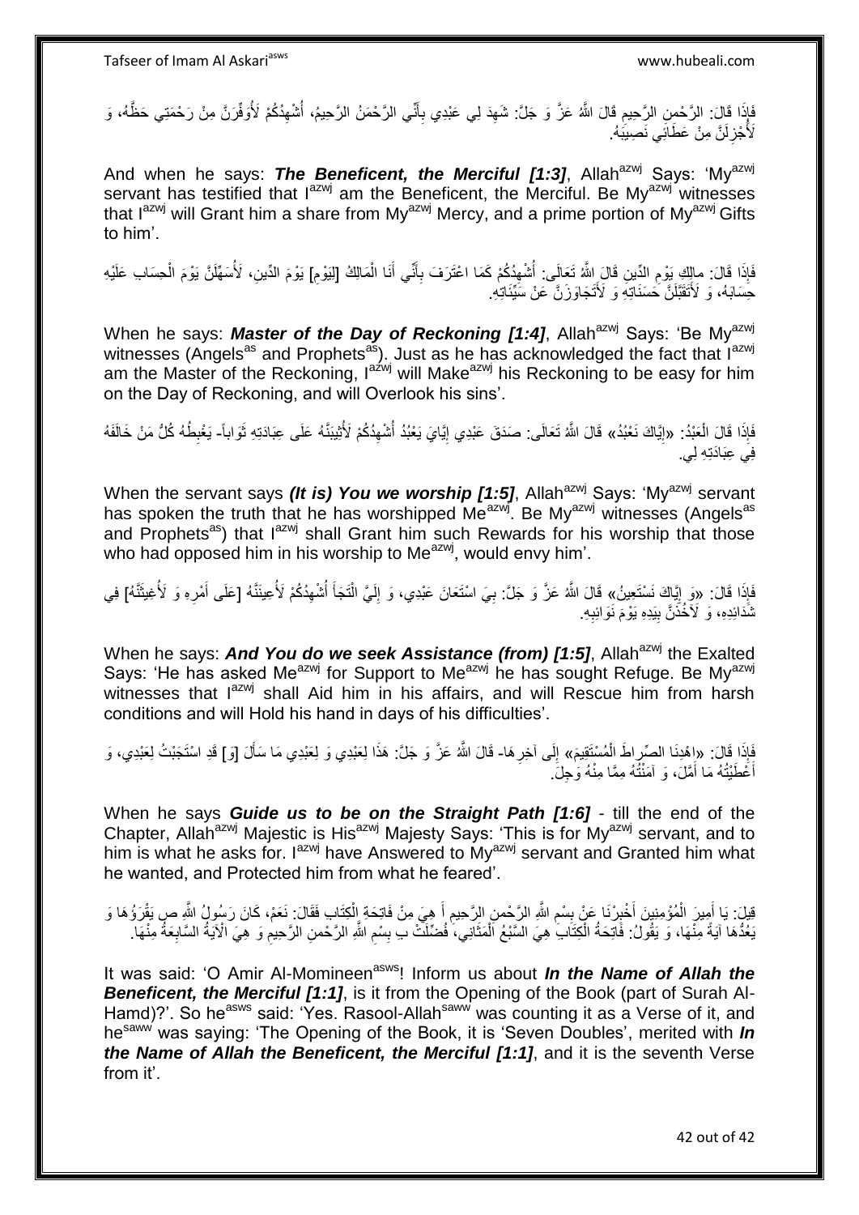فَإِذَا قَالَ: الرَّحْمنِ الرَّحِيمِ قَالَ اللَّهُ عَزَّ وَ جَلَّ: شَهِدَ لِي عَبْدِي بِأَنِّي الرَّحْمَنُ الرَّحِيمُ، أُشْهِدُكُمْ لَأُوَفِّرَنَّ مِنْ رَحْمَتِي حَظَّهُ، وَ لَأُجْزِلَنَّ مِنْ عَطَائِي نَصِيبَهُ.

And when he says: ***The Beneficent, the Merciful [1:3]***, Allah[azwj] Says: 'My[azwj] servant has testified that I[azwj] am the Beneficent, the Merciful. Be My[azwj] witnesses that I[azwj] will Grant him a share from My[azwj] Mercy, and a prime portion of My[azwj] Gifts to him'.

فَإِذَا قَالَ: مالِكِ يَوْمِ الدِّينِ قَالَ اللَّهُ تَعَالَى: أُشْهِدُكُمْ كَمَا اعْتَرَفَ بِأَنِّي أَنَا الْمَالِكُ [لِيَوْمِ] يَوْمَ الدِّينِ، لَأُسَهِّلَنَّ يَوْمَ الْحِسَابِ عَلَيْهِ حِسَابَهُ، وَ لَأَتَقَبَّلَنَّ حَسَنَاتِهِ وَ لَأَتَجَاوَزَنَّ عَنْ سَيِّئَاتِهِ.

When he says: ***Master of the Day of Reckoning [1:4]***, Allah[azwj] Says: 'Be My[azwj] witnesses (Angels[as] and Prophets[as]). Just as he has acknowledged the fact that I[azwj] am the Master of the Reckoning, I[azwj] will Make[azwj] his Reckoning to be easy for him on the Day of Reckoning, and will Overlook his sins'.

فَإِذَا قَالَ الْعَبْدُ: «إِيَّاكَ نَعْبُدُ» قَالَ اللَّهُ تَعَالَى: صَدَقَ عَبْدِي إِيَّايَ يَعْبُدُ أُشْهِدُكُمْ لَأُثِيبَنَّهُ عَلَى عِبَادَتِهِ ثَوَاباً- يَغْبِطُهُ كُلُّ مَنْ خَالَفَهُ فِي عِبَادَتِهِ لِي.

When the servant says ***(It is) You we worship [1:5]***, Allah[azwj] Says: 'My[azwj] servant has spoken the truth that he has worshipped Me[azwj]. Be My[azwj] witnesses (Angels[as] and Prophets[as]) that I[azwj] shall Grant him such Rewards for his worship that those who had opposed him in his worship to Me[azwj], would envy him'.

فَإِذَا قَالَ: «وَ إِيَّاكَ نَسْتَعِينُ» قَالَ اللَّهُ عَزَّ وَ جَلَّ: بِيَ اسْتَعَانَ عَبْدِي، وَ إِلَيَّ الْتَجَأَ أُشْهِدُكُمْ لَأُعِينَنَّهُ [عَلَى أَمْرِهِ وَ لَأُغِيثَنَّهُ] فِي شَدَائِدِهِ، وَ لَآخُذَنَّ بِيَدِهِ يَوْمَ نَوَائِبِهِ.

When he says: ***And You do we seek Assistance (from) [1:5]***, Allah[azwj] the Exalted Says: 'He has asked Me[azwj] for Support to Me[azwj] he has sought Refuge. Be My[azwj] witnesses that I[azwj] shall Aid him in his affairs, and will Rescue him from harsh conditions and will Hold his hand in days of his difficulties'.

فَإِذَا قَالَ: «اهْدِنَا الصِّراطَ الْمُسْتَقِيمَ» إِلَى آخِرِهَا- قَالَ اللَّهُ عَزَّ وَ جَلَّ: هَذَا لِعَبْدِي وَ لِعَبْدِي مَا سَأَلَ [وَ] قَدِ اسْتَجَبْتُ لِعَبْدِي، وَ أَعْطَيْتُهُ مَا أَمَّلَ، وَ آمَنْتُهُ مِمَّا مِنْهُ وَجِلَ.

When he says ***Guide us to be on the Straight Path [1:6]*** - till the end of the Chapter, Allah[azwj] Majestic is His[azwj] Majesty Says: 'This is for My[azwj] servant, and to him is what he asks for. I[azwj] have Answered to My[azwj] servant and Granted him what he wanted, and Protected him from what he feared'.

قِيلَ: يَا أَمِيرَ الْمُؤْمِنِينَ أَخْبِرْنَا عَنْ بِسْمِ اللَّهِ الرَّحْمنِ الرَّحِيمِ أَ هِيَ مِنْ فَاتِحَةِ الْكِتَابِ فَقَالَ: نَعَمْ، كَانَ رَسُولُ اللَّهِ ص يَقْرَؤُهَا وَ يَعُدُّهَا آيَةً مِنْهَا، وَ يَقُولُ: فَاتِحَةُ الْكِتَابِ هِيَ السَّبْعُ الْمَثَانِي، فُضِّلَتْ بِ بِسْمِ اللَّهِ الرَّحْمنِ الرَّحِيمِ وَ هِيَ الْآيَةُ السَّابِعَةُ مِنْهَا.

It was said: 'O Amir Al-Momineen[asws]! Inform us about ***In the Name of Allah the Beneficent, the Merciful [1:1]***, is it from the Opening of the Book (part of Surah Al-Hamd)?'. So he[asws] said: 'Yes. Rasool-Allah[saww] was counting it as a Verse of it, and he[saww] was saying: 'The Opening of the Book, it is 'Seven Doubles', merited with ***In the Name of Allah the Beneficent, the Merciful [1:1]***, and it is the seventh Verse from it'.